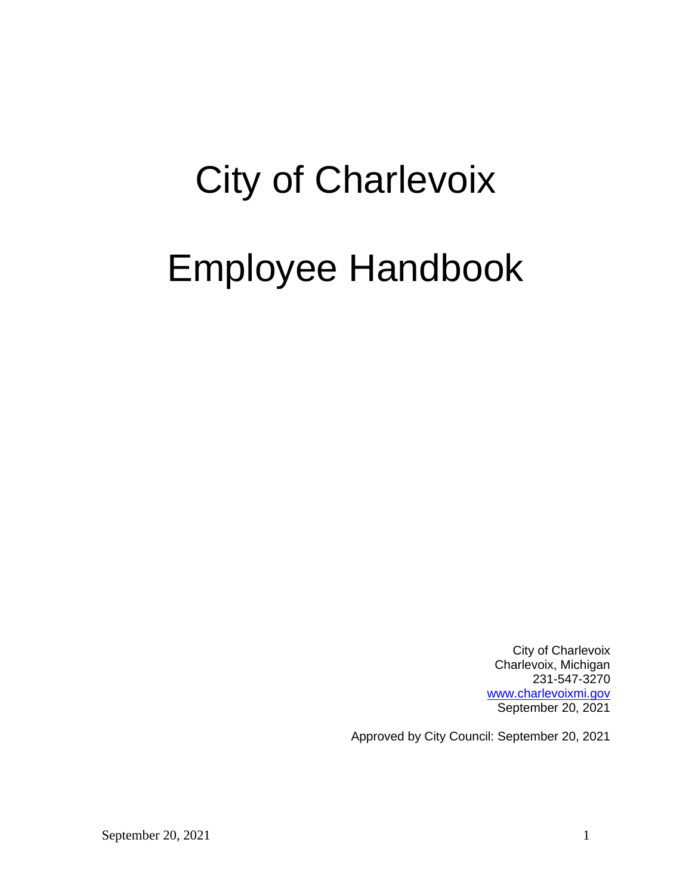# City of Charlevoix

# Employee Handbook

City of Charlevoix
Charlevoix, Michigan
231-547-3270
www.charlevoixmi.gov
September 20, 2021

Approved by City Council: September 20, 2021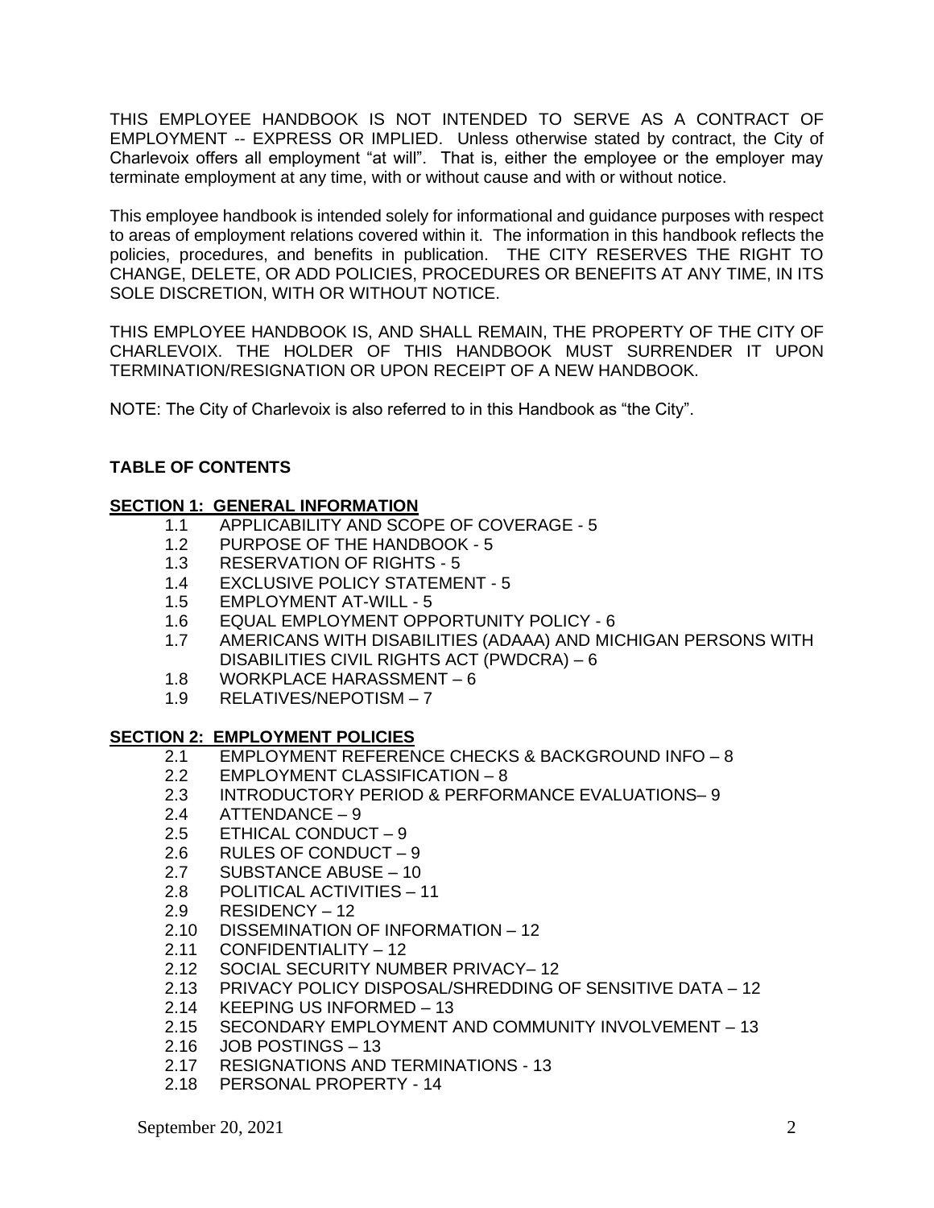THIS EMPLOYEE HANDBOOK IS NOT INTENDED TO SERVE AS A CONTRACT OF EMPLOYMENT -- EXPRESS OR IMPLIED. Unless otherwise stated by contract, the City of Charlevoix offers all employment "at will". That is, either the employee or the employer may terminate employment at any time, with or without cause and with or without notice.

This employee handbook is intended solely for informational and guidance purposes with respect to areas of employment relations covered within it. The information in this handbook reflects the policies, procedures, and benefits in publication. THE CITY RESERVES THE RIGHT TO CHANGE, DELETE, OR ADD POLICIES, PROCEDURES OR BENEFITS AT ANY TIME, IN ITS SOLE DISCRETION, WITH OR WITHOUT NOTICE.

THIS EMPLOYEE HANDBOOK IS, AND SHALL REMAIN, THE PROPERTY OF THE CITY OF CHARLEVOIX. THE HOLDER OF THIS HANDBOOK MUST SURRENDER IT UPON TERMINATION/RESIGNATION OR UPON RECEIPT OF A NEW HANDBOOK.

NOTE: The City of Charlevoix is also referred to in this Handbook as "the City".

**TABLE OF CONTENTS**

**SECTION 1: GENERAL INFORMATION**

- 1.1 APPLICABILITY AND SCOPE OF COVERAGE - 5
- 1.2 PURPOSE OF THE HANDBOOK - 5
- 1.3 RESERVATION OF RIGHTS - 5
- 1.4 EXCLUSIVE POLICY STATEMENT - 5
- 1.5 EMPLOYMENT AT-WILL - 5
- 1.6 EQUAL EMPLOYMENT OPPORTUNITY POLICY - 6
- 1.7 AMERICANS WITH DISABILITIES (ADAAA) AND MICHIGAN PERSONS WITH DISABILITIES CIVIL RIGHTS ACT (PWDCRA) – 6
- 1.8 WORKPLACE HARASSMENT – 6
- 1.9 RELATIVES/NEPOTISM – 7

**SECTION 2: EMPLOYMENT POLICIES**

- 2.1 EMPLOYMENT REFERENCE CHECKS & BACKGROUND INFO – 8
- 2.2 EMPLOYMENT CLASSIFICATION – 8
- 2.3 INTRODUCTORY PERIOD & PERFORMANCE EVALUATIONS– 9
- 2.4 ATTENDANCE – 9
- 2.5 ETHICAL CONDUCT – 9
- 2.6 RULES OF CONDUCT – 9
- 2.7 SUBSTANCE ABUSE – 10
- 2.8 POLITICAL ACTIVITIES – 11
- 2.9 RESIDENCY – 12
- 2.10 DISSEMINATION OF INFORMATION – 12
- 2.11 CONFIDENTIALITY – 12
- 2.12 SOCIAL SECURITY NUMBER PRIVACY– 12
- 2.13 PRIVACY POLICY DISPOSAL/SHREDDING OF SENSITIVE DATA – 12
- 2.14 KEEPING US INFORMED – 13
- 2.15 SECONDARY EMPLOYMENT AND COMMUNITY INVOLVEMENT – 13
- 2.16 JOB POSTINGS – 13
- 2.17 RESIGNATIONS AND TERMINATIONS - 13
- 2.18 PERSONAL PROPERTY - 14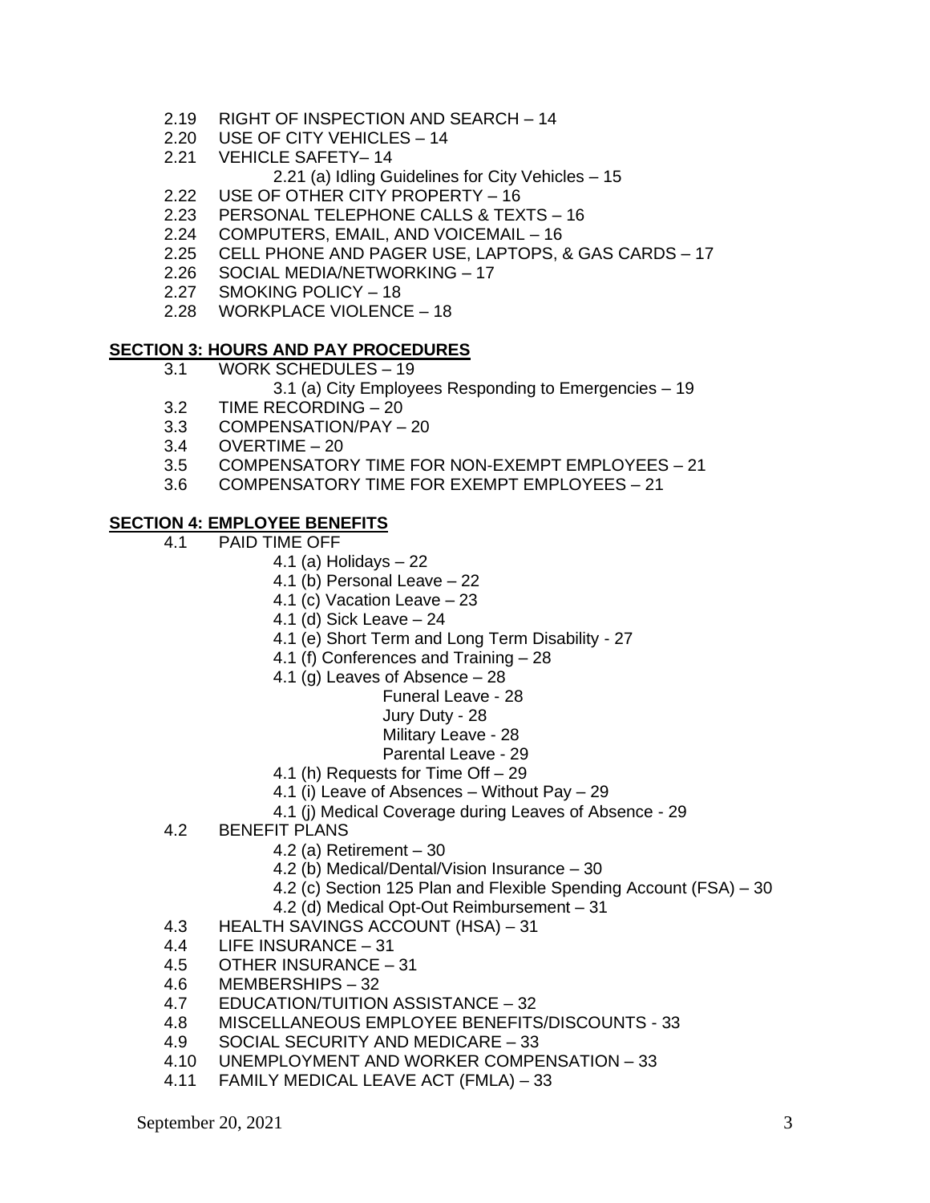- 2.19 RIGHT OF INSPECTION AND SEARCH – 14
- 2.20 USE OF CITY VEHICLES – 14
- 2.21 VEHICLE SAFETY– 14
  - 2.21 (a) Idling Guidelines for City Vehicles – 15
- 2.22 USE OF OTHER CITY PROPERTY – 16
- 2.23 PERSONAL TELEPHONE CALLS & TEXTS – 16
- 2.24 COMPUTERS, EMAIL, AND VOICEMAIL – 16
- 2.25 CELL PHONE AND PAGER USE, LAPTOPS, & GAS CARDS – 17
- 2.26 SOCIAL MEDIA/NETWORKING – 17
- 2.27 SMOKING POLICY – 18
- 2.28 WORKPLACE VIOLENCE – 18

**SECTION 3: HOURS AND PAY PROCEDURES**

- 3.1 WORK SCHEDULES – 19
  - 3.1 (a) City Employees Responding to Emergencies – 19
- 3.2 TIME RECORDING – 20
- 3.3 COMPENSATION/PAY – 20
- 3.4 OVERTIME – 20
- 3.5 COMPENSATORY TIME FOR NON-EXEMPT EMPLOYEES – 21
- 3.6 COMPENSATORY TIME FOR EXEMPT EMPLOYEES – 21

**SECTION 4: EMPLOYEE BENEFITS**

- 4.1 PAID TIME OFF
  - 4.1 (a) Holidays – 22
  - 4.1 (b) Personal Leave – 22
  - 4.1 (c) Vacation Leave – 23
  - 4.1 (d) Sick Leave – 24
  - 4.1 (e) Short Term and Long Term Disability - 27
  - 4.1 (f) Conferences and Training – 28
  - 4.1 (g) Leaves of Absence – 28
    - Funeral Leave - 28
    - Jury Duty - 28
    - Military Leave - 28
    - Parental Leave - 29
  - 4.1 (h) Requests for Time Off – 29
  - 4.1 (i) Leave of Absences – Without Pay – 29
  - 4.1 (j) Medical Coverage during Leaves of Absence - 29
- 4.2 BENEFIT PLANS
  - 4.2 (a) Retirement – 30
  - 4.2 (b) Medical/Dental/Vision Insurance – 30
  - 4.2 (c) Section 125 Plan and Flexible Spending Account (FSA) – 30
  - 4.2 (d) Medical Opt-Out Reimbursement – 31
- 4.3 HEALTH SAVINGS ACCOUNT (HSA) – 31
- 4.4 LIFE INSURANCE – 31
- 4.5 OTHER INSURANCE – 31
- 4.6 MEMBERSHIPS – 32
- 4.7 EDUCATION/TUITION ASSISTANCE – 32
- 4.8 MISCELLANEOUS EMPLOYEE BENEFITS/DISCOUNTS - 33
- 4.9 SOCIAL SECURITY AND MEDICARE – 33
- 4.10 UNEMPLOYMENT AND WORKER COMPENSATION – 33
- 4.11 FAMILY MEDICAL LEAVE ACT (FMLA) – 33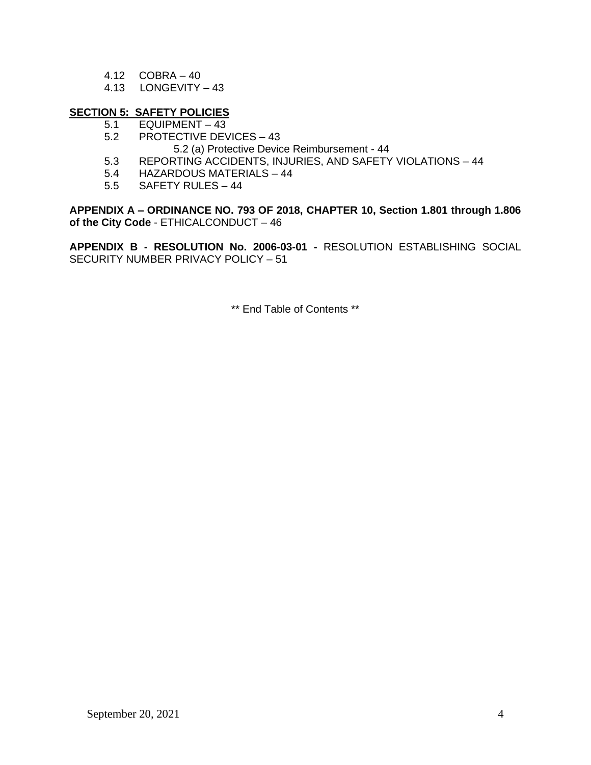4.12 COBRA – 40
4.13 LONGEVITY – 43

**SECTION 5: SAFETY POLICIES**

5.1 EQUIPMENT – 43
5.2 PROTECTIVE DEVICES – 43
 5.2 (a) Protective Device Reimbursement - 44
5.3 REPORTING ACCIDENTS, INJURIES, AND SAFETY VIOLATIONS – 44
5.4 HAZARDOUS MATERIALS – 44
5.5 SAFETY RULES – 44

**APPENDIX A – ORDINANCE NO. 793 OF 2018, CHAPTER 10, Section 1.801 through 1.806 of the City Code** - ETHICALCONDUCT – 46

**APPENDIX B - RESOLUTION No. 2006-03-01 -** RESOLUTION ESTABLISHING SOCIAL SECURITY NUMBER PRIVACY POLICY – 51

** End Table of Contents **

September 20, 2021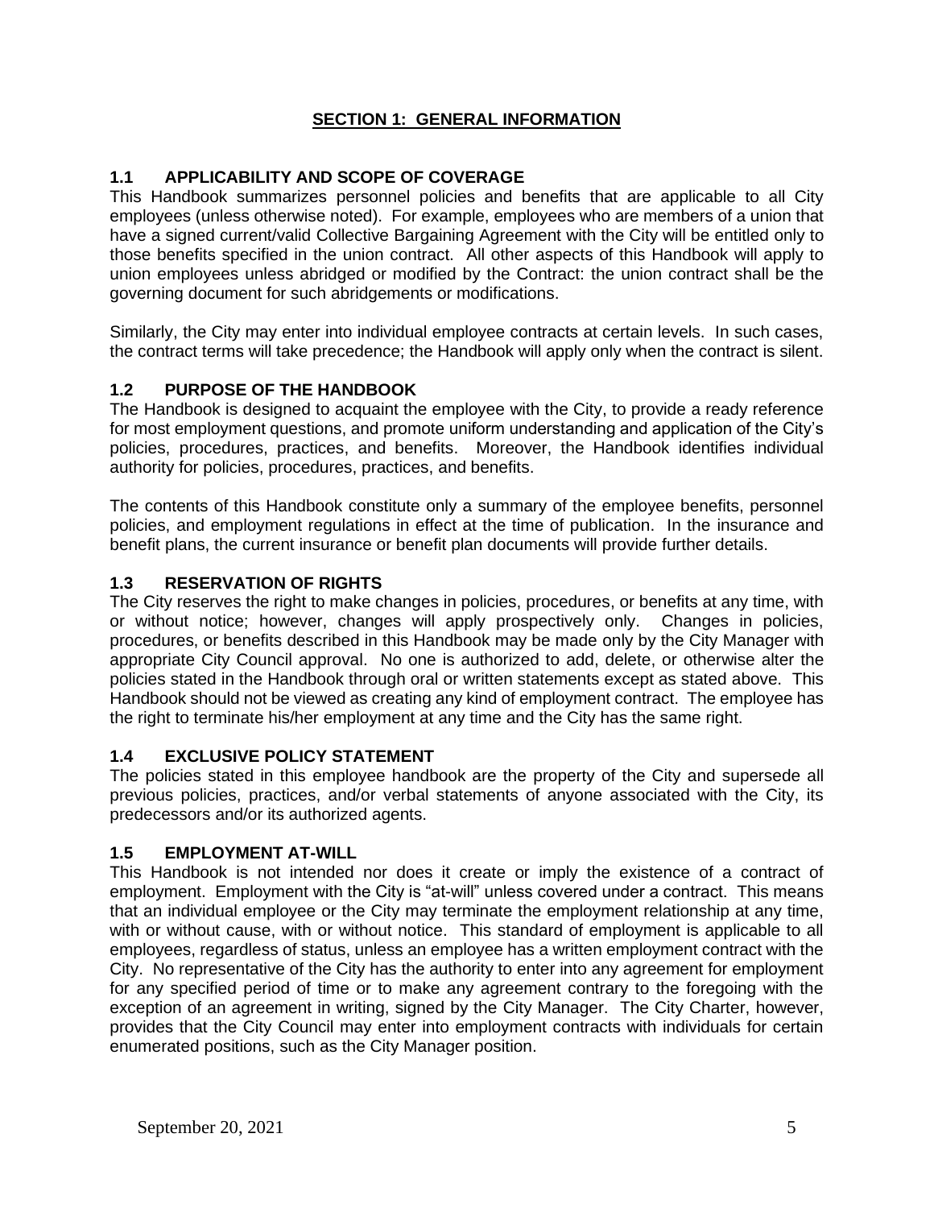## SECTION 1: GENERAL INFORMATION

### 1.1 APPLICABILITY AND SCOPE OF COVERAGE

This Handbook summarizes personnel policies and benefits that are applicable to all City employees (unless otherwise noted). For example, employees who are members of a union that have a signed current/valid Collective Bargaining Agreement with the City will be entitled only to those benefits specified in the union contract. All other aspects of this Handbook will apply to union employees unless abridged or modified by the Contract: the union contract shall be the governing document for such abridgements or modifications.

Similarly, the City may enter into individual employee contracts at certain levels. In such cases, the contract terms will take precedence; the Handbook will apply only when the contract is silent.

### 1.2 PURPOSE OF THE HANDBOOK

The Handbook is designed to acquaint the employee with the City, to provide a ready reference for most employment questions, and promote uniform understanding and application of the City's policies, procedures, practices, and benefits. Moreover, the Handbook identifies individual authority for policies, procedures, practices, and benefits.

The contents of this Handbook constitute only a summary of the employee benefits, personnel policies, and employment regulations in effect at the time of publication. In the insurance and benefit plans, the current insurance or benefit plan documents will provide further details.

### 1.3 RESERVATION OF RIGHTS

The City reserves the right to make changes in policies, procedures, or benefits at any time, with or without notice; however, changes will apply prospectively only. Changes in policies, procedures, or benefits described in this Handbook may be made only by the City Manager with appropriate City Council approval. No one is authorized to add, delete, or otherwise alter the policies stated in the Handbook through oral or written statements except as stated above. This Handbook should not be viewed as creating any kind of employment contract. The employee has the right to terminate his/her employment at any time and the City has the same right.

### 1.4 EXCLUSIVE POLICY STATEMENT

The policies stated in this employee handbook are the property of the City and supersede all previous policies, practices, and/or verbal statements of anyone associated with the City, its predecessors and/or its authorized agents.

### 1.5 EMPLOYMENT AT-WILL

This Handbook is not intended nor does it create or imply the existence of a contract of employment. Employment with the City is "at-will" unless covered under a contract. This means that an individual employee or the City may terminate the employment relationship at any time, with or without cause, with or without notice. This standard of employment is applicable to all employees, regardless of status, unless an employee has a written employment contract with the City. No representative of the City has the authority to enter into any agreement for employment for any specified period of time or to make any agreement contrary to the foregoing with the exception of an agreement in writing, signed by the City Manager. The City Charter, however, provides that the City Council may enter into employment contracts with individuals for certain enumerated positions, such as the City Manager position.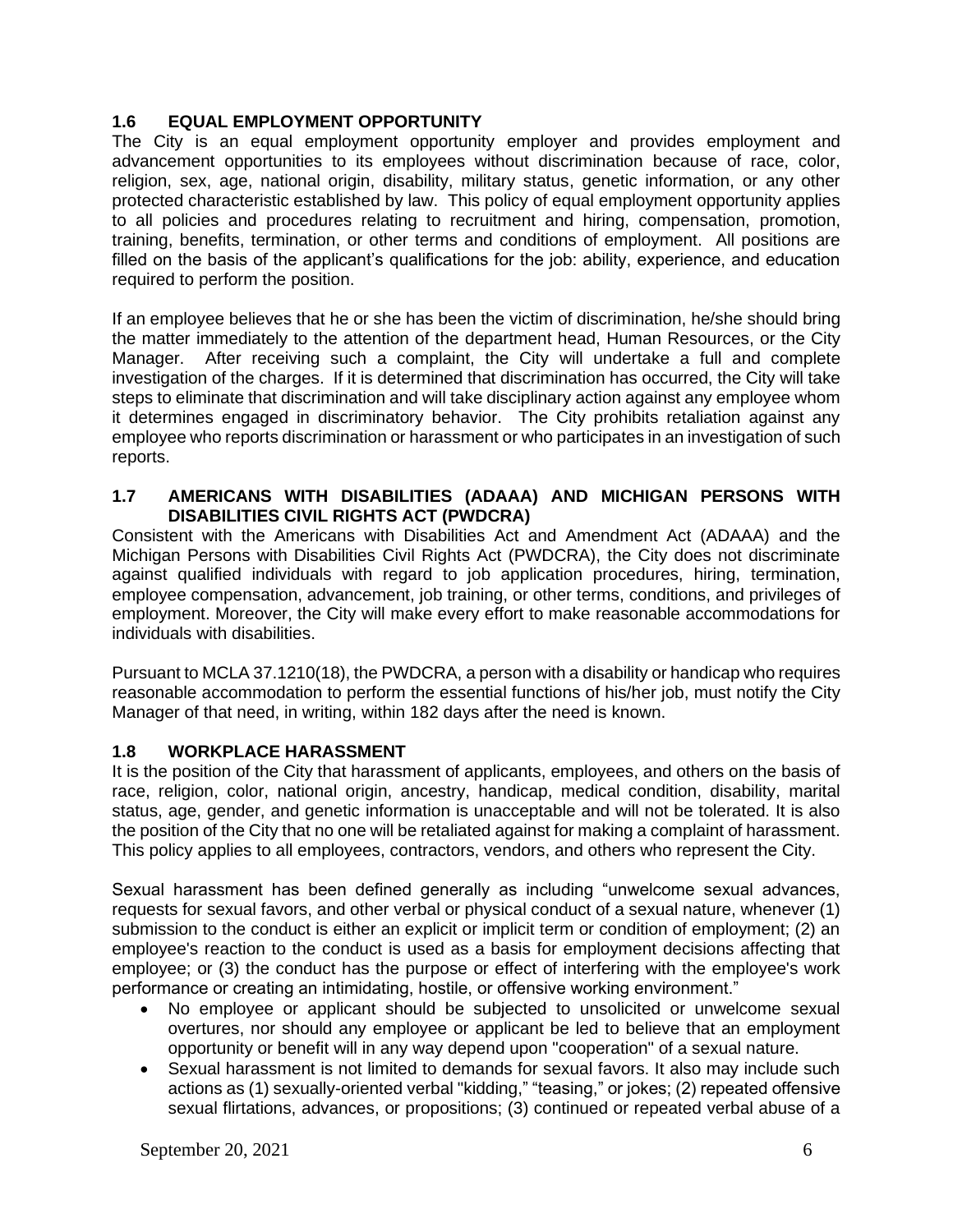## 1.6 EQUAL EMPLOYMENT OPPORTUNITY

The City is an equal employment opportunity employer and provides employment and advancement opportunities to its employees without discrimination because of race, color, religion, sex, age, national origin, disability, military status, genetic information, or any other protected characteristic established by law. This policy of equal employment opportunity applies to all policies and procedures relating to recruitment and hiring, compensation, promotion, training, benefits, termination, or other terms and conditions of employment. All positions are filled on the basis of the applicant's qualifications for the job: ability, experience, and education required to perform the position.

If an employee believes that he or she has been the victim of discrimination, he/she should bring the matter immediately to the attention of the department head, Human Resources, or the City Manager. After receiving such a complaint, the City will undertake a full and complete investigation of the charges. If it is determined that discrimination has occurred, the City will take steps to eliminate that discrimination and will take disciplinary action against any employee whom it determines engaged in discriminatory behavior. The City prohibits retaliation against any employee who reports discrimination or harassment or who participates in an investigation of such reports.

## 1.7 AMERICANS WITH DISABILITIES (ADAAA) AND MICHIGAN PERSONS WITH DISABILITIES CIVIL RIGHTS ACT (PWDCRA)

Consistent with the Americans with Disabilities Act and Amendment Act (ADAAA) and the Michigan Persons with Disabilities Civil Rights Act (PWDCRA), the City does not discriminate against qualified individuals with regard to job application procedures, hiring, termination, employee compensation, advancement, job training, or other terms, conditions, and privileges of employment. Moreover, the City will make every effort to make reasonable accommodations for individuals with disabilities.

Pursuant to MCLA 37.1210(18), the PWDCRA, a person with a disability or handicap who requires reasonable accommodation to perform the essential functions of his/her job, must notify the City Manager of that need, in writing, within 182 days after the need is known.

## 1.8 WORKPLACE HARASSMENT

It is the position of the City that harassment of applicants, employees, and others on the basis of race, religion, color, national origin, ancestry, handicap, medical condition, disability, marital status, age, gender, and genetic information is unacceptable and will not be tolerated. It is also the position of the City that no one will be retaliated against for making a complaint of harassment. This policy applies to all employees, contractors, vendors, and others who represent the City.

Sexual harassment has been defined generally as including "unwelcome sexual advances, requests for sexual favors, and other verbal or physical conduct of a sexual nature, whenever (1) submission to the conduct is either an explicit or implicit term or condition of employment; (2) an employee's reaction to the conduct is used as a basis for employment decisions affecting that employee; or (3) the conduct has the purpose or effect of interfering with the employee's work performance or creating an intimidating, hostile, or offensive working environment."

- No employee or applicant should be subjected to unsolicited or unwelcome sexual overtures, nor should any employee or applicant be led to believe that an employment opportunity or benefit will in any way depend upon "cooperation" of a sexual nature.
- Sexual harassment is not limited to demands for sexual favors. It also may include such actions as (1) sexually-oriented verbal "kidding," "teasing," or jokes; (2) repeated offensive sexual flirtations, advances, or propositions; (3) continued or repeated verbal abuse of a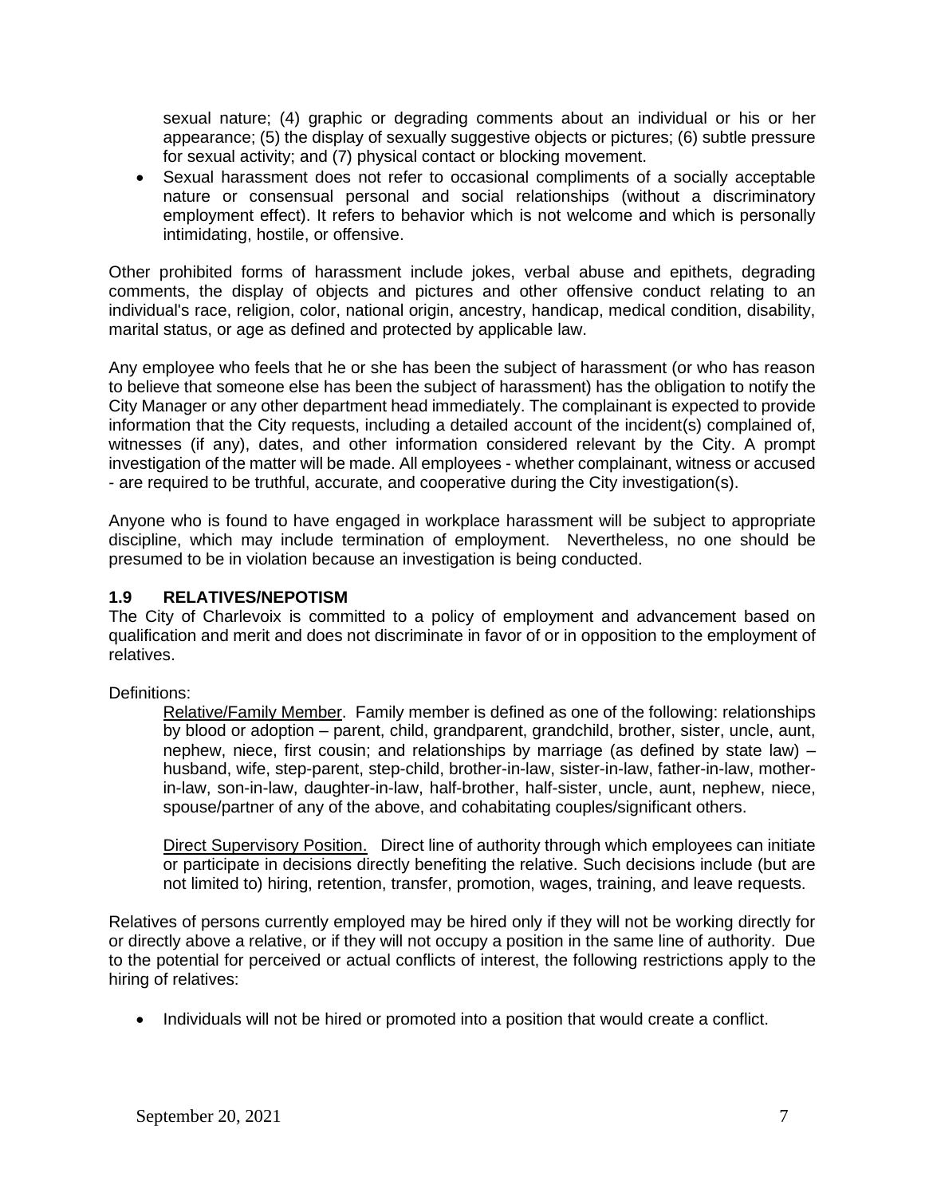sexual nature; (4) graphic or degrading comments about an individual or his or her appearance; (5) the display of sexually suggestive objects or pictures; (6) subtle pressure for sexual activity; and (7) physical contact or blocking movement.

- Sexual harassment does not refer to occasional compliments of a socially acceptable nature or consensual personal and social relationships (without a discriminatory employment effect). It refers to behavior which is not welcome and which is personally intimidating, hostile, or offensive.

Other prohibited forms of harassment include jokes, verbal abuse and epithets, degrading comments, the display of objects and pictures and other offensive conduct relating to an individual's race, religion, color, national origin, ancestry, handicap, medical condition, disability, marital status, or age as defined and protected by applicable law.

Any employee who feels that he or she has been the subject of harassment (or who has reason to believe that someone else has been the subject of harassment) has the obligation to notify the City Manager or any other department head immediately. The complainant is expected to provide information that the City requests, including a detailed account of the incident(s) complained of, witnesses (if any), dates, and other information considered relevant by the City. A prompt investigation of the matter will be made. All employees - whether complainant, witness or accused - are required to be truthful, accurate, and cooperative during the City investigation(s).

Anyone who is found to have engaged in workplace harassment will be subject to appropriate discipline, which may include termination of employment. Nevertheless, no one should be presumed to be in violation because an investigation is being conducted.

### 1.9 RELATIVES/NEPOTISM

The City of Charlevoix is committed to a policy of employment and advancement based on qualification and merit and does not discriminate in favor of or in opposition to the employment of relatives.

Definitions:

Relative/Family Member. Family member is defined as one of the following: relationships by blood or adoption – parent, child, grandparent, grandchild, brother, sister, uncle, aunt, nephew, niece, first cousin; and relationships by marriage (as defined by state law) – husband, wife, step-parent, step-child, brother-in-law, sister-in-law, father-in-law, mother-in-law, son-in-law, daughter-in-law, half-brother, half-sister, uncle, aunt, nephew, niece, spouse/partner of any of the above, and cohabitating couples/significant others.

Direct Supervisory Position. Direct line of authority through which employees can initiate or participate in decisions directly benefiting the relative. Such decisions include (but are not limited to) hiring, retention, transfer, promotion, wages, training, and leave requests.

Relatives of persons currently employed may be hired only if they will not be working directly for or directly above a relative, or if they will not occupy a position in the same line of authority. Due to the potential for perceived or actual conflicts of interest, the following restrictions apply to the hiring of relatives:

- Individuals will not be hired or promoted into a position that would create a conflict.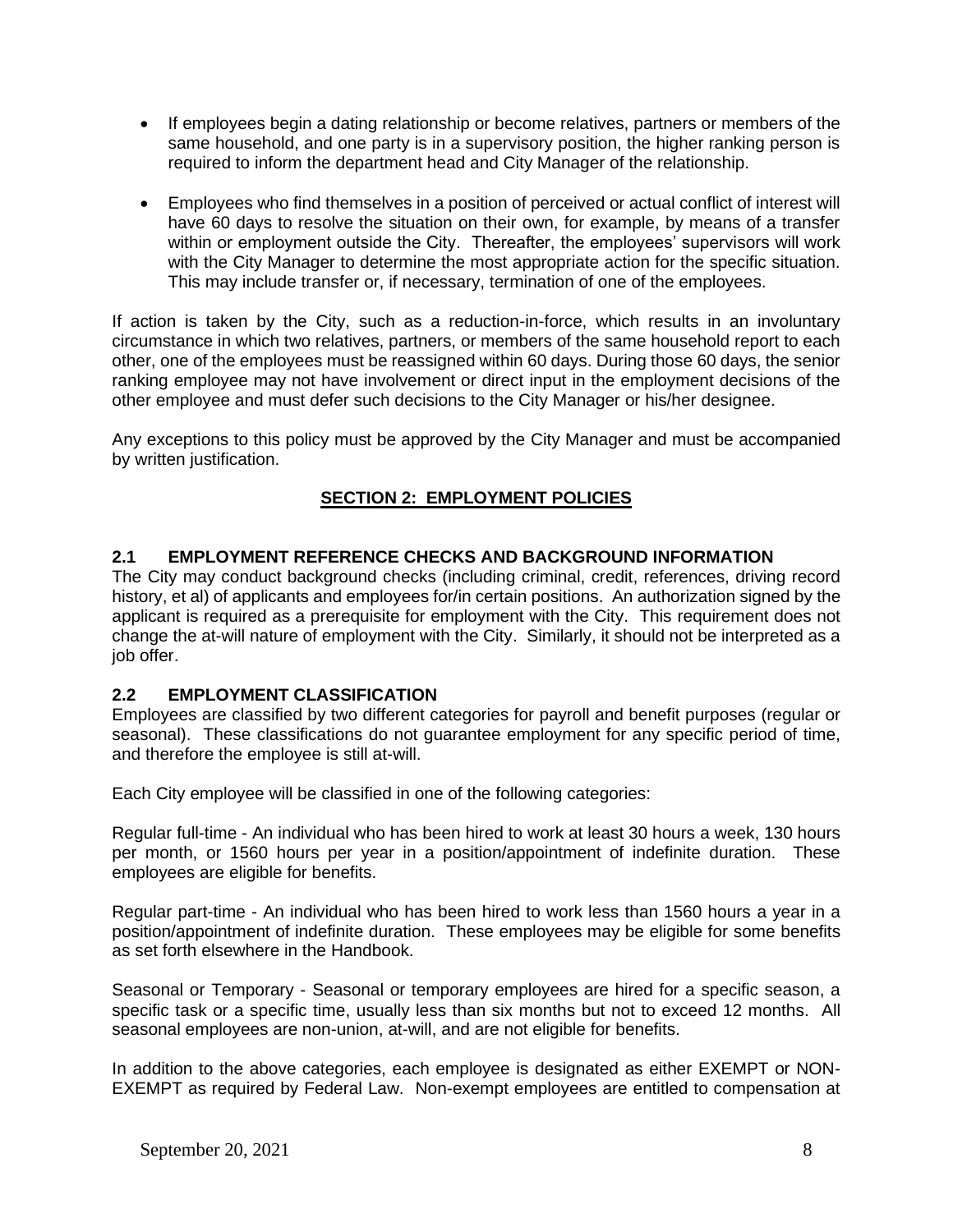- If employees begin a dating relationship or become relatives, partners or members of the same household, and one party is in a supervisory position, the higher ranking person is required to inform the department head and City Manager of the relationship.

- Employees who find themselves in a position of perceived or actual conflict of interest will have 60 days to resolve the situation on their own, for example, by means of a transfer within or employment outside the City. Thereafter, the employees' supervisors will work with the City Manager to determine the most appropriate action for the specific situation. This may include transfer or, if necessary, termination of one of the employees.

If action is taken by the City, such as a reduction-in-force, which results in an involuntary circumstance in which two relatives, partners, or members of the same household report to each other, one of the employees must be reassigned within 60 days. During those 60 days, the senior ranking employee may not have involvement or direct input in the employment decisions of the other employee and must defer such decisions to the City Manager or his/her designee.

Any exceptions to this policy must be approved by the City Manager and must be accompanied by written justification.

## SECTION 2: EMPLOYMENT POLICIES

### 2.1 EMPLOYMENT REFERENCE CHECKS AND BACKGROUND INFORMATION

The City may conduct background checks (including criminal, credit, references, driving record history, et al) of applicants and employees for/in certain positions. An authorization signed by the applicant is required as a prerequisite for employment with the City. This requirement does not change the at-will nature of employment with the City. Similarly, it should not be interpreted as a job offer.

### 2.2 EMPLOYMENT CLASSIFICATION

Employees are classified by two different categories for payroll and benefit purposes (regular or seasonal). These classifications do not guarantee employment for any specific period of time, and therefore the employee is still at-will.

Each City employee will be classified in one of the following categories:

Regular full-time - An individual who has been hired to work at least 30 hours a week, 130 hours per month, or 1560 hours per year in a position/appointment of indefinite duration. These employees are eligible for benefits.

Regular part-time - An individual who has been hired to work less than 1560 hours a year in a position/appointment of indefinite duration. These employees may be eligible for some benefits as set forth elsewhere in the Handbook.

Seasonal or Temporary - Seasonal or temporary employees are hired for a specific season, a specific task or a specific time, usually less than six months but not to exceed 12 months. All seasonal employees are non-union, at-will, and are not eligible for benefits.

In addition to the above categories, each employee is designated as either EXEMPT or NON-EXEMPT as required by Federal Law. Non-exempt employees are entitled to compensation at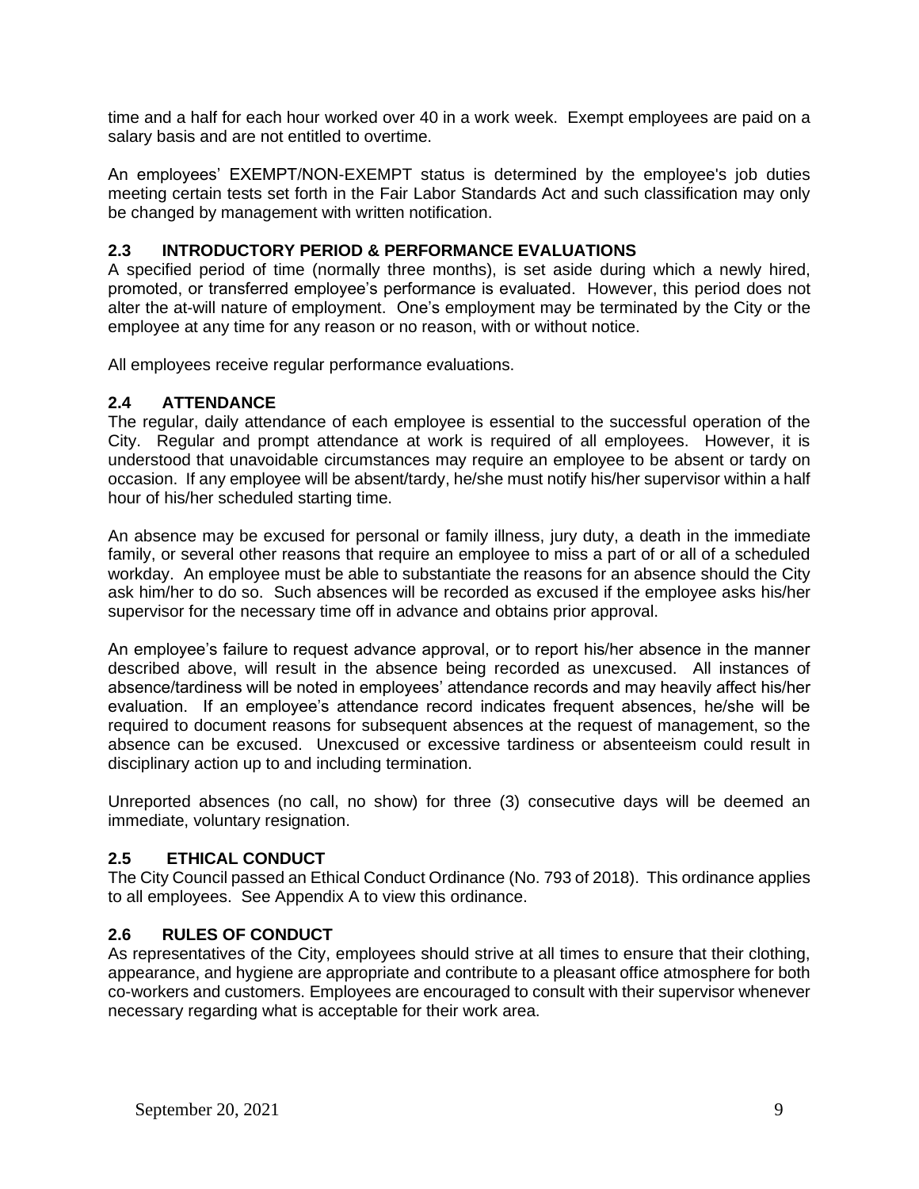time and a half for each hour worked over 40 in a work week. Exempt employees are paid on a salary basis and are not entitled to overtime.

An employees' EXEMPT/NON-EXEMPT status is determined by the employee's job duties meeting certain tests set forth in the Fair Labor Standards Act and such classification may only be changed by management with written notification.

### 2.3 INTRODUCTORY PERIOD & PERFORMANCE EVALUATIONS

A specified period of time (normally three months), is set aside during which a newly hired, promoted, or transferred employee's performance is evaluated. However, this period does not alter the at-will nature of employment. One's employment may be terminated by the City or the employee at any time for any reason or no reason, with or without notice.

All employees receive regular performance evaluations.

### 2.4 ATTENDANCE

The regular, daily attendance of each employee is essential to the successful operation of the City. Regular and prompt attendance at work is required of all employees. However, it is understood that unavoidable circumstances may require an employee to be absent or tardy on occasion. If any employee will be absent/tardy, he/she must notify his/her supervisor within a half hour of his/her scheduled starting time.

An absence may be excused for personal or family illness, jury duty, a death in the immediate family, or several other reasons that require an employee to miss a part of or all of a scheduled workday. An employee must be able to substantiate the reasons for an absence should the City ask him/her to do so. Such absences will be recorded as excused if the employee asks his/her supervisor for the necessary time off in advance and obtains prior approval.

An employee's failure to request advance approval, or to report his/her absence in the manner described above, will result in the absence being recorded as unexcused. All instances of absence/tardiness will be noted in employees' attendance records and may heavily affect his/her evaluation. If an employee's attendance record indicates frequent absences, he/she will be required to document reasons for subsequent absences at the request of management, so the absence can be excused. Unexcused or excessive tardiness or absenteeism could result in disciplinary action up to and including termination.

Unreported absences (no call, no show) for three (3) consecutive days will be deemed an immediate, voluntary resignation.

### 2.5 ETHICAL CONDUCT

The City Council passed an Ethical Conduct Ordinance (No. 793 of 2018). This ordinance applies to all employees. See Appendix A to view this ordinance.

### 2.6 RULES OF CONDUCT

As representatives of the City, employees should strive at all times to ensure that their clothing, appearance, and hygiene are appropriate and contribute to a pleasant office atmosphere for both co-workers and customers. Employees are encouraged to consult with their supervisor whenever necessary regarding what is acceptable for their work area.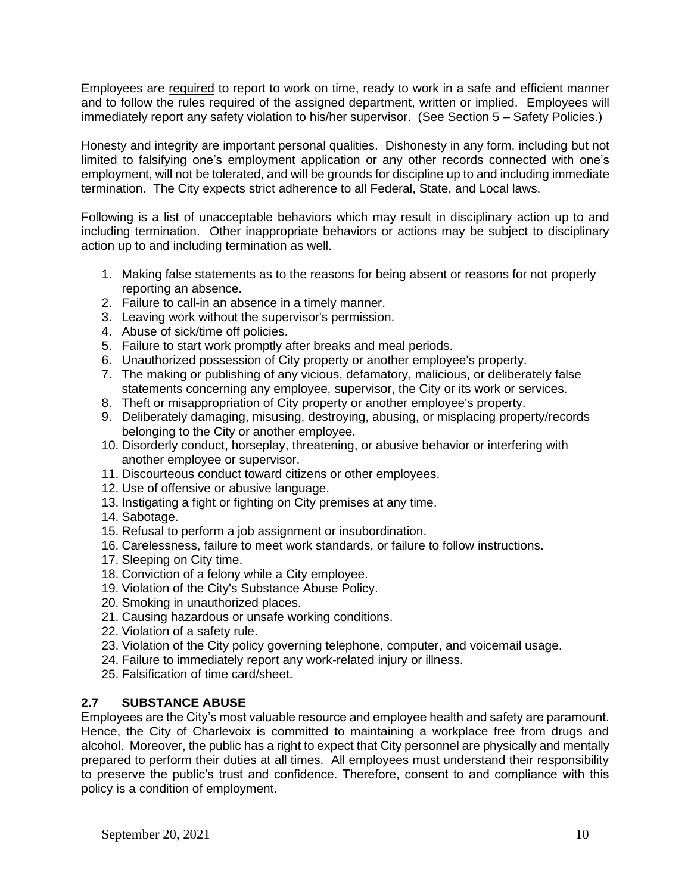Employees are required to report to work on time, ready to work in a safe and efficient manner and to follow the rules required of the assigned department, written or implied. Employees will immediately report any safety violation to his/her supervisor. (See Section 5 – Safety Policies.)

Honesty and integrity are important personal qualities. Dishonesty in any form, including but not limited to falsifying one's employment application or any other records connected with one's employment, will not be tolerated, and will be grounds for discipline up to and including immediate termination. The City expects strict adherence to all Federal, State, and Local laws.

Following is a list of unacceptable behaviors which may result in disciplinary action up to and including termination. Other inappropriate behaviors or actions may be subject to disciplinary action up to and including termination as well.

1. Making false statements as to the reasons for being absent or reasons for not properly reporting an absence.
2. Failure to call-in an absence in a timely manner.
3. Leaving work without the supervisor's permission.
4. Abuse of sick/time off policies.
5. Failure to start work promptly after breaks and meal periods.
6. Unauthorized possession of City property or another employee's property.
7. The making or publishing of any vicious, defamatory, malicious, or deliberately false statements concerning any employee, supervisor, the City or its work or services.
8. Theft or misappropriation of City property or another employee's property.
9. Deliberately damaging, misusing, destroying, abusing, or misplacing property/records belonging to the City or another employee.
10. Disorderly conduct, horseplay, threatening, or abusive behavior or interfering with another employee or supervisor.
11. Discourteous conduct toward citizens or other employees.
12. Use of offensive or abusive language.
13. Instigating a fight or fighting on City premises at any time.
14. Sabotage.
15. Refusal to perform a job assignment or insubordination.
16. Carelessness, failure to meet work standards, or failure to follow instructions.
17. Sleeping on City time.
18. Conviction of a felony while a City employee.
19. Violation of the City's Substance Abuse Policy.
20. Smoking in unauthorized places.
21. Causing hazardous or unsafe working conditions.
22. Violation of a safety rule.
23. Violation of the City policy governing telephone, computer, and voicemail usage.
24. Failure to immediately report any work-related injury or illness.
25. Falsification of time card/sheet.

### 2.7 SUBSTANCE ABUSE

Employees are the City's most valuable resource and employee health and safety are paramount. Hence, the City of Charlevoix is committed to maintaining a workplace free from drugs and alcohol. Moreover, the public has a right to expect that City personnel are physically and mentally prepared to perform their duties at all times. All employees must understand their responsibility to preserve the public's trust and confidence. Therefore, consent to and compliance with this policy is a condition of employment.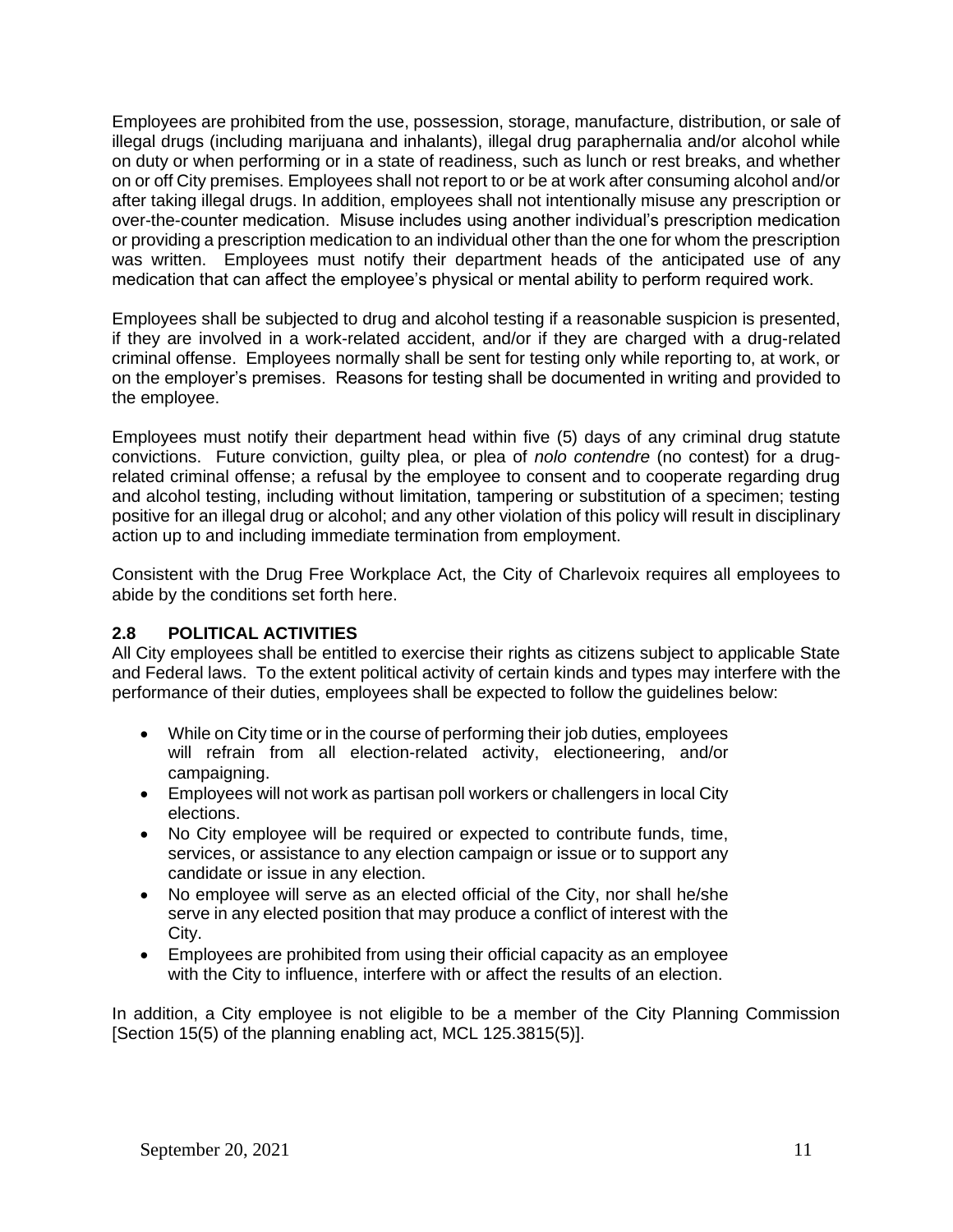Employees are prohibited from the use, possession, storage, manufacture, distribution, or sale of illegal drugs (including marijuana and inhalants), illegal drug paraphernalia and/or alcohol while on duty or when performing or in a state of readiness, such as lunch or rest breaks, and whether on or off City premises. Employees shall not report to or be at work after consuming alcohol and/or after taking illegal drugs. In addition, employees shall not intentionally misuse any prescription or over-the-counter medication. Misuse includes using another individual's prescription medication or providing a prescription medication to an individual other than the one for whom the prescription was written. Employees must notify their department heads of the anticipated use of any medication that can affect the employee's physical or mental ability to perform required work.

Employees shall be subjected to drug and alcohol testing if a reasonable suspicion is presented, if they are involved in a work-related accident, and/or if they are charged with a drug-related criminal offense. Employees normally shall be sent for testing only while reporting to, at work, or on the employer's premises. Reasons for testing shall be documented in writing and provided to the employee.

Employees must notify their department head within five (5) days of any criminal drug statute convictions. Future conviction, guilty plea, or plea of *nolo contendre* (no contest) for a drug-related criminal offense; a refusal by the employee to consent and to cooperate regarding drug and alcohol testing, including without limitation, tampering or substitution of a specimen; testing positive for an illegal drug or alcohol; and any other violation of this policy will result in disciplinary action up to and including immediate termination from employment.

Consistent with the Drug Free Workplace Act, the City of Charlevoix requires all employees to abide by the conditions set forth here.

### 2.8 POLITICAL ACTIVITIES

All City employees shall be entitled to exercise their rights as citizens subject to applicable State and Federal laws. To the extent political activity of certain kinds and types may interfere with the performance of their duties, employees shall be expected to follow the guidelines below:

- While on City time or in the course of performing their job duties, employees will refrain from all election-related activity, electioneering, and/or campaigning.
- Employees will not work as partisan poll workers or challengers in local City elections.
- No City employee will be required or expected to contribute funds, time, services, or assistance to any election campaign or issue or to support any candidate or issue in any election.
- No employee will serve as an elected official of the City, nor shall he/she serve in any elected position that may produce a conflict of interest with the City.
- Employees are prohibited from using their official capacity as an employee with the City to influence, interfere with or affect the results of an election.

In addition, a City employee is not eligible to be a member of the City Planning Commission [Section 15(5) of the planning enabling act, MCL 125.3815(5)].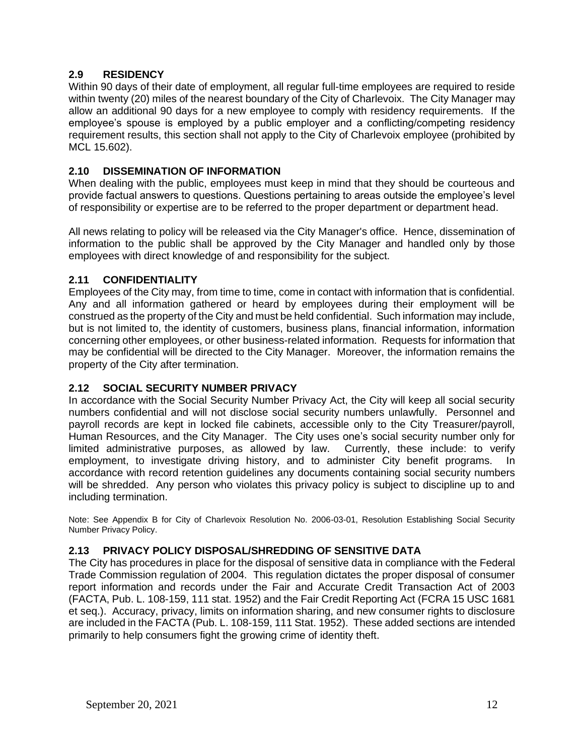## 2.9 RESIDENCY

Within 90 days of their date of employment, all regular full-time employees are required to reside within twenty (20) miles of the nearest boundary of the City of Charlevoix. The City Manager may allow an additional 90 days for a new employee to comply with residency requirements. If the employee's spouse is employed by a public employer and a conflicting/competing residency requirement results, this section shall not apply to the City of Charlevoix employee (prohibited by MCL 15.602).

## 2.10 DISSEMINATION OF INFORMATION

When dealing with the public, employees must keep in mind that they should be courteous and provide factual answers to questions. Questions pertaining to areas outside the employee's level of responsibility or expertise are to be referred to the proper department or department head.

All news relating to policy will be released via the City Manager's office. Hence, dissemination of information to the public shall be approved by the City Manager and handled only by those employees with direct knowledge of and responsibility for the subject.

## 2.11 CONFIDENTIALITY

Employees of the City may, from time to time, come in contact with information that is confidential. Any and all information gathered or heard by employees during their employment will be construed as the property of the City and must be held confidential. Such information may include, but is not limited to, the identity of customers, business plans, financial information, information concerning other employees, or other business-related information. Requests for information that may be confidential will be directed to the City Manager. Moreover, the information remains the property of the City after termination.

## 2.12 SOCIAL SECURITY NUMBER PRIVACY

In accordance with the Social Security Number Privacy Act, the City will keep all social security numbers confidential and will not disclose social security numbers unlawfully. Personnel and payroll records are kept in locked file cabinets, accessible only to the City Treasurer/payroll, Human Resources, and the City Manager. The City uses one's social security number only for limited administrative purposes, as allowed by law. Currently, these include: to verify employment, to investigate driving history, and to administer City benefit programs. In accordance with record retention guidelines any documents containing social security numbers will be shredded. Any person who violates this privacy policy is subject to discipline up to and including termination.

Note: See Appendix B for City of Charlevoix Resolution No. 2006-03-01, Resolution Establishing Social Security Number Privacy Policy.

## 2.13 PRIVACY POLICY DISPOSAL/SHREDDING OF SENSITIVE DATA

The City has procedures in place for the disposal of sensitive data in compliance with the Federal Trade Commission regulation of 2004. This regulation dictates the proper disposal of consumer report information and records under the Fair and Accurate Credit Transaction Act of 2003 (FACTA, Pub. L. 108-159, 111 stat. 1952) and the Fair Credit Reporting Act (FCRA 15 USC 1681 et seq.). Accuracy, privacy, limits on information sharing, and new consumer rights to disclosure are included in the FACTA (Pub. L. 108-159, 111 Stat. 1952). These added sections are intended primarily to help consumers fight the growing crime of identity theft.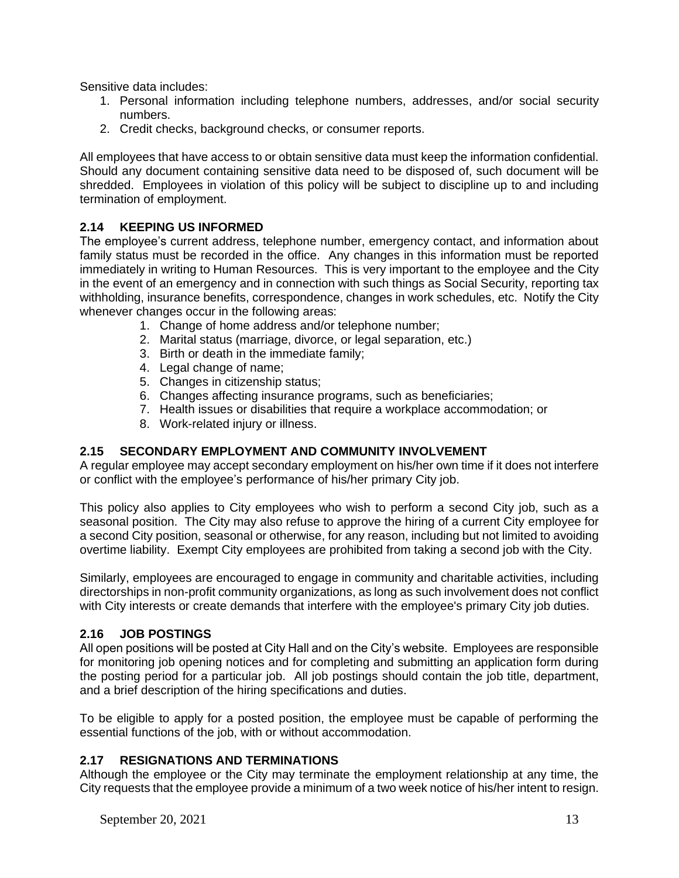Sensitive data includes:

1. Personal information including telephone numbers, addresses, and/or social security numbers.
2. Credit checks, background checks, or consumer reports.

All employees that have access to or obtain sensitive data must keep the information confidential. Should any document containing sensitive data need to be disposed of, such document will be shredded. Employees in violation of this policy will be subject to discipline up to and including termination of employment.

## 2.14 KEEPING US INFORMED

The employee's current address, telephone number, emergency contact, and information about family status must be recorded in the office. Any changes in this information must be reported immediately in writing to Human Resources. This is very important to the employee and the City in the event of an emergency and in connection with such things as Social Security, reporting tax withholding, insurance benefits, correspondence, changes in work schedules, etc. Notify the City whenever changes occur in the following areas:

1. Change of home address and/or telephone number;
2. Marital status (marriage, divorce, or legal separation, etc.)
3. Birth or death in the immediate family;
4. Legal change of name;
5. Changes in citizenship status;
6. Changes affecting insurance programs, such as beneficiaries;
7. Health issues or disabilities that require a workplace accommodation; or
8. Work-related injury or illness.

## 2.15 SECONDARY EMPLOYMENT AND COMMUNITY INVOLVEMENT

A regular employee may accept secondary employment on his/her own time if it does not interfere or conflict with the employee's performance of his/her primary City job.

This policy also applies to City employees who wish to perform a second City job, such as a seasonal position. The City may also refuse to approve the hiring of a current City employee for a second City position, seasonal or otherwise, for any reason, including but not limited to avoiding overtime liability. Exempt City employees are prohibited from taking a second job with the City.

Similarly, employees are encouraged to engage in community and charitable activities, including directorships in non-profit community organizations, as long as such involvement does not conflict with City interests or create demands that interfere with the employee's primary City job duties.

## 2.16 JOB POSTINGS

All open positions will be posted at City Hall and on the City's website. Employees are responsible for monitoring job opening notices and for completing and submitting an application form during the posting period for a particular job. All job postings should contain the job title, department, and a brief description of the hiring specifications and duties.

To be eligible to apply for a posted position, the employee must be capable of performing the essential functions of the job, with or without accommodation.

## 2.17 RESIGNATIONS AND TERMINATIONS

Although the employee or the City may terminate the employment relationship at any time, the City requests that the employee provide a minimum of a two week notice of his/her intent to resign.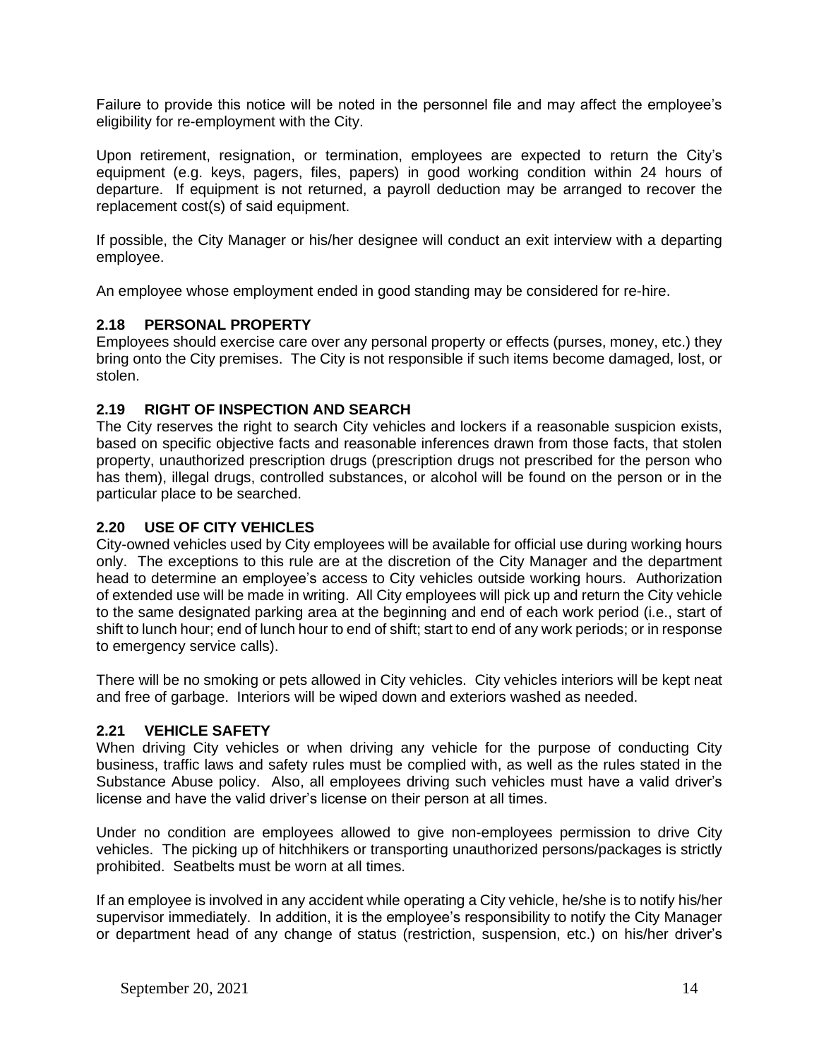Failure to provide this notice will be noted in the personnel file and may affect the employee's eligibility for re-employment with the City.

Upon retirement, resignation, or termination, employees are expected to return the City's equipment (e.g. keys, pagers, files, papers) in good working condition within 24 hours of departure. If equipment is not returned, a payroll deduction may be arranged to recover the replacement cost(s) of said equipment.

If possible, the City Manager or his/her designee will conduct an exit interview with a departing employee.

An employee whose employment ended in good standing may be considered for re-hire.

### 2.18 PERSONAL PROPERTY

Employees should exercise care over any personal property or effects (purses, money, etc.) they bring onto the City premises. The City is not responsible if such items become damaged, lost, or stolen.

### 2.19 RIGHT OF INSPECTION AND SEARCH

The City reserves the right to search City vehicles and lockers if a reasonable suspicion exists, based on specific objective facts and reasonable inferences drawn from those facts, that stolen property, unauthorized prescription drugs (prescription drugs not prescribed for the person who has them), illegal drugs, controlled substances, or alcohol will be found on the person or in the particular place to be searched.

### 2.20 USE OF CITY VEHICLES

City-owned vehicles used by City employees will be available for official use during working hours only. The exceptions to this rule are at the discretion of the City Manager and the department head to determine an employee's access to City vehicles outside working hours. Authorization of extended use will be made in writing. All City employees will pick up and return the City vehicle to the same designated parking area at the beginning and end of each work period (i.e., start of shift to lunch hour; end of lunch hour to end of shift; start to end of any work periods; or in response to emergency service calls).

There will be no smoking or pets allowed in City vehicles. City vehicles interiors will be kept neat and free of garbage. Interiors will be wiped down and exteriors washed as needed.

### 2.21 VEHICLE SAFETY

When driving City vehicles or when driving any vehicle for the purpose of conducting City business, traffic laws and safety rules must be complied with, as well as the rules stated in the Substance Abuse policy. Also, all employees driving such vehicles must have a valid driver's license and have the valid driver's license on their person at all times.

Under no condition are employees allowed to give non-employees permission to drive City vehicles. The picking up of hitchhikers or transporting unauthorized persons/packages is strictly prohibited. Seatbelts must be worn at all times.

If an employee is involved in any accident while operating a City vehicle, he/she is to notify his/her supervisor immediately. In addition, it is the employee's responsibility to notify the City Manager or department head of any change of status (restriction, suspension, etc.) on his/her driver's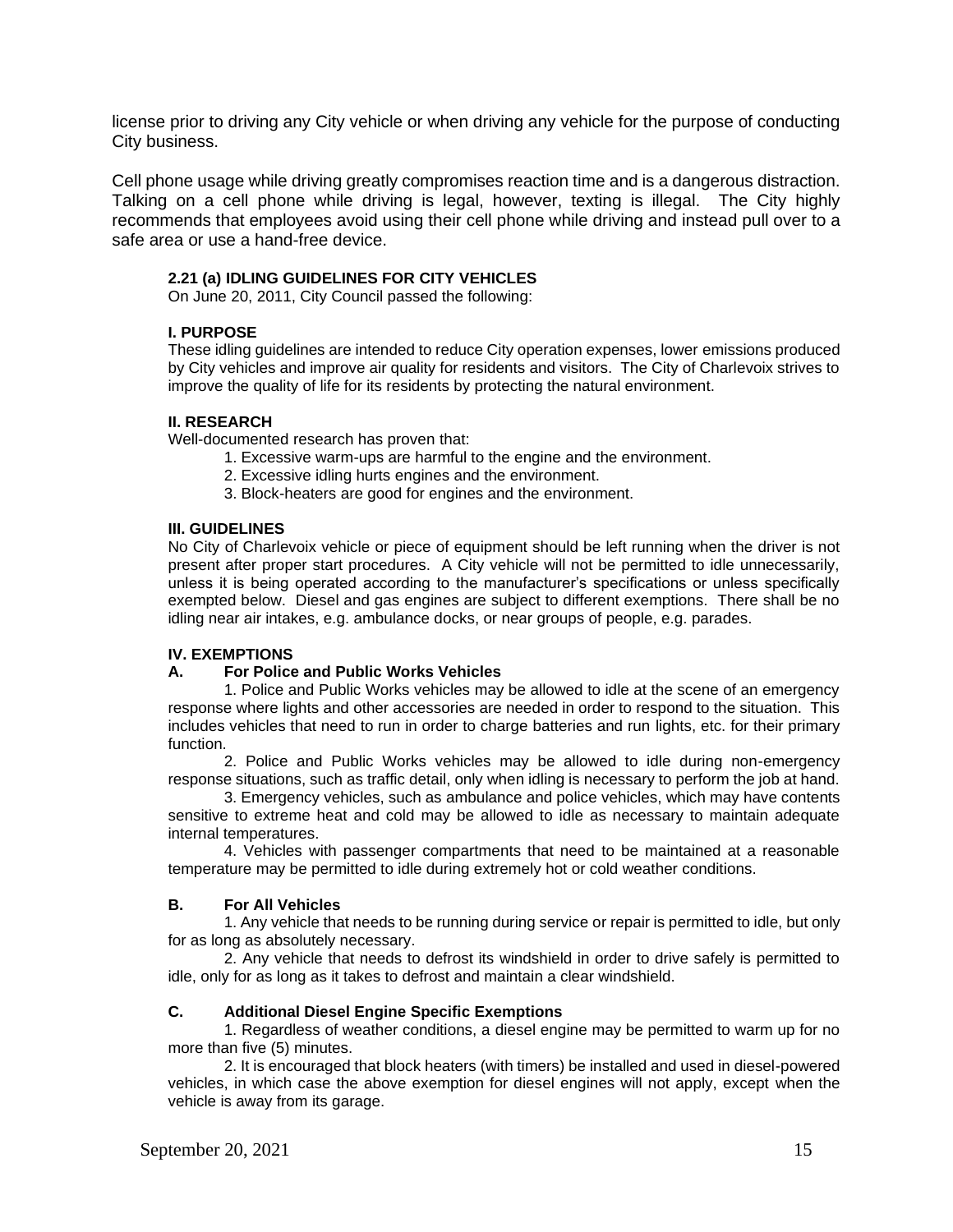license prior to driving any City vehicle or when driving any vehicle for the purpose of conducting City business.

Cell phone usage while driving greatly compromises reaction time and is a dangerous distraction. Talking on a cell phone while driving is legal, however, texting is illegal. The City highly recommends that employees avoid using their cell phone while driving and instead pull over to a safe area or use a hand-free device.

### 2.21 (a) IDLING GUIDELINES FOR CITY VEHICLES

On June 20, 2011, City Council passed the following:

#### I. PURPOSE

These idling guidelines are intended to reduce City operation expenses, lower emissions produced by City vehicles and improve air quality for residents and visitors. The City of Charlevoix strives to improve the quality of life for its residents by protecting the natural environment.

#### II. RESEARCH

Well-documented research has proven that:

1. Excessive warm-ups are harmful to the engine and the environment.
2. Excessive idling hurts engines and the environment.
3. Block-heaters are good for engines and the environment.

#### III. GUIDELINES

No City of Charlevoix vehicle or piece of equipment should be left running when the driver is not present after proper start procedures. A City vehicle will not be permitted to idle unnecessarily, unless it is being operated according to the manufacturer's specifications or unless specifically exempted below. Diesel and gas engines are subject to different exemptions. There shall be no idling near air intakes, e.g. ambulance docks, or near groups of people, e.g. parades.

#### IV. EXEMPTIONS

**A. For Police and Public Works Vehicles**

1. Police and Public Works vehicles may be allowed to idle at the scene of an emergency response where lights and other accessories are needed in order to respond to the situation. This includes vehicles that need to run in order to charge batteries and run lights, etc. for their primary function.

2. Police and Public Works vehicles may be allowed to idle during non-emergency response situations, such as traffic detail, only when idling is necessary to perform the job at hand.

3. Emergency vehicles, such as ambulance and police vehicles, which may have contents sensitive to extreme heat and cold may be allowed to idle as necessary to maintain adequate internal temperatures.

4. Vehicles with passenger compartments that need to be maintained at a reasonable temperature may be permitted to idle during extremely hot or cold weather conditions.

**B. For All Vehicles**

1. Any vehicle that needs to be running during service or repair is permitted to idle, but only for as long as absolutely necessary.

2. Any vehicle that needs to defrost its windshield in order to drive safely is permitted to idle, only for as long as it takes to defrost and maintain a clear windshield.

**C. Additional Diesel Engine Specific Exemptions**

1. Regardless of weather conditions, a diesel engine may be permitted to warm up for no more than five (5) minutes.

2. It is encouraged that block heaters (with timers) be installed and used in diesel-powered vehicles, in which case the above exemption for diesel engines will not apply, except when the vehicle is away from its garage.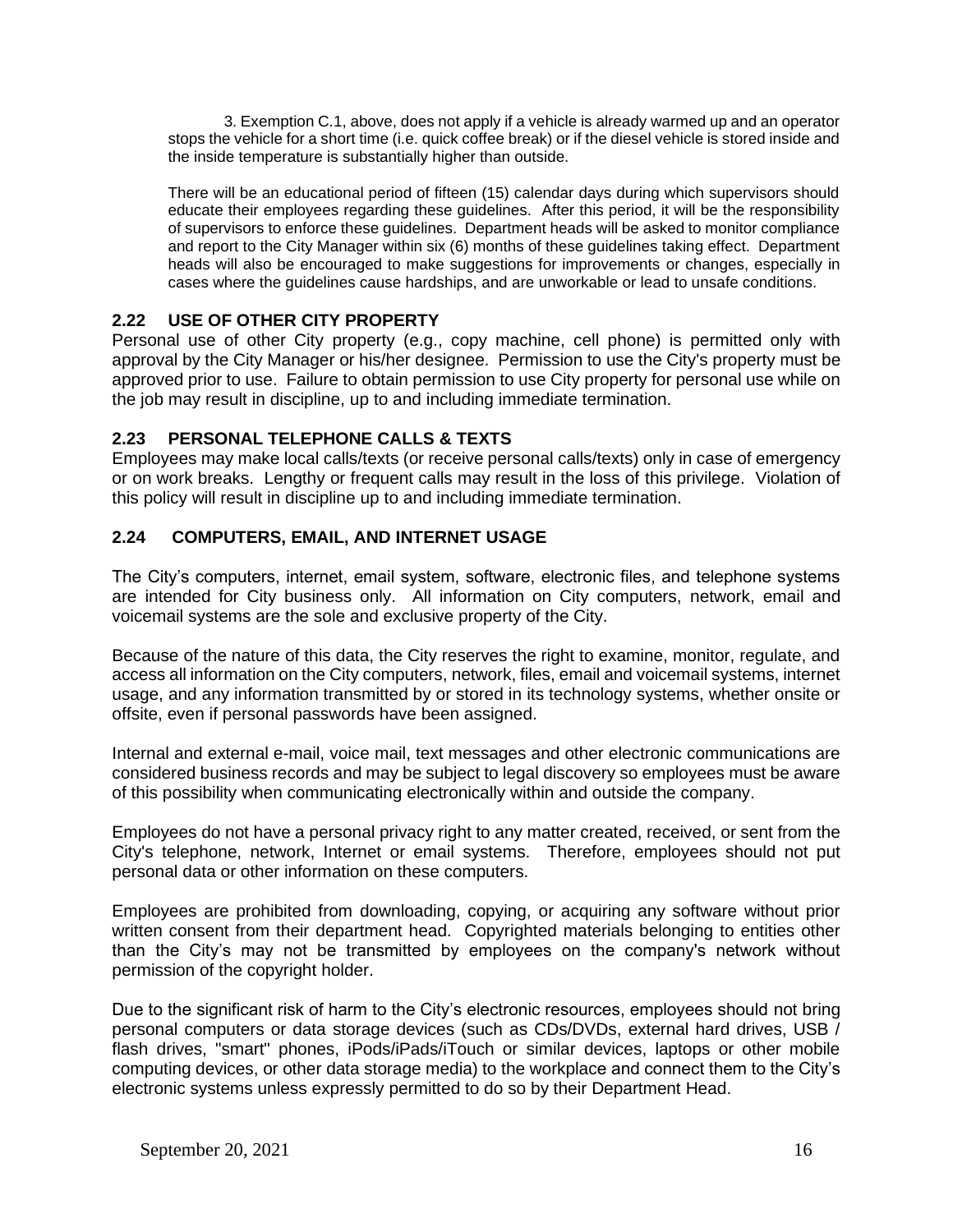3. Exemption C.1, above, does not apply if a vehicle is already warmed up and an operator stops the vehicle for a short time (i.e. quick coffee break) or if the diesel vehicle is stored inside and the inside temperature is substantially higher than outside.

There will be an educational period of fifteen (15) calendar days during which supervisors should educate their employees regarding these guidelines. After this period, it will be the responsibility of supervisors to enforce these guidelines. Department heads will be asked to monitor compliance and report to the City Manager within six (6) months of these guidelines taking effect. Department heads will also be encouraged to make suggestions for improvements or changes, especially in cases where the guidelines cause hardships, and are unworkable or lead to unsafe conditions.

### 2.22 USE OF OTHER CITY PROPERTY

Personal use of other City property (e.g., copy machine, cell phone) is permitted only with approval by the City Manager or his/her designee. Permission to use the City's property must be approved prior to use. Failure to obtain permission to use City property for personal use while on the job may result in discipline, up to and including immediate termination.

### 2.23 PERSONAL TELEPHONE CALLS & TEXTS

Employees may make local calls/texts (or receive personal calls/texts) only in case of emergency or on work breaks. Lengthy or frequent calls may result in the loss of this privilege. Violation of this policy will result in discipline up to and including immediate termination.

### 2.24 COMPUTERS, EMAIL, AND INTERNET USAGE

The City's computers, internet, email system, software, electronic files, and telephone systems are intended for City business only. All information on City computers, network, email and voicemail systems are the sole and exclusive property of the City.

Because of the nature of this data, the City reserves the right to examine, monitor, regulate, and access all information on the City computers, network, files, email and voicemail systems, internet usage, and any information transmitted by or stored in its technology systems, whether onsite or offsite, even if personal passwords have been assigned.

Internal and external e-mail, voice mail, text messages and other electronic communications are considered business records and may be subject to legal discovery so employees must be aware of this possibility when communicating electronically within and outside the company.

Employees do not have a personal privacy right to any matter created, received, or sent from the City's telephone, network, Internet or email systems. Therefore, employees should not put personal data or other information on these computers.

Employees are prohibited from downloading, copying, or acquiring any software without prior written consent from their department head. Copyrighted materials belonging to entities other than the City's may not be transmitted by employees on the company's network without permission of the copyright holder.

Due to the significant risk of harm to the City's electronic resources, employees should not bring personal computers or data storage devices (such as CDs/DVDs, external hard drives, USB / flash drives, "smart" phones, iPods/iPads/iTouch or similar devices, laptops or other mobile computing devices, or other data storage media) to the workplace and connect them to the City's electronic systems unless expressly permitted to do so by their Department Head.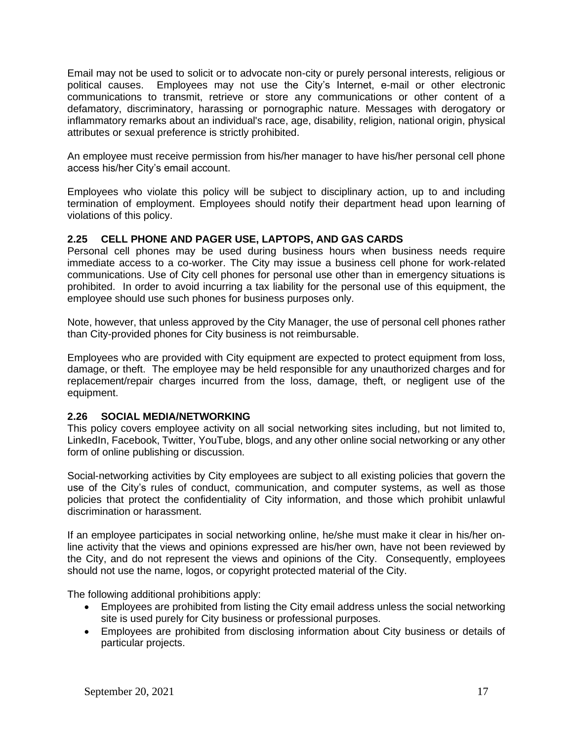Email may not be used to solicit or to advocate non-city or purely personal interests, religious or political causes. Employees may not use the City's Internet, e-mail or other electronic communications to transmit, retrieve or store any communications or other content of a defamatory, discriminatory, harassing or pornographic nature. Messages with derogatory or inflammatory remarks about an individual's race, age, disability, religion, national origin, physical attributes or sexual preference is strictly prohibited.

An employee must receive permission from his/her manager to have his/her personal cell phone access his/her City's email account.

Employees who violate this policy will be subject to disciplinary action, up to and including termination of employment. Employees should notify their department head upon learning of violations of this policy.

### 2.25 CELL PHONE AND PAGER USE, LAPTOPS, AND GAS CARDS

Personal cell phones may be used during business hours when business needs require immediate access to a co-worker. The City may issue a business cell phone for work-related communications. Use of City cell phones for personal use other than in emergency situations is prohibited. In order to avoid incurring a tax liability for the personal use of this equipment, the employee should use such phones for business purposes only.

Note, however, that unless approved by the City Manager, the use of personal cell phones rather than City-provided phones for City business is not reimbursable.

Employees who are provided with City equipment are expected to protect equipment from loss, damage, or theft. The employee may be held responsible for any unauthorized charges and for replacement/repair charges incurred from the loss, damage, theft, or negligent use of the equipment.

### 2.26 SOCIAL MEDIA/NETWORKING

This policy covers employee activity on all social networking sites including, but not limited to, LinkedIn, Facebook, Twitter, YouTube, blogs, and any other online social networking or any other form of online publishing or discussion.

Social-networking activities by City employees are subject to all existing policies that govern the use of the City's rules of conduct, communication, and computer systems, as well as those policies that protect the confidentiality of City information, and those which prohibit unlawful discrimination or harassment.

If an employee participates in social networking online, he/she must make it clear in his/her on-line activity that the views and opinions expressed are his/her own, have not been reviewed by the City, and do not represent the views and opinions of the City. Consequently, employees should not use the name, logos, or copyright protected material of the City.

The following additional prohibitions apply:

- Employees are prohibited from listing the City email address unless the social networking site is used purely for City business or professional purposes.
- Employees are prohibited from disclosing information about City business or details of particular projects.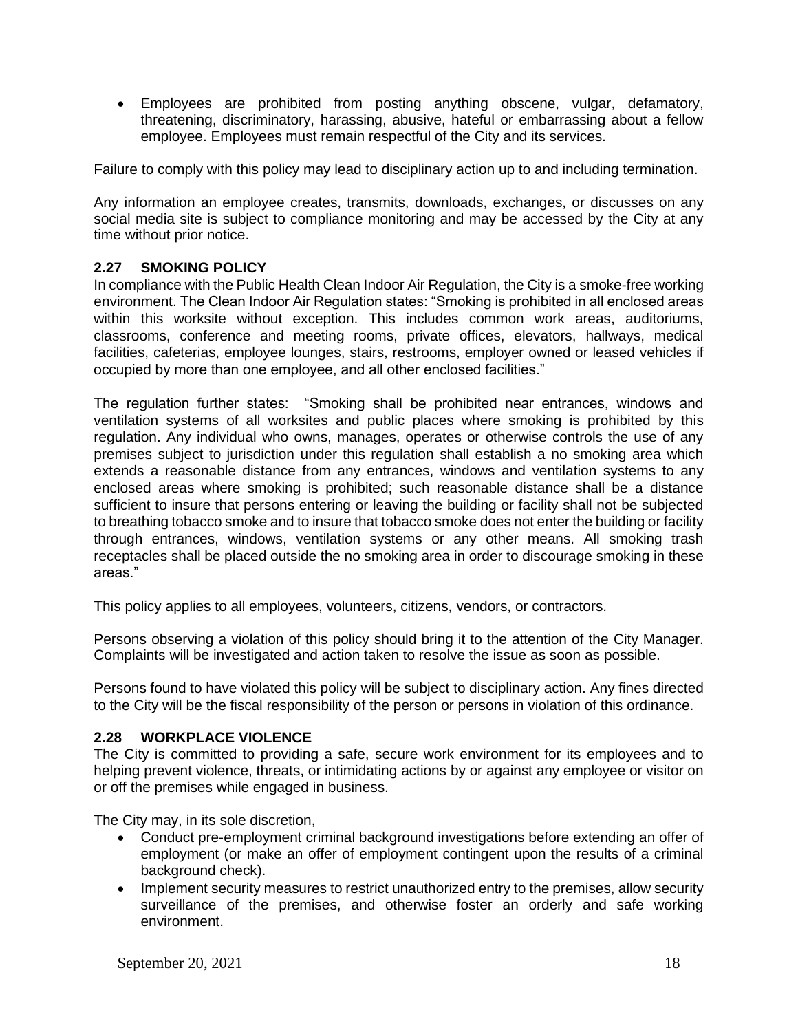- Employees are prohibited from posting anything obscene, vulgar, defamatory, threatening, discriminatory, harassing, abusive, hateful or embarrassing about a fellow employee. Employees must remain respectful of the City and its services.

Failure to comply with this policy may lead to disciplinary action up to and including termination.

Any information an employee creates, transmits, downloads, exchanges, or discusses on any social media site is subject to compliance monitoring and may be accessed by the City at any time without prior notice.

### 2.27 SMOKING POLICY

In compliance with the Public Health Clean Indoor Air Regulation, the City is a smoke-free working environment. The Clean Indoor Air Regulation states: "Smoking is prohibited in all enclosed areas within this worksite without exception. This includes common work areas, auditoriums, classrooms, conference and meeting rooms, private offices, elevators, hallways, medical facilities, cafeterias, employee lounges, stairs, restrooms, employer owned or leased vehicles if occupied by more than one employee, and all other enclosed facilities."

The regulation further states: "Smoking shall be prohibited near entrances, windows and ventilation systems of all worksites and public places where smoking is prohibited by this regulation. Any individual who owns, manages, operates or otherwise controls the use of any premises subject to jurisdiction under this regulation shall establish a no smoking area which extends a reasonable distance from any entrances, windows and ventilation systems to any enclosed areas where smoking is prohibited; such reasonable distance shall be a distance sufficient to insure that persons entering or leaving the building or facility shall not be subjected to breathing tobacco smoke and to insure that tobacco smoke does not enter the building or facility through entrances, windows, ventilation systems or any other means. All smoking trash receptacles shall be placed outside the no smoking area in order to discourage smoking in these areas."

This policy applies to all employees, volunteers, citizens, vendors, or contractors.

Persons observing a violation of this policy should bring it to the attention of the City Manager. Complaints will be investigated and action taken to resolve the issue as soon as possible.

Persons found to have violated this policy will be subject to disciplinary action. Any fines directed to the City will be the fiscal responsibility of the person or persons in violation of this ordinance.

### 2.28 WORKPLACE VIOLENCE

The City is committed to providing a safe, secure work environment for its employees and to helping prevent violence, threats, or intimidating actions by or against any employee or visitor on or off the premises while engaged in business.

The City may, in its sole discretion,

- Conduct pre-employment criminal background investigations before extending an offer of employment (or make an offer of employment contingent upon the results of a criminal background check).
- Implement security measures to restrict unauthorized entry to the premises, allow security surveillance of the premises, and otherwise foster an orderly and safe working environment.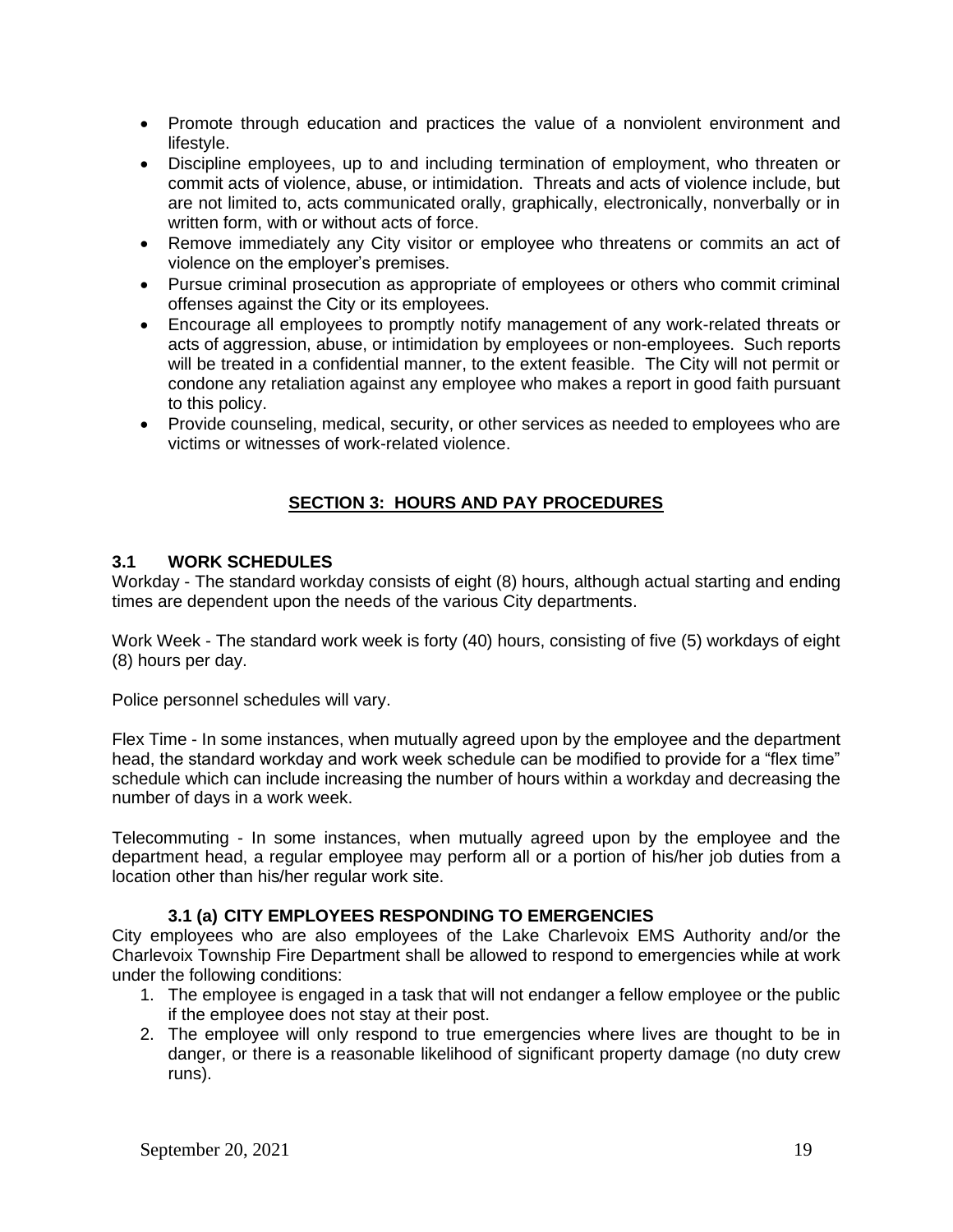- Promote through education and practices the value of a nonviolent environment and lifestyle.
- Discipline employees, up to and including termination of employment, who threaten or commit acts of violence, abuse, or intimidation. Threats and acts of violence include, but are not limited to, acts communicated orally, graphically, electronically, nonverbally or in written form, with or without acts of force.
- Remove immediately any City visitor or employee who threatens or commits an act of violence on the employer's premises.
- Pursue criminal prosecution as appropriate of employees or others who commit criminal offenses against the City or its employees.
- Encourage all employees to promptly notify management of any work-related threats or acts of aggression, abuse, or intimidation by employees or non-employees. Such reports will be treated in a confidential manner, to the extent feasible. The City will not permit or condone any retaliation against any employee who makes a report in good faith pursuant to this policy.
- Provide counseling, medical, security, or other services as needed to employees who are victims or witnesses of work-related violence.

## SECTION 3: HOURS AND PAY PROCEDURES

### 3.1 WORK SCHEDULES

Workday - The standard workday consists of eight (8) hours, although actual starting and ending times are dependent upon the needs of the various City departments.

Work Week - The standard work week is forty (40) hours, consisting of five (5) workdays of eight (8) hours per day.

Police personnel schedules will vary.

Flex Time - In some instances, when mutually agreed upon by the employee and the department head, the standard workday and work week schedule can be modified to provide for a "flex time" schedule which can include increasing the number of hours within a workday and decreasing the number of days in a work week.

Telecommuting - In some instances, when mutually agreed upon by the employee and the department head, a regular employee may perform all or a portion of his/her job duties from a location other than his/her regular work site.

#### 3.1 (a) CITY EMPLOYEES RESPONDING TO EMERGENCIES

City employees who are also employees of the Lake Charlevoix EMS Authority and/or the Charlevoix Township Fire Department shall be allowed to respond to emergencies while at work under the following conditions:

1. The employee is engaged in a task that will not endanger a fellow employee or the public if the employee does not stay at their post.
2. The employee will only respond to true emergencies where lives are thought to be in danger, or there is a reasonable likelihood of significant property damage (no duty crew runs).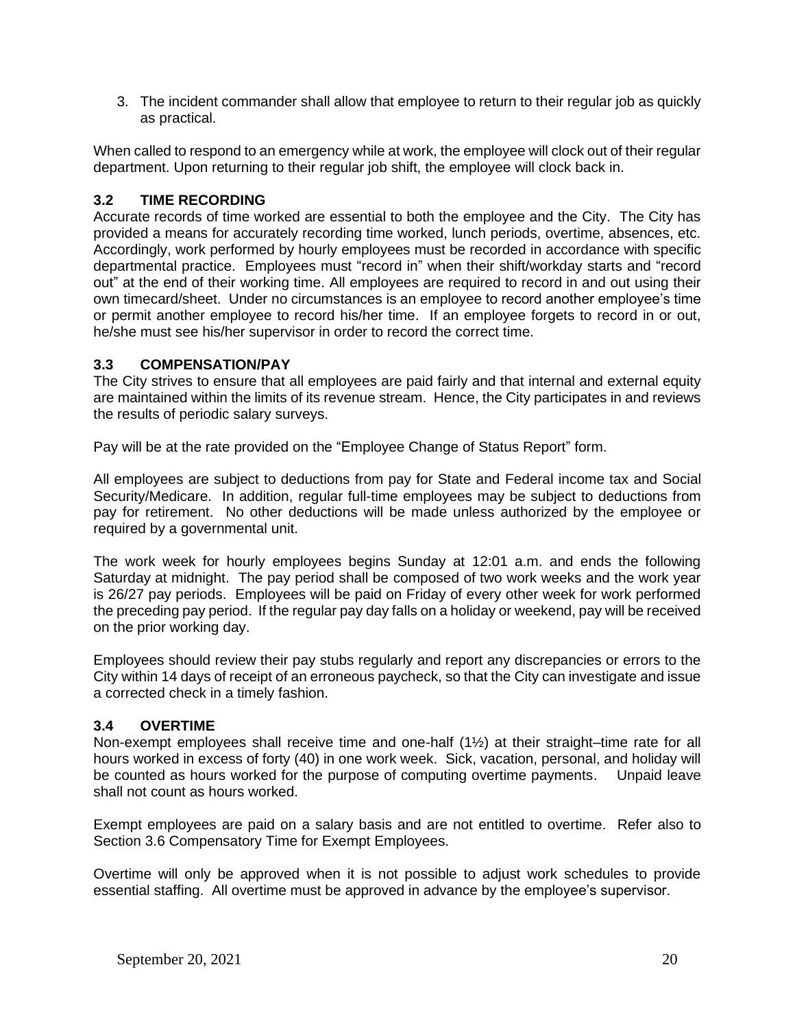3. The incident commander shall allow that employee to return to their regular job as quickly as practical.

When called to respond to an emergency while at work, the employee will clock out of their regular department. Upon returning to their regular job shift, the employee will clock back in.

### 3.2 TIME RECORDING

Accurate records of time worked are essential to both the employee and the City. The City has provided a means for accurately recording time worked, lunch periods, overtime, absences, etc. Accordingly, work performed by hourly employees must be recorded in accordance with specific departmental practice. Employees must "record in" when their shift/workday starts and "record out" at the end of their working time. All employees are required to record in and out using their own timecard/sheet. Under no circumstances is an employee to record another employee's time or permit another employee to record his/her time. If an employee forgets to record in or out, he/she must see his/her supervisor in order to record the correct time.

### 3.3 COMPENSATION/PAY

The City strives to ensure that all employees are paid fairly and that internal and external equity are maintained within the limits of its revenue stream. Hence, the City participates in and reviews the results of periodic salary surveys.

Pay will be at the rate provided on the "Employee Change of Status Report" form.

All employees are subject to deductions from pay for State and Federal income tax and Social Security/Medicare. In addition, regular full-time employees may be subject to deductions from pay for retirement. No other deductions will be made unless authorized by the employee or required by a governmental unit.

The work week for hourly employees begins Sunday at 12:01 a.m. and ends the following Saturday at midnight. The pay period shall be composed of two work weeks and the work year is 26/27 pay periods. Employees will be paid on Friday of every other week for work performed the preceding pay period. If the regular pay day falls on a holiday or weekend, pay will be received on the prior working day.

Employees should review their pay stubs regularly and report any discrepancies or errors to the City within 14 days of receipt of an erroneous paycheck, so that the City can investigate and issue a corrected check in a timely fashion.

### 3.4 OVERTIME

Non-exempt employees shall receive time and one-half (1½) at their straight–time rate for all hours worked in excess of forty (40) in one work week. Sick, vacation, personal, and holiday will be counted as hours worked for the purpose of computing overtime payments. Unpaid leave shall not count as hours worked.

Exempt employees are paid on a salary basis and are not entitled to overtime. Refer also to Section 3.6 Compensatory Time for Exempt Employees.

Overtime will only be approved when it is not possible to adjust work schedules to provide essential staffing. All overtime must be approved in advance by the employee's supervisor.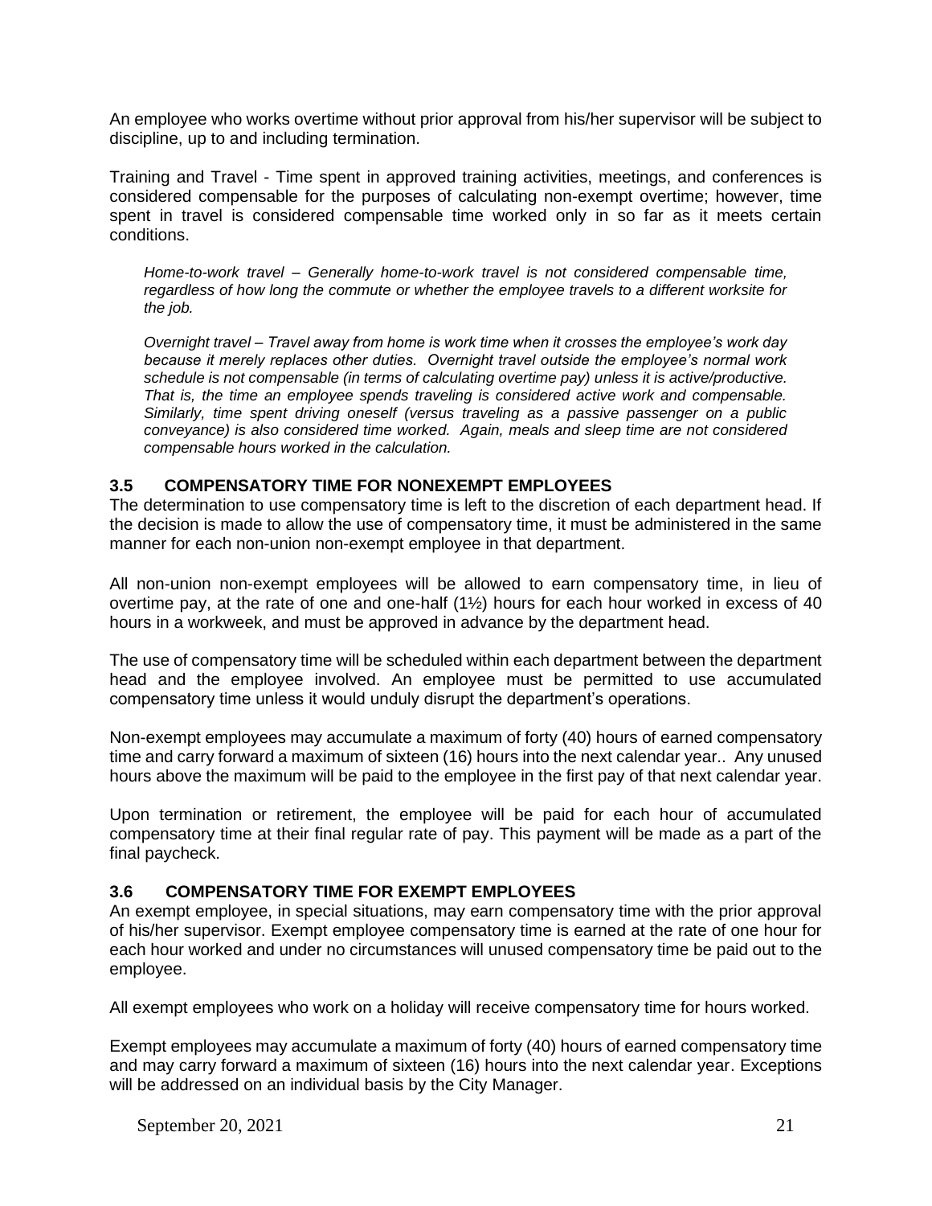An employee who works overtime without prior approval from his/her supervisor will be subject to discipline, up to and including termination.

Training and Travel - Time spent in approved training activities, meetings, and conferences is considered compensable for the purposes of calculating non-exempt overtime; however, time spent in travel is considered compensable time worked only in so far as it meets certain conditions.

> *Home-to-work travel – Generally home-to-work travel is not considered compensable time, regardless of how long the commute or whether the employee travels to a different worksite for the job.*
>
> *Overnight travel – Travel away from home is work time when it crosses the employee's work day because it merely replaces other duties. Overnight travel outside the employee's normal work schedule is not compensable (in terms of calculating overtime pay) unless it is active/productive. That is, the time an employee spends traveling is considered active work and compensable. Similarly, time spent driving oneself (versus traveling as a passive passenger on a public conveyance) is also considered time worked. Again, meals and sleep time are not considered compensable hours worked in the calculation.*

### 3.5 COMPENSATORY TIME FOR NONEXEMPT EMPLOYEES

The determination to use compensatory time is left to the discretion of each department head. If the decision is made to allow the use of compensatory time, it must be administered in the same manner for each non-union non-exempt employee in that department.

All non-union non-exempt employees will be allowed to earn compensatory time, in lieu of overtime pay, at the rate of one and one-half (1½) hours for each hour worked in excess of 40 hours in a workweek, and must be approved in advance by the department head.

The use of compensatory time will be scheduled within each department between the department head and the employee involved. An employee must be permitted to use accumulated compensatory time unless it would unduly disrupt the department's operations.

Non-exempt employees may accumulate a maximum of forty (40) hours of earned compensatory time and carry forward a maximum of sixteen (16) hours into the next calendar year.. Any unused hours above the maximum will be paid to the employee in the first pay of that next calendar year.

Upon termination or retirement, the employee will be paid for each hour of accumulated compensatory time at their final regular rate of pay. This payment will be made as a part of the final paycheck.

### 3.6 COMPENSATORY TIME FOR EXEMPT EMPLOYEES

An exempt employee, in special situations, may earn compensatory time with the prior approval of his/her supervisor. Exempt employee compensatory time is earned at the rate of one hour for each hour worked and under no circumstances will unused compensatory time be paid out to the employee.

All exempt employees who work on a holiday will receive compensatory time for hours worked.

Exempt employees may accumulate a maximum of forty (40) hours of earned compensatory time and may carry forward a maximum of sixteen (16) hours into the next calendar year. Exceptions will be addressed on an individual basis by the City Manager.

September 20, 2021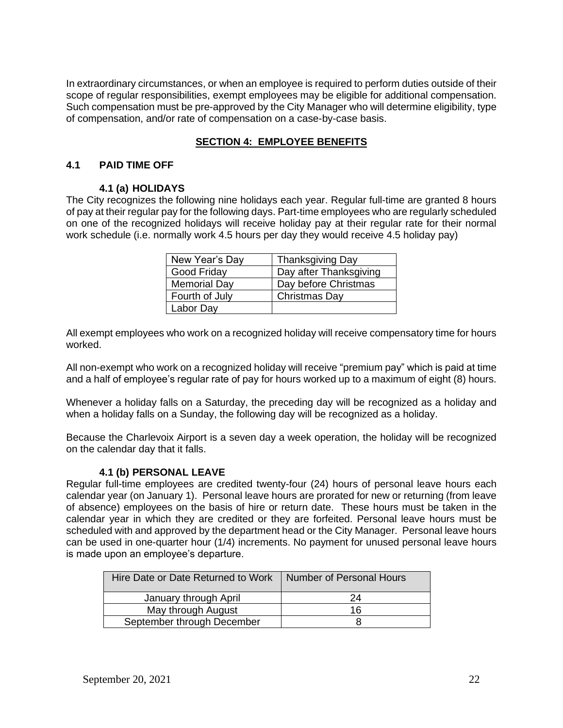In extraordinary circumstances, or when an employee is required to perform duties outside of their scope of regular responsibilities, exempt employees may be eligible for additional compensation. Such compensation must be pre-approved by the City Manager who will determine eligibility, type of compensation, and/or rate of compensation on a case-by-case basis.

## SECTION 4: EMPLOYEE BENEFITS

### 4.1 PAID TIME OFF

#### 4.1 (a) HOLIDAYS

The City recognizes the following nine holidays each year. Regular full-time are granted 8 hours of pay at their regular pay for the following days. Part-time employees who are regularly scheduled on one of the recognized holidays will receive holiday pay at their regular rate for their normal work schedule (i.e. normally work 4.5 hours per day they would receive 4.5 holiday pay)

| New Year's Day | Thanksgiving Day |
|---|---|
| Good Friday | Day after Thanksgiving |
| Memorial Day | Day before Christmas |
| Fourth of July | Christmas Day |
| Labor Day | |

All exempt employees who work on a recognized holiday will receive compensatory time for hours worked.

All non-exempt who work on a recognized holiday will receive "premium pay" which is paid at time and a half of employee's regular rate of pay for hours worked up to a maximum of eight (8) hours.

Whenever a holiday falls on a Saturday, the preceding day will be recognized as a holiday and when a holiday falls on a Sunday, the following day will be recognized as a holiday.

Because the Charlevoix Airport is a seven day a week operation, the holiday will be recognized on the calendar day that it falls.

#### 4.1 (b) PERSONAL LEAVE

Regular full-time employees are credited twenty-four (24) hours of personal leave hours each calendar year (on January 1). Personal leave hours are prorated for new or returning (from leave of absence) employees on the basis of hire or return date. These hours must be taken in the calendar year in which they are credited or they are forfeited. Personal leave hours must be scheduled with and approved by the department head or the City Manager. Personal leave hours can be used in one-quarter hour (1/4) increments. No payment for unused personal leave hours is made upon an employee's departure.

| Hire Date or Date Returned to Work | Number of Personal Hours |
|---|---|
| January through April | 24 |
| May through August | 16 |
| September through December | 8 |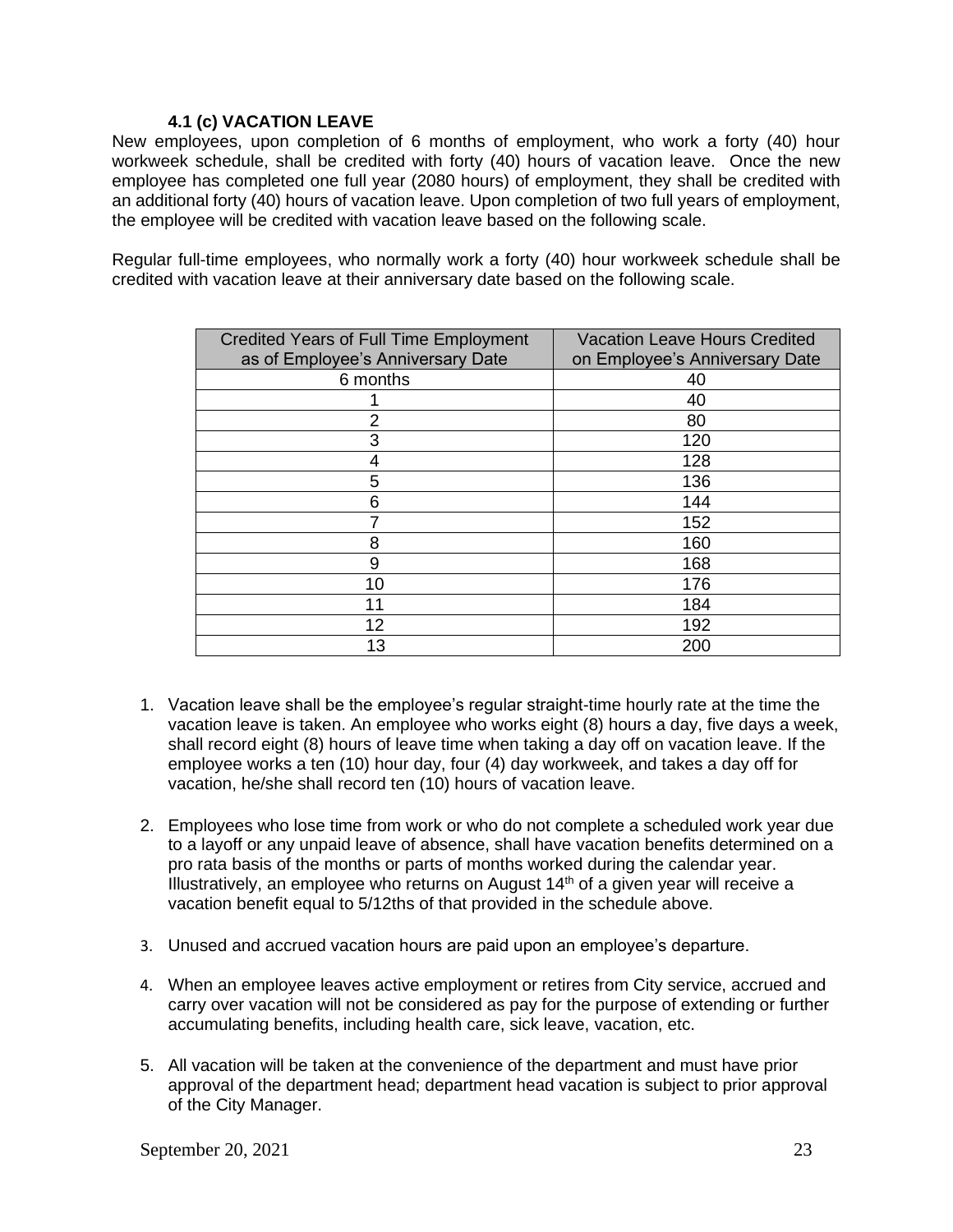#### 4.1 (c) VACATION LEAVE

New employees, upon completion of 6 months of employment, who work a forty (40) hour workweek schedule, shall be credited with forty (40) hours of vacation leave. Once the new employee has completed one full year (2080 hours) of employment, they shall be credited with an additional forty (40) hours of vacation leave. Upon completion of two full years of employment, the employee will be credited with vacation leave based on the following scale.

Regular full-time employees, who normally work a forty (40) hour workweek schedule shall be credited with vacation leave at their anniversary date based on the following scale.

| Credited Years of Full Time Employment as of Employee's Anniversary Date | Vacation Leave Hours Credited on Employee's Anniversary Date |
|---|---|
| 6 months | 40 |
| 1 | 40 |
| 2 | 80 |
| 3 | 120 |
| 4 | 128 |
| 5 | 136 |
| 6 | 144 |
| 7 | 152 |
| 8 | 160 |
| 9 | 168 |
| 10 | 176 |
| 11 | 184 |
| 12 | 192 |
| 13 | 200 |

1. Vacation leave shall be the employee's regular straight-time hourly rate at the time the vacation leave is taken. An employee who works eight (8) hours a day, five days a week, shall record eight (8) hours of leave time when taking a day off on vacation leave. If the employee works a ten (10) hour day, four (4) day workweek, and takes a day off for vacation, he/she shall record ten (10) hours of vacation leave.

2. Employees who lose time from work or who do not complete a scheduled work year due to a layoff or any unpaid leave of absence, shall have vacation benefits determined on a pro rata basis of the months or parts of months worked during the calendar year. Illustratively, an employee who returns on August 14th of a given year will receive a vacation benefit equal to 5/12ths of that provided in the schedule above.

3. Unused and accrued vacation hours are paid upon an employee's departure.

4. When an employee leaves active employment or retires from City service, accrued and carry over vacation will not be considered as pay for the purpose of extending or further accumulating benefits, including health care, sick leave, vacation, etc.

5. All vacation will be taken at the convenience of the department and must have prior approval of the department head; department head vacation is subject to prior approval of the City Manager.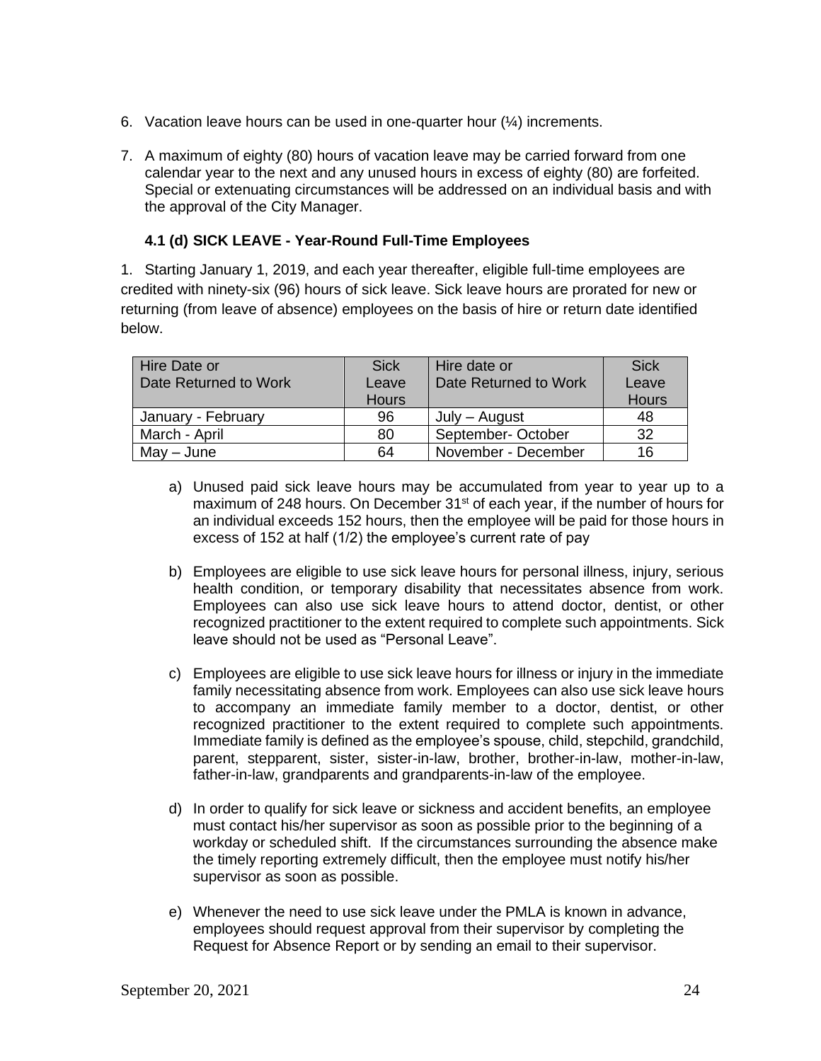6. Vacation leave hours can be used in one-quarter hour (¼) increments.

7. A maximum of eighty (80) hours of vacation leave may be carried forward from one calendar year to the next and any unused hours in excess of eighty (80) are forfeited. Special or extenuating circumstances will be addressed on an individual basis and with the approval of the City Manager.

### 4.1 (d) SICK LEAVE - Year-Round Full-Time Employees

1. Starting January 1, 2019, and each year thereafter, eligible full-time employees are credited with ninety-six (96) hours of sick leave. Sick leave hours are prorated for new or returning (from leave of absence) employees on the basis of hire or return date identified below.

| Hire Date or Date Returned to Work | Sick Leave Hours | Hire date or Date Returned to Work | Sick Leave Hours |
|---|---|---|---|
| January - February | 96 | July – August | 48 |
| March - April | 80 | September- October | 32 |
| May – June | 64 | November - December | 16 |

a) Unused paid sick leave hours may be accumulated from year to year up to a maximum of 248 hours. On December 31st of each year, if the number of hours for an individual exceeds 152 hours, then the employee will be paid for those hours in excess of 152 at half (1/2) the employee's current rate of pay

b) Employees are eligible to use sick leave hours for personal illness, injury, serious health condition, or temporary disability that necessitates absence from work. Employees can also use sick leave hours to attend doctor, dentist, or other recognized practitioner to the extent required to complete such appointments. Sick leave should not be used as "Personal Leave".

c) Employees are eligible to use sick leave hours for illness or injury in the immediate family necessitating absence from work. Employees can also use sick leave hours to accompany an immediate family member to a doctor, dentist, or other recognized practitioner to the extent required to complete such appointments. Immediate family is defined as the employee's spouse, child, stepchild, grandchild, parent, stepparent, sister, sister-in-law, brother, brother-in-law, mother-in-law, father-in-law, grandparents and grandparents-in-law of the employee.

d) In order to qualify for sick leave or sickness and accident benefits, an employee must contact his/her supervisor as soon as possible prior to the beginning of a workday or scheduled shift. If the circumstances surrounding the absence make the timely reporting extremely difficult, then the employee must notify his/her supervisor as soon as possible.

e) Whenever the need to use sick leave under the PMLA is known in advance, employees should request approval from their supervisor by completing the Request for Absence Report or by sending an email to their supervisor.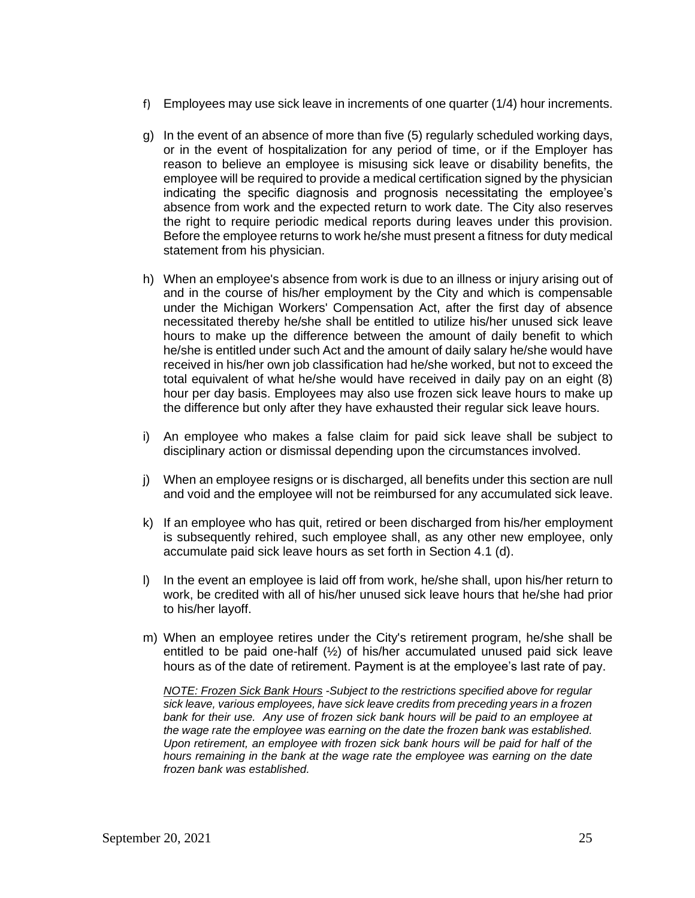f) Employees may use sick leave in increments of one quarter (1/4) hour increments.

g) In the event of an absence of more than five (5) regularly scheduled working days, or in the event of hospitalization for any period of time, or if the Employer has reason to believe an employee is misusing sick leave or disability benefits, the employee will be required to provide a medical certification signed by the physician indicating the specific diagnosis and prognosis necessitating the employee's absence from work and the expected return to work date. The City also reserves the right to require periodic medical reports during leaves under this provision. Before the employee returns to work he/she must present a fitness for duty medical statement from his physician.

h) When an employee's absence from work is due to an illness or injury arising out of and in the course of his/her employment by the City and which is compensable under the Michigan Workers' Compensation Act, after the first day of absence necessitated thereby he/she shall be entitled to utilize his/her unused sick leave hours to make up the difference between the amount of daily benefit to which he/she is entitled under such Act and the amount of daily salary he/she would have received in his/her own job classification had he/she worked, but not to exceed the total equivalent of what he/she would have received in daily pay on an eight (8) hour per day basis. Employees may also use frozen sick leave hours to make up the difference but only after they have exhausted their regular sick leave hours.

i) An employee who makes a false claim for paid sick leave shall be subject to disciplinary action or dismissal depending upon the circumstances involved.

j) When an employee resigns or is discharged, all benefits under this section are null and void and the employee will not be reimbursed for any accumulated sick leave.

k) If an employee who has quit, retired or been discharged from his/her employment is subsequently rehired, such employee shall, as any other new employee, only accumulate paid sick leave hours as set forth in Section 4.1 (d).

l) In the event an employee is laid off from work, he/she shall, upon his/her return to work, be credited with all of his/her unused sick leave hours that he/she had prior to his/her layoff.

m) When an employee retires under the City's retirement program, he/she shall be entitled to be paid one-half (½) of his/her accumulated unused paid sick leave hours as of the date of retirement. Payment is at the employee's last rate of pay.

*<u>NOTE: Frozen Sick Bank Hours</u> -Subject to the restrictions specified above for regular sick leave, various employees, have sick leave credits from preceding years in a frozen bank for their use. Any use of frozen sick bank hours will be paid to an employee at the wage rate the employee was earning on the date the frozen bank was established. Upon retirement, an employee with frozen sick bank hours will be paid for half of the hours remaining in the bank at the wage rate the employee was earning on the date frozen bank was established.*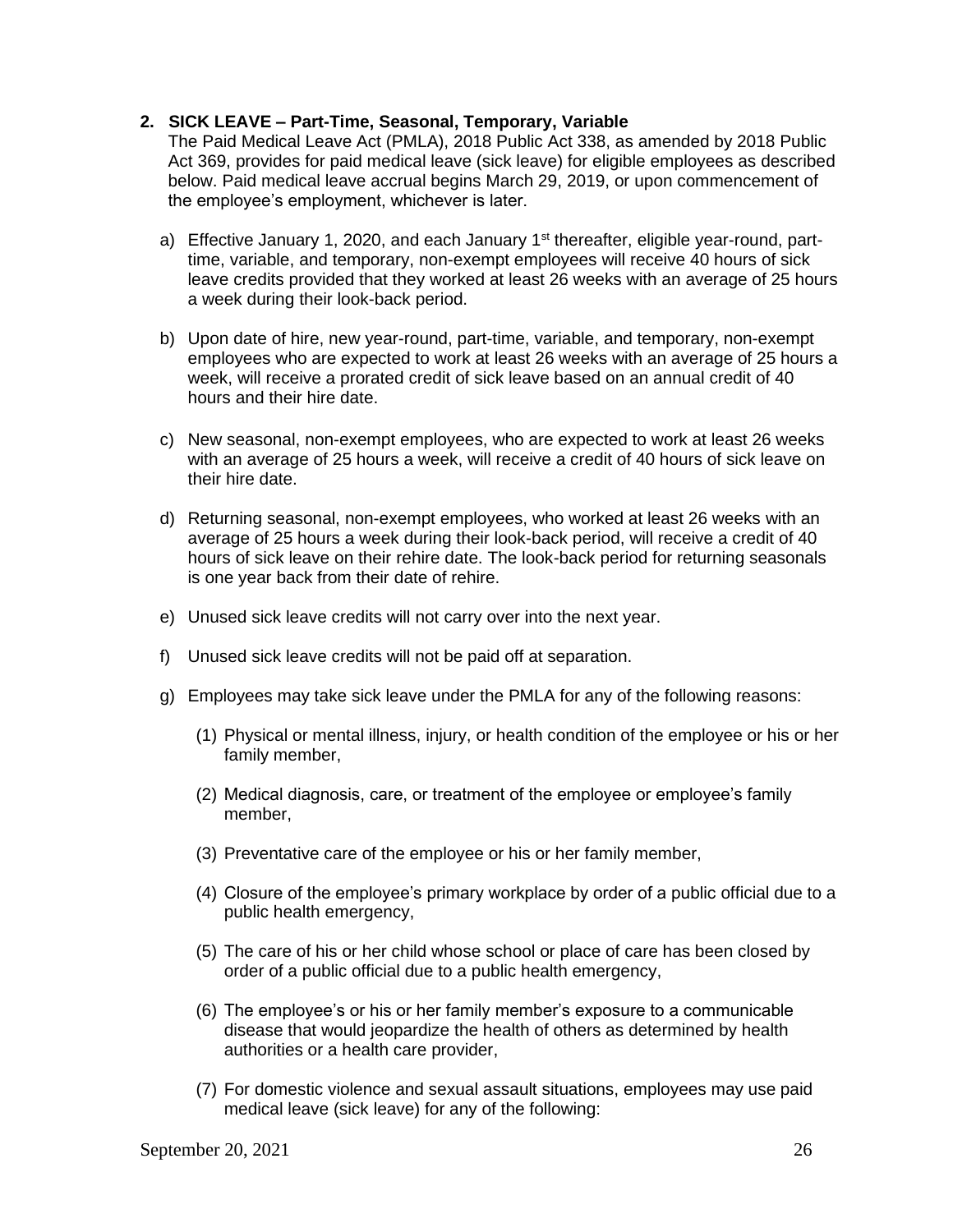## 2. SICK LEAVE – Part-Time, Seasonal, Temporary, Variable

The Paid Medical Leave Act (PMLA), 2018 Public Act 338, as amended by 2018 Public Act 369, provides for paid medical leave (sick leave) for eligible employees as described below. Paid medical leave accrual begins March 29, 2019, or upon commencement of the employee's employment, whichever is later.

a) Effective January 1, 2020, and each January 1st thereafter, eligible year-round, part-time, variable, and temporary, non-exempt employees will receive 40 hours of sick leave credits provided that they worked at least 26 weeks with an average of 25 hours a week during their look-back period.

b) Upon date of hire, new year-round, part-time, variable, and temporary, non-exempt employees who are expected to work at least 26 weeks with an average of 25 hours a week, will receive a prorated credit of sick leave based on an annual credit of 40 hours and their hire date.

c) New seasonal, non-exempt employees, who are expected to work at least 26 weeks with an average of 25 hours a week, will receive a credit of 40 hours of sick leave on their hire date.

d) Returning seasonal, non-exempt employees, who worked at least 26 weeks with an average of 25 hours a week during their look-back period, will receive a credit of 40 hours of sick leave on their rehire date. The look-back period for returning seasonals is one year back from their date of rehire.

e) Unused sick leave credits will not carry over into the next year.

f) Unused sick leave credits will not be paid off at separation.

g) Employees may take sick leave under the PMLA for any of the following reasons:

   (1) Physical or mental illness, injury, or health condition of the employee or his or her family member,

   (2) Medical diagnosis, care, or treatment of the employee or employee's family member,

   (3) Preventative care of the employee or his or her family member,

   (4) Closure of the employee's primary workplace by order of a public official due to a public health emergency,

   (5) The care of his or her child whose school or place of care has been closed by order of a public official due to a public health emergency,

   (6) The employee's or his or her family member's exposure to a communicable disease that would jeopardize the health of others as determined by health authorities or a health care provider,

   (7) For domestic violence and sexual assault situations, employees may use paid medical leave (sick leave) for any of the following: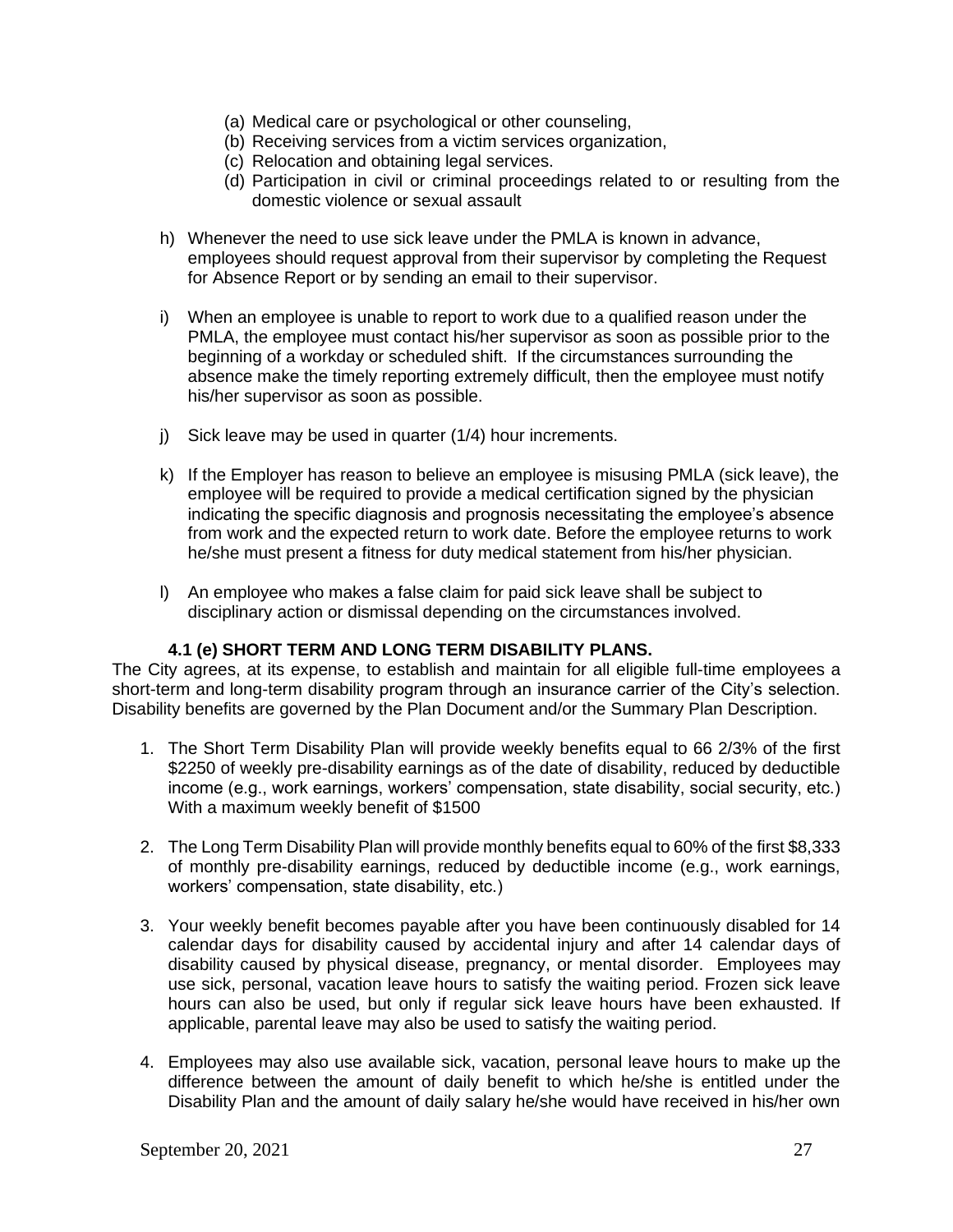(a) Medical care or psychological or other counseling,
(b) Receiving services from a victim services organization,
(c) Relocation and obtaining legal services.
(d) Participation in civil or criminal proceedings related to or resulting from the domestic violence or sexual assault

h) Whenever the need to use sick leave under the PMLA is known in advance, employees should request approval from their supervisor by completing the Request for Absence Report or by sending an email to their supervisor.

i) When an employee is unable to report to work due to a qualified reason under the PMLA, the employee must contact his/her supervisor as soon as possible prior to the beginning of a workday or scheduled shift. If the circumstances surrounding the absence make the timely reporting extremely difficult, then the employee must notify his/her supervisor as soon as possible.

j) Sick leave may be used in quarter (1/4) hour increments.

k) If the Employer has reason to believe an employee is misusing PMLA (sick leave), the employee will be required to provide a medical certification signed by the physician indicating the specific diagnosis and prognosis necessitating the employee's absence from work and the expected return to work date. Before the employee returns to work he/she must present a fitness for duty medical statement from his/her physician.

l) An employee who makes a false claim for paid sick leave shall be subject to disciplinary action or dismissal depending on the circumstances involved.

### 4.1 (e) SHORT TERM AND LONG TERM DISABILITY PLANS.

The City agrees, at its expense, to establish and maintain for all eligible full-time employees a short-term and long-term disability program through an insurance carrier of the City's selection. Disability benefits are governed by the Plan Document and/or the Summary Plan Description.

1. The Short Term Disability Plan will provide weekly benefits equal to 66 2/3% of the first $2250 of weekly pre-disability earnings as of the date of disability, reduced by deductible income (e.g., work earnings, workers' compensation, state disability, social security, etc.) With a maximum weekly benefit of $1500

2. The Long Term Disability Plan will provide monthly benefits equal to 60% of the first $8,333 of monthly pre-disability earnings, reduced by deductible income (e.g., work earnings, workers' compensation, state disability, etc.)

3. Your weekly benefit becomes payable after you have been continuously disabled for 14 calendar days for disability caused by accidental injury and after 14 calendar days of disability caused by physical disease, pregnancy, or mental disorder. Employees may use sick, personal, vacation leave hours to satisfy the waiting period. Frozen sick leave hours can also be used, but only if regular sick leave hours have been exhausted. If applicable, parental leave may also be used to satisfy the waiting period.

4. Employees may also use available sick, vacation, personal leave hours to make up the difference between the amount of daily benefit to which he/she is entitled under the Disability Plan and the amount of daily salary he/she would have received in his/her own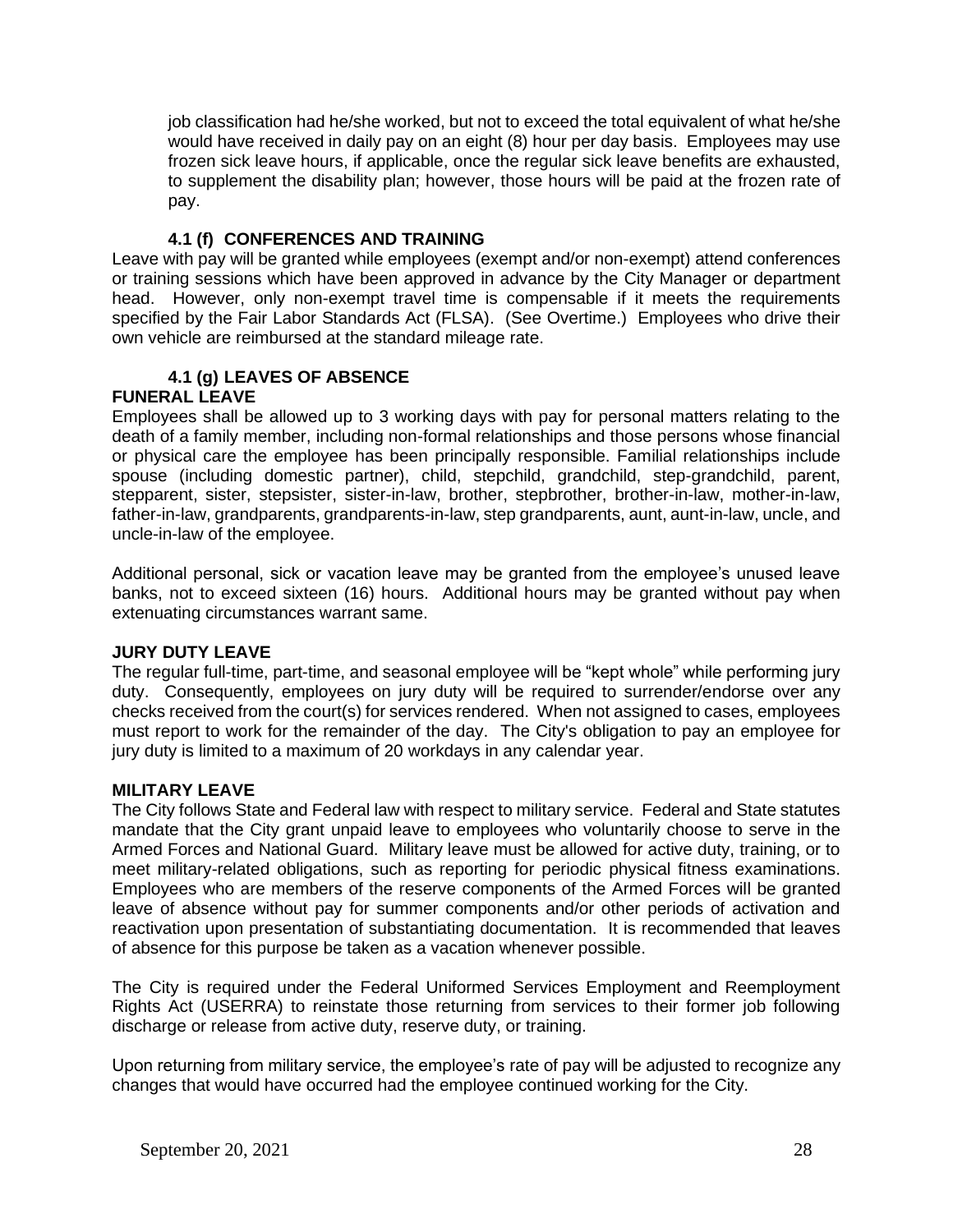job classification had he/she worked, but not to exceed the total equivalent of what he/she would have received in daily pay on an eight (8) hour per day basis. Employees may use frozen sick leave hours, if applicable, once the regular sick leave benefits are exhausted, to supplement the disability plan; however, those hours will be paid at the frozen rate of pay.

### 4.1 (f) CONFERENCES AND TRAINING

Leave with pay will be granted while employees (exempt and/or non-exempt) attend conferences or training sessions which have been approved in advance by the City Manager or department head. However, only non-exempt travel time is compensable if it meets the requirements specified by the Fair Labor Standards Act (FLSA). (See Overtime.) Employees who drive their own vehicle are reimbursed at the standard mileage rate.

### 4.1 (g) LEAVES OF ABSENCE

**FUNERAL LEAVE**

Employees shall be allowed up to 3 working days with pay for personal matters relating to the death of a family member, including non-formal relationships and those persons whose financial or physical care the employee has been principally responsible. Familial relationships include spouse (including domestic partner), child, stepchild, grandchild, step-grandchild, parent, stepparent, sister, stepsister, sister-in-law, brother, stepbrother, brother-in-law, mother-in-law, father-in-law, grandparents, grandparents-in-law, step grandparents, aunt, aunt-in-law, uncle, and uncle-in-law of the employee.

Additional personal, sick or vacation leave may be granted from the employee's unused leave banks, not to exceed sixteen (16) hours. Additional hours may be granted without pay when extenuating circumstances warrant same.

**JURY DUTY LEAVE**

The regular full-time, part-time, and seasonal employee will be "kept whole" while performing jury duty. Consequently, employees on jury duty will be required to surrender/endorse over any checks received from the court(s) for services rendered. When not assigned to cases, employees must report to work for the remainder of the day. The City's obligation to pay an employee for jury duty is limited to a maximum of 20 workdays in any calendar year.

**MILITARY LEAVE**

The City follows State and Federal law with respect to military service. Federal and State statutes mandate that the City grant unpaid leave to employees who voluntarily choose to serve in the Armed Forces and National Guard. Military leave must be allowed for active duty, training, or to meet military-related obligations, such as reporting for periodic physical fitness examinations. Employees who are members of the reserve components of the Armed Forces will be granted leave of absence without pay for summer components and/or other periods of activation and reactivation upon presentation of substantiating documentation. It is recommended that leaves of absence for this purpose be taken as a vacation whenever possible.

The City is required under the Federal Uniformed Services Employment and Reemployment Rights Act (USERRA) to reinstate those returning from services to their former job following discharge or release from active duty, reserve duty, or training.

Upon returning from military service, the employee's rate of pay will be adjusted to recognize any changes that would have occurred had the employee continued working for the City.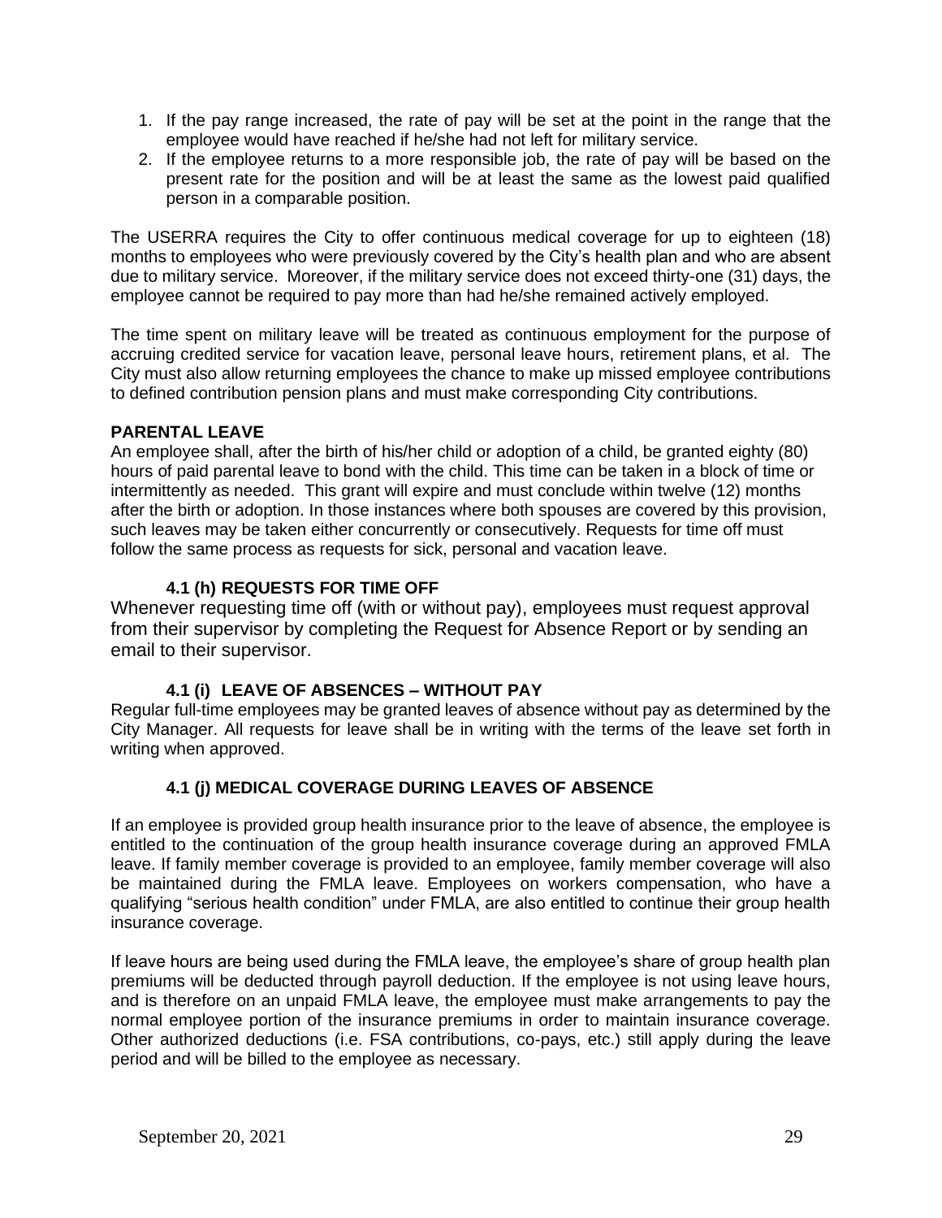1. If the pay range increased, the rate of pay will be set at the point in the range that the employee would have reached if he/she had not left for military service.
2. If the employee returns to a more responsible job, the rate of pay will be based on the present rate for the position and will be at least the same as the lowest paid qualified person in a comparable position.

The USERRA requires the City to offer continuous medical coverage for up to eighteen (18) months to employees who were previously covered by the City's health plan and who are absent due to military service. Moreover, if the military service does not exceed thirty-one (31) days, the employee cannot be required to pay more than had he/she remained actively employed.

The time spent on military leave will be treated as continuous employment for the purpose of accruing credited service for vacation leave, personal leave hours, retirement plans, et al. The City must also allow returning employees the chance to make up missed employee contributions to defined contribution pension plans and must make corresponding City contributions.

**PARENTAL LEAVE**

An employee shall, after the birth of his/her child or adoption of a child, be granted eighty (80) hours of paid parental leave to bond with the child. This time can be taken in a block of time or intermittently as needed. This grant will expire and must conclude within twelve (12) months after the birth or adoption. In those instances where both spouses are covered by this provision, such leaves may be taken either concurrently or consecutively. Requests for time off must follow the same process as requests for sick, personal and vacation leave.

### 4.1 (h) REQUESTS FOR TIME OFF

Whenever requesting time off (with or without pay), employees must request approval from their supervisor by completing the Request for Absence Report or by sending an email to their supervisor.

### 4.1 (i) LEAVE OF ABSENCES – WITHOUT PAY

Regular full-time employees may be granted leaves of absence without pay as determined by the City Manager. All requests for leave shall be in writing with the terms of the leave set forth in writing when approved.

### 4.1 (j) MEDICAL COVERAGE DURING LEAVES OF ABSENCE

If an employee is provided group health insurance prior to the leave of absence, the employee is entitled to the continuation of the group health insurance coverage during an approved FMLA leave. If family member coverage is provided to an employee, family member coverage will also be maintained during the FMLA leave. Employees on workers compensation, who have a qualifying "serious health condition" under FMLA, are also entitled to continue their group health insurance coverage.

If leave hours are being used during the FMLA leave, the employee's share of group health plan premiums will be deducted through payroll deduction. If the employee is not using leave hours, and is therefore on an unpaid FMLA leave, the employee must make arrangements to pay the normal employee portion of the insurance premiums in order to maintain insurance coverage. Other authorized deductions (i.e. FSA contributions, co-pays, etc.) still apply during the leave period and will be billed to the employee as necessary.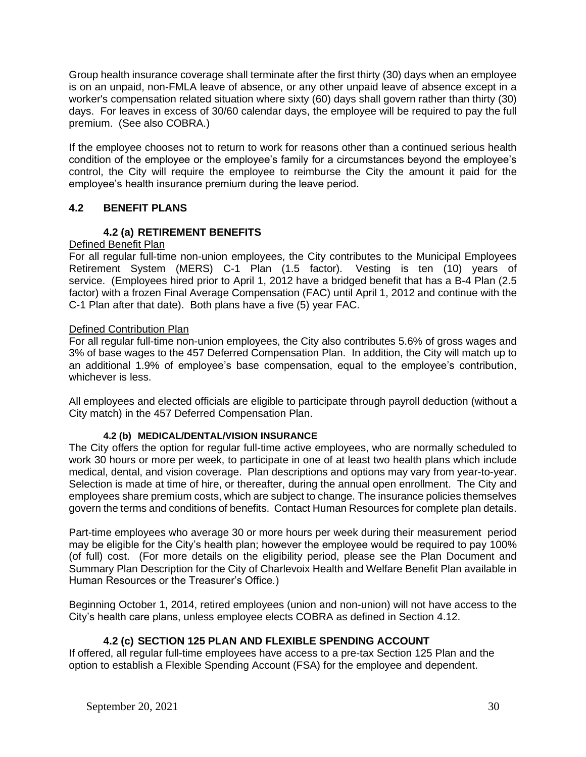Group health insurance coverage shall terminate after the first thirty (30) days when an employee is on an unpaid, non-FMLA leave of absence, or any other unpaid leave of absence except in a worker's compensation related situation where sixty (60) days shall govern rather than thirty (30) days. For leaves in excess of 30/60 calendar days, the employee will be required to pay the full premium. (See also COBRA.)

If the employee chooses not to return to work for reasons other than a continued serious health condition of the employee or the employee's family for a circumstances beyond the employee's control, the City will require the employee to reimburse the City the amount it paid for the employee's health insurance premium during the leave period.

## 4.2 BENEFIT PLANS

### 4.2 (a) RETIREMENT BENEFITS

<u>Defined Benefit Plan</u>

For all regular full-time non-union employees, the City contributes to the Municipal Employees Retirement System (MERS) C-1 Plan (1.5 factor). Vesting is ten (10) years of service. (Employees hired prior to April 1, 2012 have a bridged benefit that has a B-4 Plan (2.5 factor) with a frozen Final Average Compensation (FAC) until April 1, 2012 and continue with the C-1 Plan after that date). Both plans have a five (5) year FAC.

<u>Defined Contribution Plan</u>

For all regular full-time non-union employees, the City also contributes 5.6% of gross wages and 3% of base wages to the 457 Deferred Compensation Plan. In addition, the City will match up to an additional 1.9% of employee's base compensation, equal to the employee's contribution, whichever is less.

All employees and elected officials are eligible to participate through payroll deduction (without a City match) in the 457 Deferred Compensation Plan.

### 4.2 (b) MEDICAL/DENTAL/VISION INSURANCE

The City offers the option for regular full-time active employees, who are normally scheduled to work 30 hours or more per week, to participate in one of at least two health plans which include medical, dental, and vision coverage. Plan descriptions and options may vary from year-to-year. Selection is made at time of hire, or thereafter, during the annual open enrollment. The City and employees share premium costs, which are subject to change. The insurance policies themselves govern the terms and conditions of benefits. Contact Human Resources for complete plan details.

Part-time employees who average 30 or more hours per week during their measurement period may be eligible for the City's health plan; however the employee would be required to pay 100% (of full) cost. (For more details on the eligibility period, please see the Plan Document and Summary Plan Description for the City of Charlevoix Health and Welfare Benefit Plan available in Human Resources or the Treasurer's Office.)

Beginning October 1, 2014, retired employees (union and non-union) will not have access to the City's health care plans, unless employee elects COBRA as defined in Section 4.12.

### 4.2 (c) SECTION 125 PLAN AND FLEXIBLE SPENDING ACCOUNT

If offered, all regular full-time employees have access to a pre-tax Section 125 Plan and the option to establish a Flexible Spending Account (FSA) for the employee and dependent.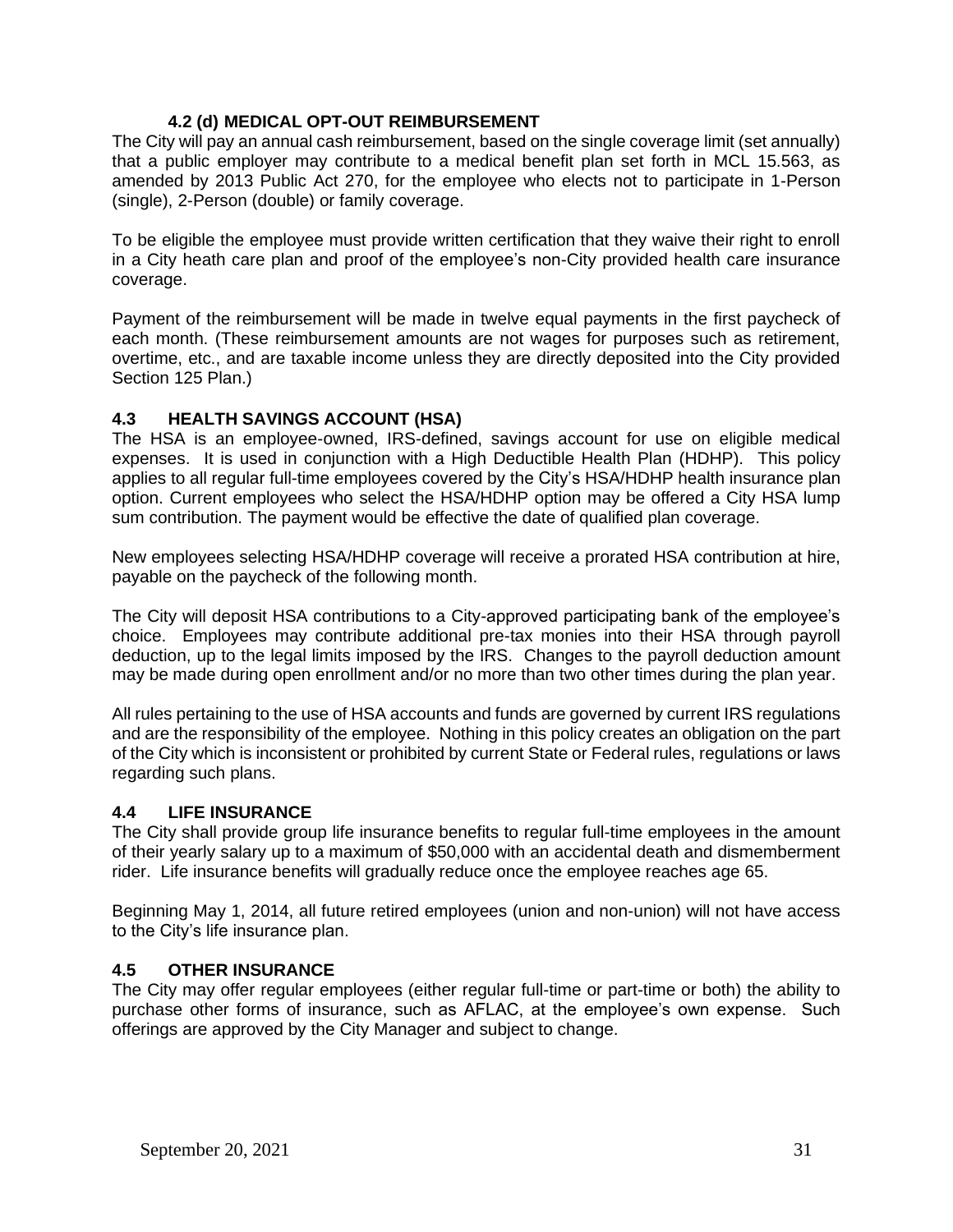### 4.2 (d) MEDICAL OPT-OUT REIMBURSEMENT

The City will pay an annual cash reimbursement, based on the single coverage limit (set annually) that a public employer may contribute to a medical benefit plan set forth in MCL 15.563, as amended by 2013 Public Act 270, for the employee who elects not to participate in 1-Person (single), 2-Person (double) or family coverage.

To be eligible the employee must provide written certification that they waive their right to enroll in a City heath care plan and proof of the employee's non-City provided health care insurance coverage.

Payment of the reimbursement will be made in twelve equal payments in the first paycheck of each month. (These reimbursement amounts are not wages for purposes such as retirement, overtime, etc., and are taxable income unless they are directly deposited into the City provided Section 125 Plan.)

## 4.3 HEALTH SAVINGS ACCOUNT (HSA)

The HSA is an employee-owned, IRS-defined, savings account for use on eligible medical expenses. It is used in conjunction with a High Deductible Health Plan (HDHP). This policy applies to all regular full-time employees covered by the City's HSA/HDHP health insurance plan option. Current employees who select the HSA/HDHP option may be offered a City HSA lump sum contribution. The payment would be effective the date of qualified plan coverage.

New employees selecting HSA/HDHP coverage will receive a prorated HSA contribution at hire, payable on the paycheck of the following month.

The City will deposit HSA contributions to a City-approved participating bank of the employee's choice. Employees may contribute additional pre-tax monies into their HSA through payroll deduction, up to the legal limits imposed by the IRS. Changes to the payroll deduction amount may be made during open enrollment and/or no more than two other times during the plan year.

All rules pertaining to the use of HSA accounts and funds are governed by current IRS regulations and are the responsibility of the employee. Nothing in this policy creates an obligation on the part of the City which is inconsistent or prohibited by current State or Federal rules, regulations or laws regarding such plans.

## 4.4 LIFE INSURANCE

The City shall provide group life insurance benefits to regular full-time employees in the amount of their yearly salary up to a maximum of $50,000 with an accidental death and dismemberment rider. Life insurance benefits will gradually reduce once the employee reaches age 65.

Beginning May 1, 2014, all future retired employees (union and non-union) will not have access to the City's life insurance plan.

## 4.5 OTHER INSURANCE

The City may offer regular employees (either regular full-time or part-time or both) the ability to purchase other forms of insurance, such as AFLAC, at the employee's own expense. Such offerings are approved by the City Manager and subject to change.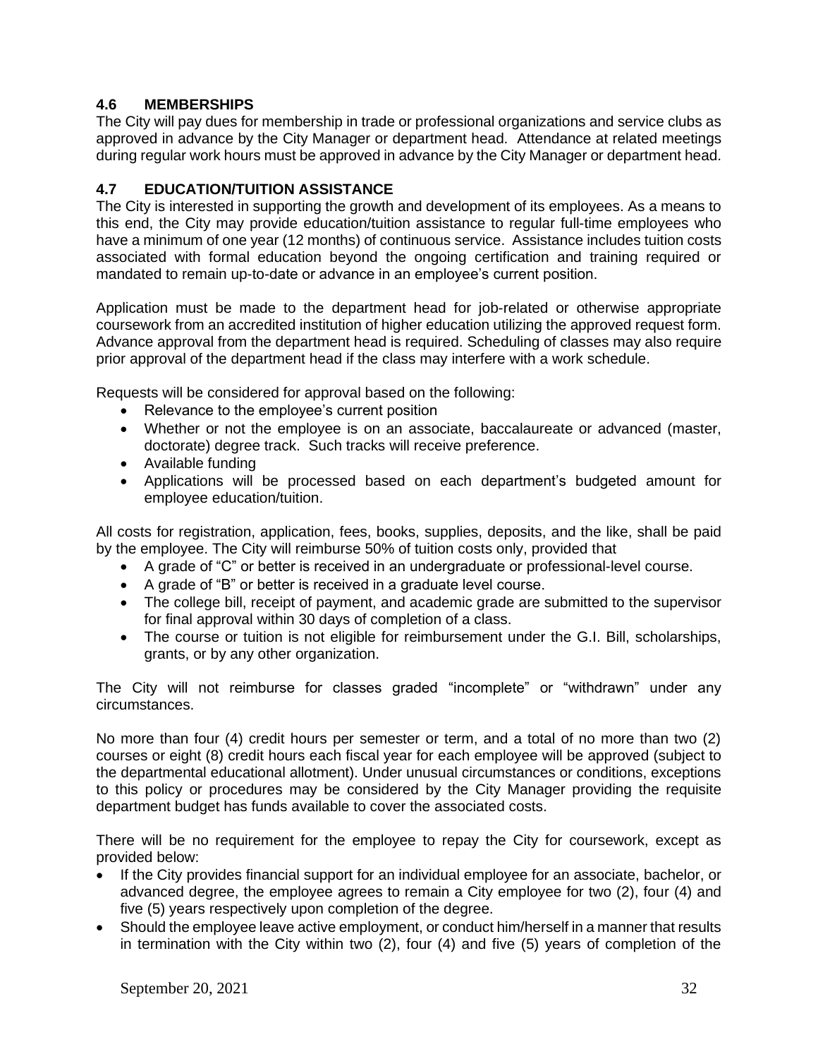### 4.6 MEMBERSHIPS

The City will pay dues for membership in trade or professional organizations and service clubs as approved in advance by the City Manager or department head. Attendance at related meetings during regular work hours must be approved in advance by the City Manager or department head.

### 4.7 EDUCATION/TUITION ASSISTANCE

The City is interested in supporting the growth and development of its employees. As a means to this end, the City may provide education/tuition assistance to regular full-time employees who have a minimum of one year (12 months) of continuous service. Assistance includes tuition costs associated with formal education beyond the ongoing certification and training required or mandated to remain up-to-date or advance in an employee's current position.

Application must be made to the department head for job-related or otherwise appropriate coursework from an accredited institution of higher education utilizing the approved request form. Advance approval from the department head is required. Scheduling of classes may also require prior approval of the department head if the class may interfere with a work schedule.

Requests will be considered for approval based on the following:

- Relevance to the employee's current position
- Whether or not the employee is on an associate, baccalaureate or advanced (master, doctorate) degree track. Such tracks will receive preference.
- Available funding
- Applications will be processed based on each department's budgeted amount for employee education/tuition.

All costs for registration, application, fees, books, supplies, deposits, and the like, shall be paid by the employee. The City will reimburse 50% of tuition costs only, provided that

- A grade of "C" or better is received in an undergraduate or professional-level course.
- A grade of "B" or better is received in a graduate level course.
- The college bill, receipt of payment, and academic grade are submitted to the supervisor for final approval within 30 days of completion of a class.
- The course or tuition is not eligible for reimbursement under the G.I. Bill, scholarships, grants, or by any other organization.

The City will not reimburse for classes graded "incomplete" or "withdrawn" under any circumstances.

No more than four (4) credit hours per semester or term, and a total of no more than two (2) courses or eight (8) credit hours each fiscal year for each employee will be approved (subject to the departmental educational allotment). Under unusual circumstances or conditions, exceptions to this policy or procedures may be considered by the City Manager providing the requisite department budget has funds available to cover the associated costs.

There will be no requirement for the employee to repay the City for coursework, except as provided below:

- If the City provides financial support for an individual employee for an associate, bachelor, or advanced degree, the employee agrees to remain a City employee for two (2), four (4) and five (5) years respectively upon completion of the degree.
- Should the employee leave active employment, or conduct him/herself in a manner that results in termination with the City within two (2), four (4) and five (5) years of completion of the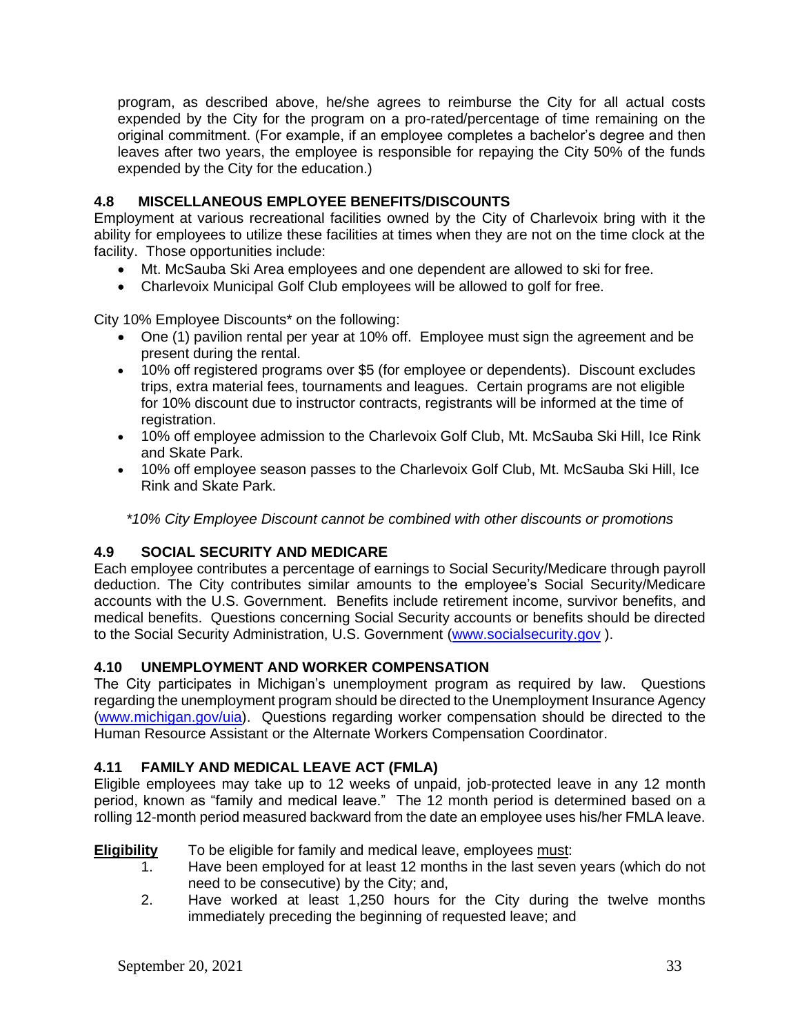program, as described above, he/she agrees to reimburse the City for all actual costs expended by the City for the program on a pro-rated/percentage of time remaining on the original commitment. (For example, if an employee completes a bachelor's degree and then leaves after two years, the employee is responsible for repaying the City 50% of the funds expended by the City for the education.)

### 4.8 MISCELLANEOUS EMPLOYEE BENEFITS/DISCOUNTS

Employment at various recreational facilities owned by the City of Charlevoix bring with it the ability for employees to utilize these facilities at times when they are not on the time clock at the facility. Those opportunities include:

- Mt. McSauba Ski Area employees and one dependent are allowed to ski for free.
- Charlevoix Municipal Golf Club employees will be allowed to golf for free.

City 10% Employee Discounts* on the following:

- One (1) pavilion rental per year at 10% off. Employee must sign the agreement and be present during the rental.
- 10% off registered programs over $5 (for employee or dependents). Discount excludes trips, extra material fees, tournaments and leagues. Certain programs are not eligible for 10% discount due to instructor contracts, registrants will be informed at the time of registration.
- 10% off employee admission to the Charlevoix Golf Club, Mt. McSauba Ski Hill, Ice Rink and Skate Park.
- 10% off employee season passes to the Charlevoix Golf Club, Mt. McSauba Ski Hill, Ice Rink and Skate Park.

*\*10% City Employee Discount cannot be combined with other discounts or promotions*

### 4.9 SOCIAL SECURITY AND MEDICARE

Each employee contributes a percentage of earnings to Social Security/Medicare through payroll deduction. The City contributes similar amounts to the employee's Social Security/Medicare accounts with the U.S. Government. Benefits include retirement income, survivor benefits, and medical benefits. Questions concerning Social Security accounts or benefits should be directed to the Social Security Administration, U.S. Government ([www.socialsecurity.gov](http://www.socialsecurity.gov) ).

### 4.10 UNEMPLOYMENT AND WORKER COMPENSATION

The City participates in Michigan's unemployment program as required by law. Questions regarding the unemployment program should be directed to the Unemployment Insurance Agency ([www.michigan.gov/uia](http://www.michigan.gov/uia)). Questions regarding worker compensation should be directed to the Human Resource Assistant or the Alternate Workers Compensation Coordinator.

### 4.11 FAMILY AND MEDICAL LEAVE ACT (FMLA)

Eligible employees may take up to 12 weeks of unpaid, job-protected leave in any 12 month period, known as "family and medical leave." The 12 month period is determined based on a rolling 12-month period measured backward from the date an employee uses his/her FMLA leave.

**<u>Eligibility</u>** To be eligible for family and medical leave, employees <u>must</u>:

1. Have been employed for at least 12 months in the last seven years (which do not need to be consecutive) by the City; and,
2. Have worked at least 1,250 hours for the City during the twelve months immediately preceding the beginning of requested leave; and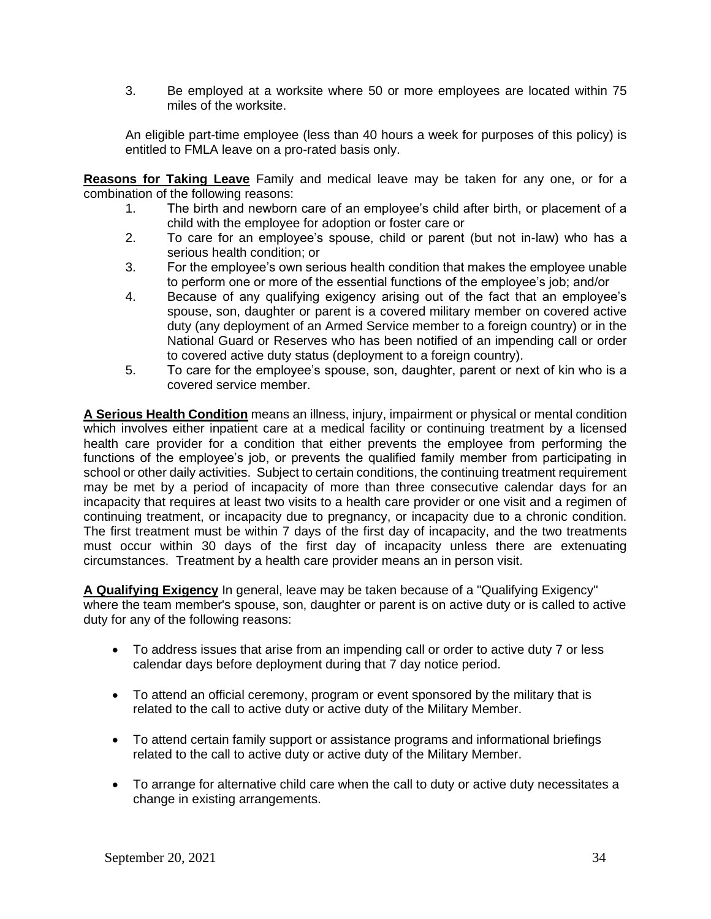3. Be employed at a worksite where 50 or more employees are located within 75 miles of the worksite.

An eligible part-time employee (less than 40 hours a week for purposes of this policy) is entitled to FMLA leave on a pro-rated basis only.

**Reasons for Taking Leave** Family and medical leave may be taken for any one, or for a combination of the following reasons:

1. The birth and newborn care of an employee's child after birth, or placement of a child with the employee for adoption or foster care or
2. To care for an employee's spouse, child or parent (but not in-law) who has a serious health condition; or
3. For the employee's own serious health condition that makes the employee unable to perform one or more of the essential functions of the employee's job; and/or
4. Because of any qualifying exigency arising out of the fact that an employee's spouse, son, daughter or parent is a covered military member on covered active duty (any deployment of an Armed Service member to a foreign country) or in the National Guard or Reserves who has been notified of an impending call or order to covered active duty status (deployment to a foreign country).
5. To care for the employee's spouse, son, daughter, parent or next of kin who is a covered service member.

**A Serious Health Condition** means an illness, injury, impairment or physical or mental condition which involves either inpatient care at a medical facility or continuing treatment by a licensed health care provider for a condition that either prevents the employee from performing the functions of the employee's job, or prevents the qualified family member from participating in school or other daily activities. Subject to certain conditions, the continuing treatment requirement may be met by a period of incapacity of more than three consecutive calendar days for an incapacity that requires at least two visits to a health care provider or one visit and a regimen of continuing treatment, or incapacity due to pregnancy, or incapacity due to a chronic condition. The first treatment must be within 7 days of the first day of incapacity, and the two treatments must occur within 30 days of the first day of incapacity unless there are extenuating circumstances. Treatment by a health care provider means an in person visit.

**A Qualifying Exigency** In general, leave may be taken because of a "Qualifying Exigency" where the team member's spouse, son, daughter or parent is on active duty or is called to active duty for any of the following reasons:

- To address issues that arise from an impending call or order to active duty 7 or less calendar days before deployment during that 7 day notice period.
- To attend an official ceremony, program or event sponsored by the military that is related to the call to active duty or active duty of the Military Member.
- To attend certain family support or assistance programs and informational briefings related to the call to active duty or active duty of the Military Member.
- To arrange for alternative child care when the call to duty or active duty necessitates a change in existing arrangements.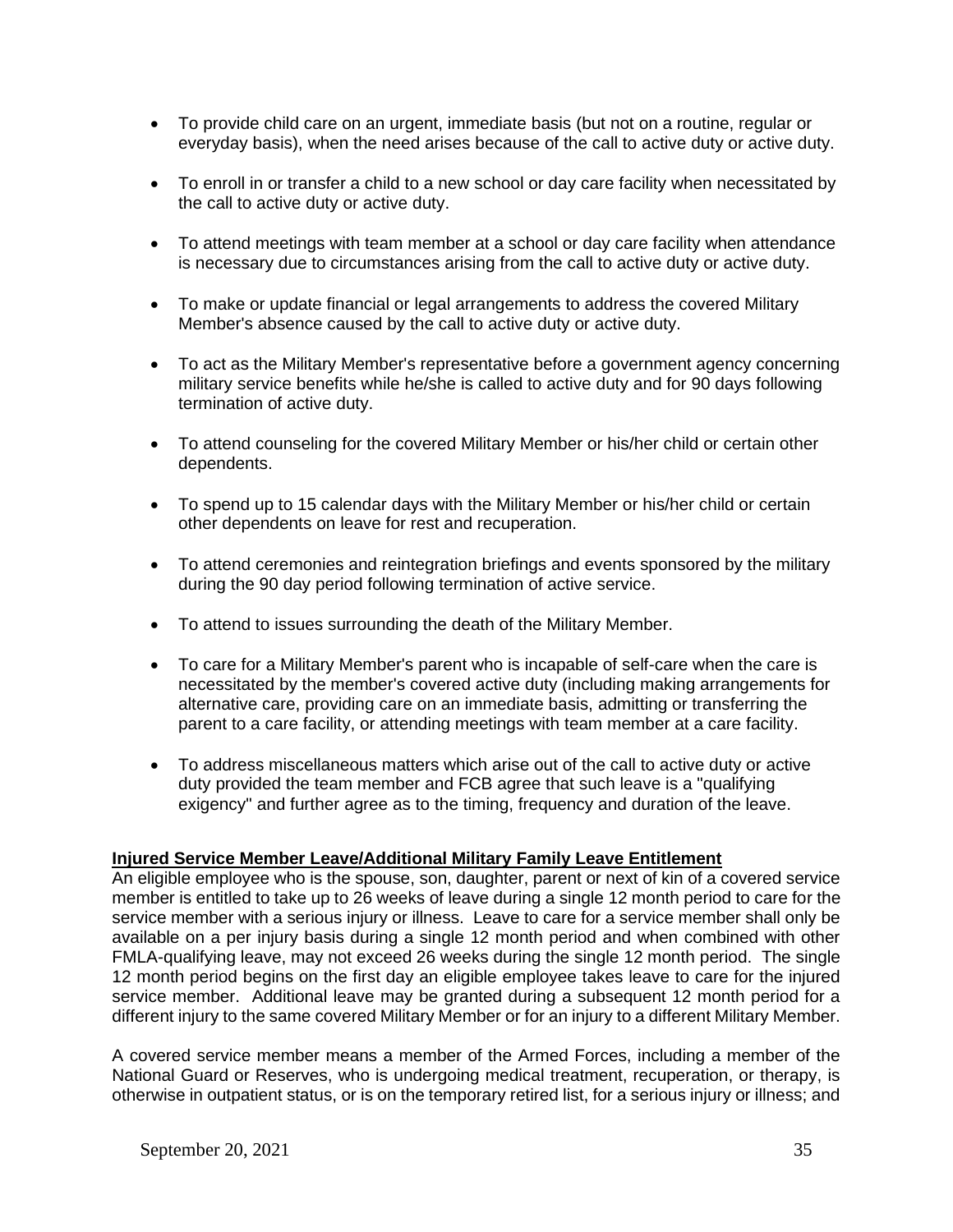- To provide child care on an urgent, immediate basis (but not on a routine, regular or everyday basis), when the need arises because of the call to active duty or active duty.

- To enroll in or transfer a child to a new school or day care facility when necessitated by the call to active duty or active duty.

- To attend meetings with team member at a school or day care facility when attendance is necessary due to circumstances arising from the call to active duty or active duty.

- To make or update financial or legal arrangements to address the covered Military Member's absence caused by the call to active duty or active duty.

- To act as the Military Member's representative before a government agency concerning military service benefits while he/she is called to active duty and for 90 days following termination of active duty.

- To attend counseling for the covered Military Member or his/her child or certain other dependents.

- To spend up to 15 calendar days with the Military Member or his/her child or certain other dependents on leave for rest and recuperation.

- To attend ceremonies and reintegration briefings and events sponsored by the military during the 90 day period following termination of active service.

- To attend to issues surrounding the death of the Military Member.

- To care for a Military Member's parent who is incapable of self-care when the care is necessitated by the member's covered active duty (including making arrangements for alternative care, providing care on an immediate basis, admitting or transferring the parent to a care facility, or attending meetings with team member at a care facility.

- To address miscellaneous matters which arise out of the call to active duty or active duty provided the team member and FCB agree that such leave is a "qualifying exigency" and further agree as to the timing, frequency and duration of the leave.

**Injured Service Member Leave/Additional Military Family Leave Entitlement**

An eligible employee who is the spouse, son, daughter, parent or next of kin of a covered service member is entitled to take up to 26 weeks of leave during a single 12 month period to care for the service member with a serious injury or illness. Leave to care for a service member shall only be available on a per injury basis during a single 12 month period and when combined with other FMLA-qualifying leave, may not exceed 26 weeks during the single 12 month period. The single 12 month period begins on the first day an eligible employee takes leave to care for the injured service member. Additional leave may be granted during a subsequent 12 month period for a different injury to the same covered Military Member or for an injury to a different Military Member.

A covered service member means a member of the Armed Forces, including a member of the National Guard or Reserves, who is undergoing medical treatment, recuperation, or therapy, is otherwise in outpatient status, or is on the temporary retired list, for a serious injury or illness; and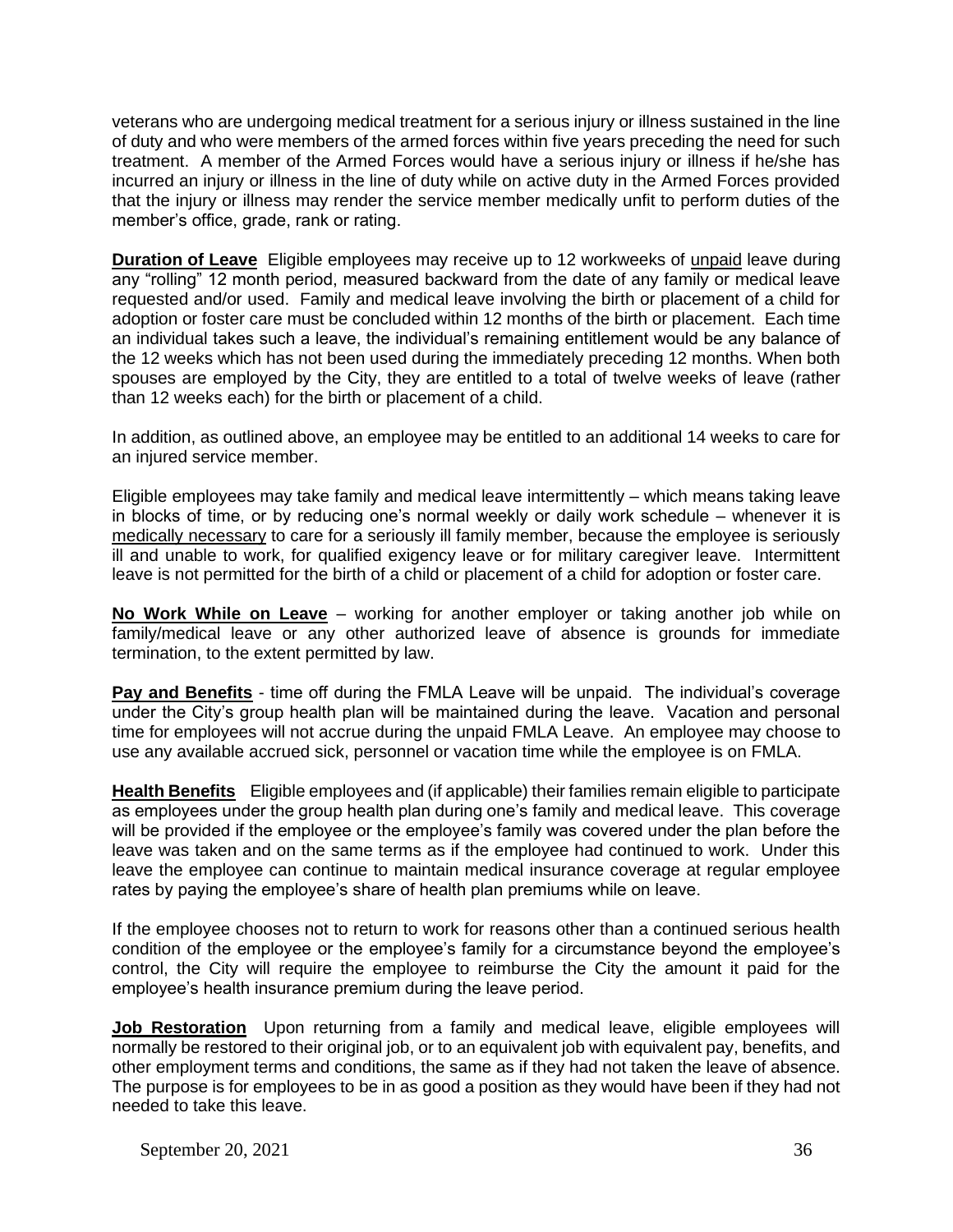veterans who are undergoing medical treatment for a serious injury or illness sustained in the line of duty and who were members of the armed forces within five years preceding the need for such treatment. A member of the Armed Forces would have a serious injury or illness if he/she has incurred an injury or illness in the line of duty while on active duty in the Armed Forces provided that the injury or illness may render the service member medically unfit to perform duties of the member's office, grade, rank or rating.

**Duration of Leave** Eligible employees may receive up to 12 workweeks of unpaid leave during any "rolling" 12 month period, measured backward from the date of any family or medical leave requested and/or used. Family and medical leave involving the birth or placement of a child for adoption or foster care must be concluded within 12 months of the birth or placement. Each time an individual takes such a leave, the individual's remaining entitlement would be any balance of the 12 weeks which has not been used during the immediately preceding 12 months. When both spouses are employed by the City, they are entitled to a total of twelve weeks of leave (rather than 12 weeks each) for the birth or placement of a child.

In addition, as outlined above, an employee may be entitled to an additional 14 weeks to care for an injured service member.

Eligible employees may take family and medical leave intermittently – which means taking leave in blocks of time, or by reducing one's normal weekly or daily work schedule – whenever it is medically necessary to care for a seriously ill family member, because the employee is seriously ill and unable to work, for qualified exigency leave or for military caregiver leave. Intermittent leave is not permitted for the birth of a child or placement of a child for adoption or foster care.

**No Work While on Leave** – working for another employer or taking another job while on family/medical leave or any other authorized leave of absence is grounds for immediate termination, to the extent permitted by law.

**Pay and Benefits** - time off during the FMLA Leave will be unpaid. The individual's coverage under the City's group health plan will be maintained during the leave. Vacation and personal time for employees will not accrue during the unpaid FMLA Leave. An employee may choose to use any available accrued sick, personnel or vacation time while the employee is on FMLA.

**Health Benefits** Eligible employees and (if applicable) their families remain eligible to participate as employees under the group health plan during one's family and medical leave. This coverage will be provided if the employee or the employee's family was covered under the plan before the leave was taken and on the same terms as if the employee had continued to work. Under this leave the employee can continue to maintain medical insurance coverage at regular employee rates by paying the employee's share of health plan premiums while on leave.

If the employee chooses not to return to work for reasons other than a continued serious health condition of the employee or the employee's family for a circumstance beyond the employee's control, the City will require the employee to reimburse the City the amount it paid for the employee's health insurance premium during the leave period.

**Job Restoration** Upon returning from a family and medical leave, eligible employees will normally be restored to their original job, or to an equivalent job with equivalent pay, benefits, and other employment terms and conditions, the same as if they had not taken the leave of absence. The purpose is for employees to be in as good a position as they would have been if they had not needed to take this leave.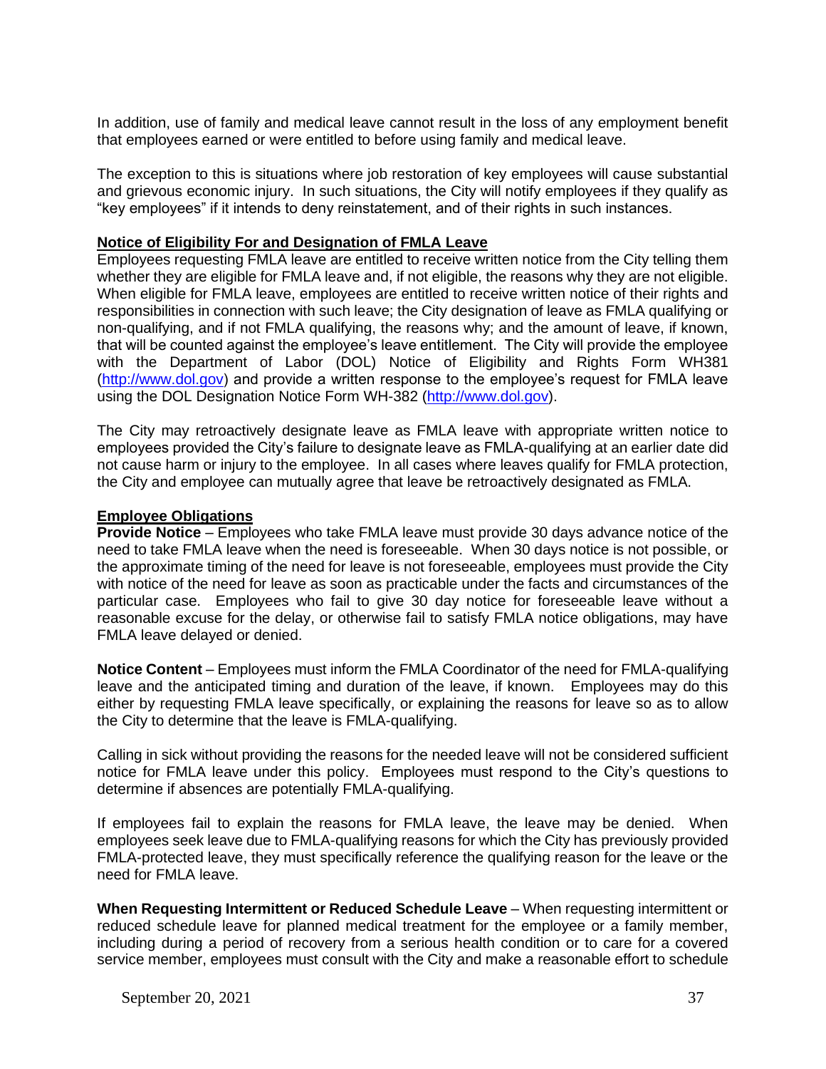In addition, use of family and medical leave cannot result in the loss of any employment benefit that employees earned or were entitled to before using family and medical leave.

The exception to this is situations where job restoration of key employees will cause substantial and grievous economic injury. In such situations, the City will notify employees if they qualify as "key employees" if it intends to deny reinstatement, and of their rights in such instances.

**Notice of Eligibility For and Designation of FMLA Leave**

Employees requesting FMLA leave are entitled to receive written notice from the City telling them whether they are eligible for FMLA leave and, if not eligible, the reasons why they are not eligible. When eligible for FMLA leave, employees are entitled to receive written notice of their rights and responsibilities in connection with such leave; the City designation of leave as FMLA qualifying or non-qualifying, and if not FMLA qualifying, the reasons why; and the amount of leave, if known, that will be counted against the employee's leave entitlement. The City will provide the employee with the Department of Labor (DOL) Notice of Eligibility and Rights Form WH381 (http://www.dol.gov) and provide a written response to the employee's request for FMLA leave using the DOL Designation Notice Form WH-382 (http://www.dol.gov).

The City may retroactively designate leave as FMLA leave with appropriate written notice to employees provided the City's failure to designate leave as FMLA-qualifying at an earlier date did not cause harm or injury to the employee. In all cases where leaves qualify for FMLA protection, the City and employee can mutually agree that leave be retroactively designated as FMLA.

**Employee Obligations**

**Provide Notice** – Employees who take FMLA leave must provide 30 days advance notice of the need to take FMLA leave when the need is foreseeable. When 30 days notice is not possible, or the approximate timing of the need for leave is not foreseeable, employees must provide the City with notice of the need for leave as soon as practicable under the facts and circumstances of the particular case. Employees who fail to give 30 day notice for foreseeable leave without a reasonable excuse for the delay, or otherwise fail to satisfy FMLA notice obligations, may have FMLA leave delayed or denied.

**Notice Content** – Employees must inform the FMLA Coordinator of the need for FMLA-qualifying leave and the anticipated timing and duration of the leave, if known. Employees may do this either by requesting FMLA leave specifically, or explaining the reasons for leave so as to allow the City to determine that the leave is FMLA-qualifying.

Calling in sick without providing the reasons for the needed leave will not be considered sufficient notice for FMLA leave under this policy. Employees must respond to the City's questions to determine if absences are potentially FMLA-qualifying.

If employees fail to explain the reasons for FMLA leave, the leave may be denied. When employees seek leave due to FMLA-qualifying reasons for which the City has previously provided FMLA-protected leave, they must specifically reference the qualifying reason for the leave or the need for FMLA leave.

**When Requesting Intermittent or Reduced Schedule Leave** – When requesting intermittent or reduced schedule leave for planned medical treatment for the employee or a family member, including during a period of recovery from a serious health condition or to care for a covered service member, employees must consult with the City and make a reasonable effort to schedule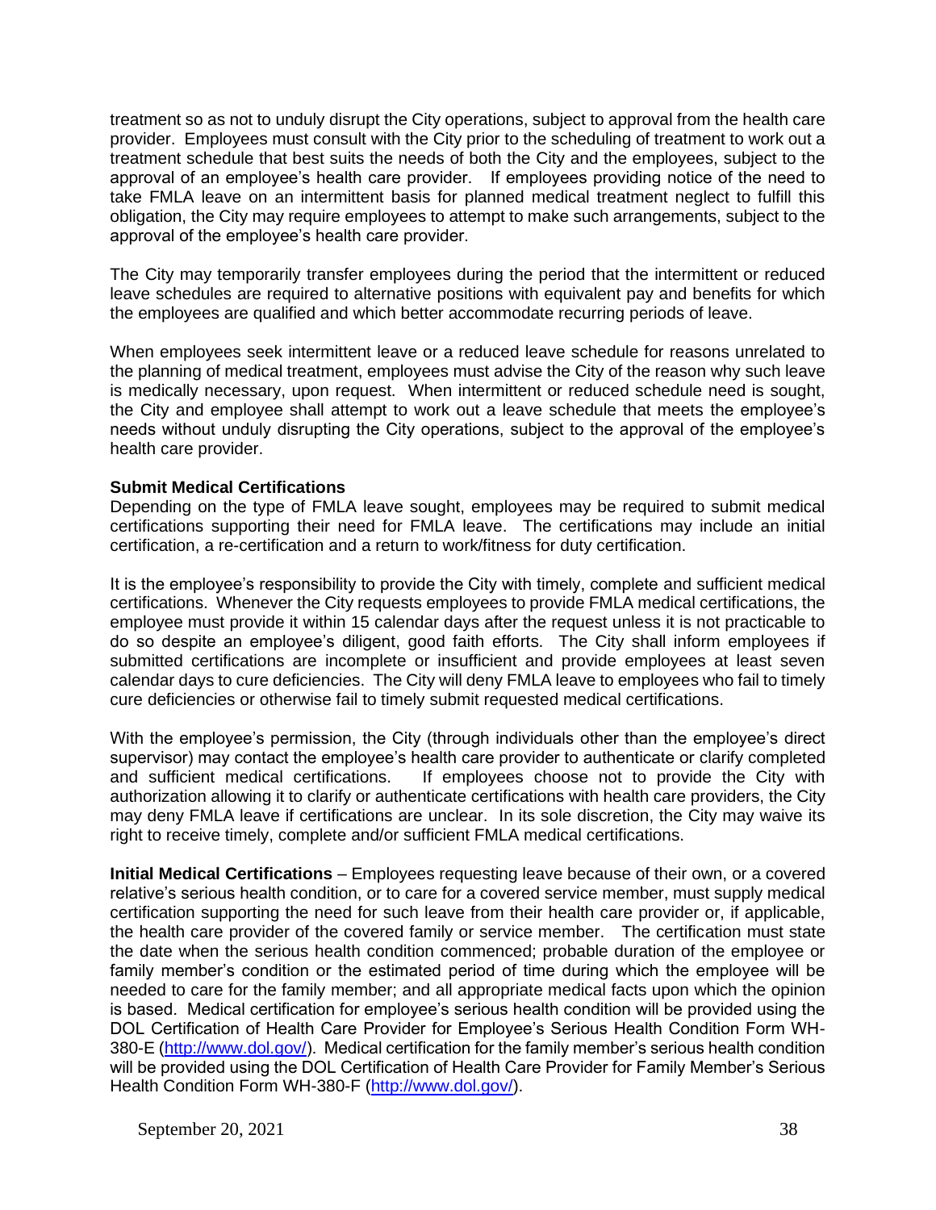treatment so as not to unduly disrupt the City operations, subject to approval from the health care provider. Employees must consult with the City prior to the scheduling of treatment to work out a treatment schedule that best suits the needs of both the City and the employees, subject to the approval of an employee's health care provider. If employees providing notice of the need to take FMLA leave on an intermittent basis for planned medical treatment neglect to fulfill this obligation, the City may require employees to attempt to make such arrangements, subject to the approval of the employee's health care provider.

The City may temporarily transfer employees during the period that the intermittent or reduced leave schedules are required to alternative positions with equivalent pay and benefits for which the employees are qualified and which better accommodate recurring periods of leave.

When employees seek intermittent leave or a reduced leave schedule for reasons unrelated to the planning of medical treatment, employees must advise the City of the reason why such leave is medically necessary, upon request. When intermittent or reduced schedule need is sought, the City and employee shall attempt to work out a leave schedule that meets the employee's needs without unduly disrupting the City operations, subject to the approval of the employee's health care provider.

**Submit Medical Certifications**

Depending on the type of FMLA leave sought, employees may be required to submit medical certifications supporting their need for FMLA leave. The certifications may include an initial certification, a re-certification and a return to work/fitness for duty certification.

It is the employee's responsibility to provide the City with timely, complete and sufficient medical certifications. Whenever the City requests employees to provide FMLA medical certifications, the employee must provide it within 15 calendar days after the request unless it is not practicable to do so despite an employee's diligent, good faith efforts. The City shall inform employees if submitted certifications are incomplete or insufficient and provide employees at least seven calendar days to cure deficiencies. The City will deny FMLA leave to employees who fail to timely cure deficiencies or otherwise fail to timely submit requested medical certifications.

With the employee's permission, the City (through individuals other than the employee's direct supervisor) may contact the employee's health care provider to authenticate or clarify completed and sufficient medical certifications. If employees choose not to provide the City with authorization allowing it to clarify or authenticate certifications with health care providers, the City may deny FMLA leave if certifications are unclear. In its sole discretion, the City may waive its right to receive timely, complete and/or sufficient FMLA medical certifications.

**Initial Medical Certifications** – Employees requesting leave because of their own, or a covered relative's serious health condition, or to care for a covered service member, must supply medical certification supporting the need for such leave from their health care provider or, if applicable, the health care provider of the covered family or service member. The certification must state the date when the serious health condition commenced; probable duration of the employee or family member's condition or the estimated period of time during which the employee will be needed to care for the family member; and all appropriate medical facts upon which the opinion is based. Medical certification for employee's serious health condition will be provided using the DOL Certification of Health Care Provider for Employee's Serious Health Condition Form WH-380-E (http://www.dol.gov/). Medical certification for the family member's serious health condition will be provided using the DOL Certification of Health Care Provider for Family Member's Serious Health Condition Form WH-380-F (http://www.dol.gov/).

September 20, 2021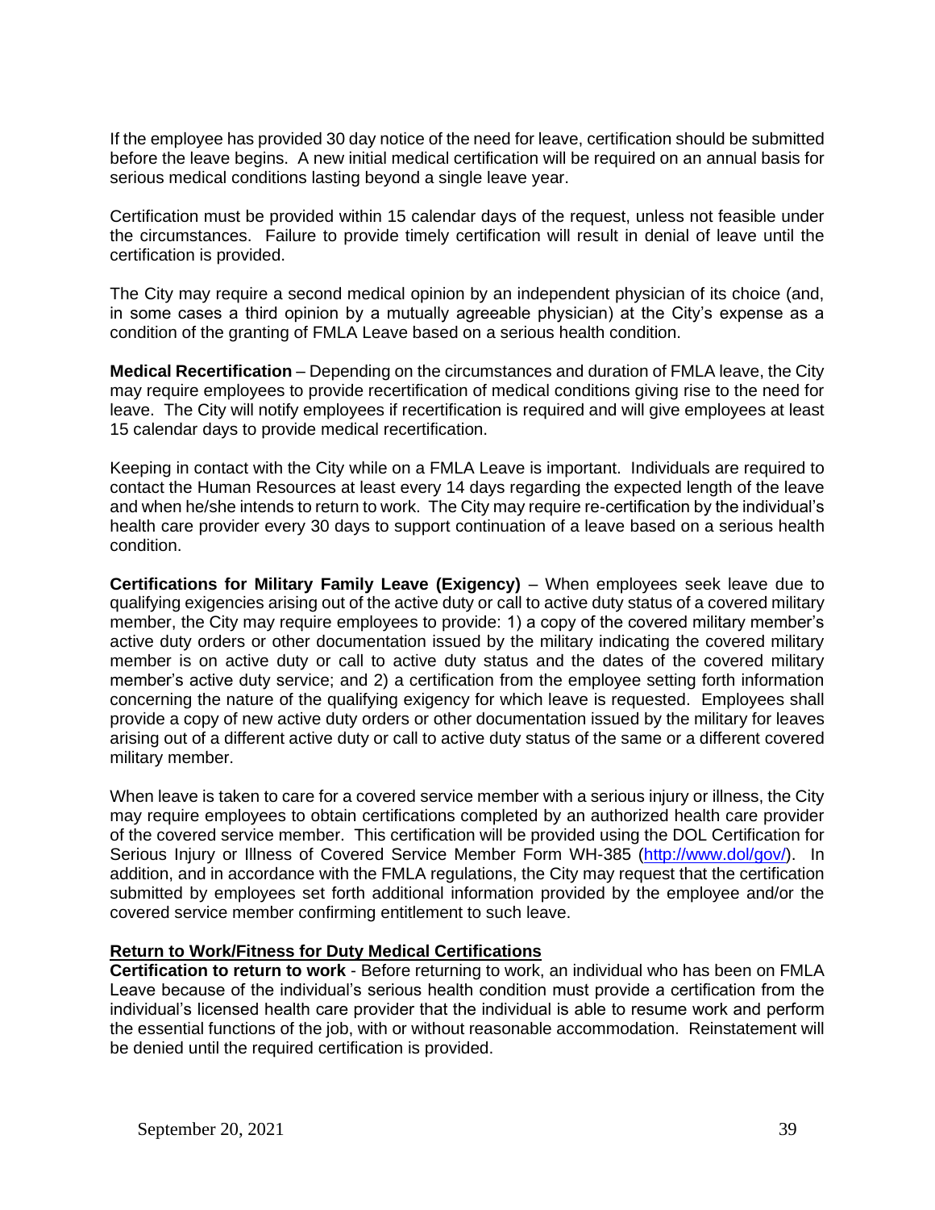If the employee has provided 30 day notice of the need for leave, certification should be submitted before the leave begins. A new initial medical certification will be required on an annual basis for serious medical conditions lasting beyond a single leave year.

Certification must be provided within 15 calendar days of the request, unless not feasible under the circumstances. Failure to provide timely certification will result in denial of leave until the certification is provided.

The City may require a second medical opinion by an independent physician of its choice (and, in some cases a third opinion by a mutually agreeable physician) at the City's expense as a condition of the granting of FMLA Leave based on a serious health condition.

**Medical Recertification** – Depending on the circumstances and duration of FMLA leave, the City may require employees to provide recertification of medical conditions giving rise to the need for leave. The City will notify employees if recertification is required and will give employees at least 15 calendar days to provide medical recertification.

Keeping in contact with the City while on a FMLA Leave is important. Individuals are required to contact the Human Resources at least every 14 days regarding the expected length of the leave and when he/she intends to return to work. The City may require re-certification by the individual's health care provider every 30 days to support continuation of a leave based on a serious health condition.

**Certifications for Military Family Leave (Exigency)** – When employees seek leave due to qualifying exigencies arising out of the active duty or call to active duty status of a covered military member, the City may require employees to provide: 1) a copy of the covered military member's active duty orders or other documentation issued by the military indicating the covered military member is on active duty or call to active duty status and the dates of the covered military member's active duty service; and 2) a certification from the employee setting forth information concerning the nature of the qualifying exigency for which leave is requested. Employees shall provide a copy of new active duty orders or other documentation issued by the military for leaves arising out of a different active duty or call to active duty status of the same or a different covered military member.

When leave is taken to care for a covered service member with a serious injury or illness, the City may require employees to obtain certifications completed by an authorized health care provider of the covered service member. This certification will be provided using the DOL Certification for Serious Injury or Illness of Covered Service Member Form WH-385 (http://www.dol/gov/). In addition, and in accordance with the FMLA regulations, the City may request that the certification submitted by employees set forth additional information provided by the employee and/or the covered service member confirming entitlement to such leave.

**Return to Work/Fitness for Duty Medical Certifications**

**Certification to return to work** - Before returning to work, an individual who has been on FMLA Leave because of the individual's serious health condition must provide a certification from the individual's licensed health care provider that the individual is able to resume work and perform the essential functions of the job, with or without reasonable accommodation. Reinstatement will be denied until the required certification is provided.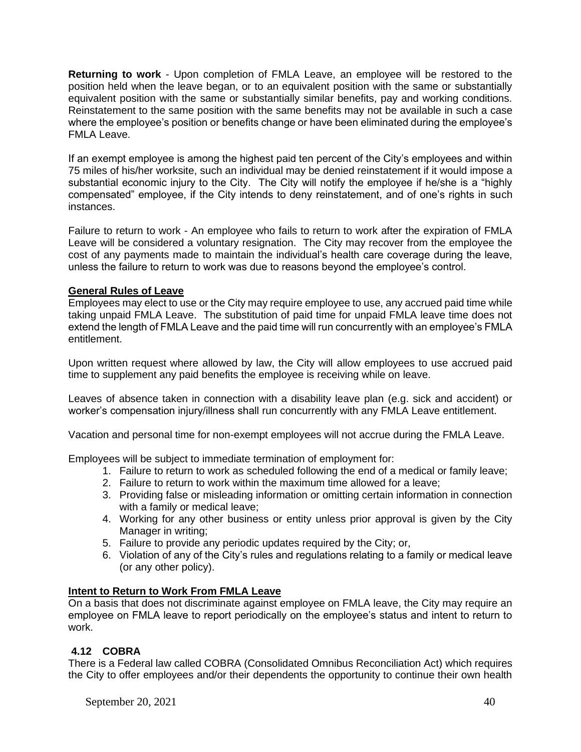**Returning to work** - Upon completion of FMLA Leave, an employee will be restored to the position held when the leave began, or to an equivalent position with the same or substantially equivalent position with the same or substantially similar benefits, pay and working conditions. Reinstatement to the same position with the same benefits may not be available in such a case where the employee's position or benefits change or have been eliminated during the employee's FMLA Leave.

If an exempt employee is among the highest paid ten percent of the City's employees and within 75 miles of his/her worksite, such an individual may be denied reinstatement if it would impose a substantial economic injury to the City. The City will notify the employee if he/she is a "highly compensated" employee, if the City intends to deny reinstatement, and of one's rights in such instances.

Failure to return to work - An employee who fails to return to work after the expiration of FMLA Leave will be considered a voluntary resignation. The City may recover from the employee the cost of any payments made to maintain the individual's health care coverage during the leave, unless the failure to return to work was due to reasons beyond the employee's control.

**General Rules of Leave**

Employees may elect to use or the City may require employee to use, any accrued paid time while taking unpaid FMLA Leave. The substitution of paid time for unpaid FMLA leave time does not extend the length of FMLA Leave and the paid time will run concurrently with an employee's FMLA entitlement.

Upon written request where allowed by law, the City will allow employees to use accrued paid time to supplement any paid benefits the employee is receiving while on leave.

Leaves of absence taken in connection with a disability leave plan (e.g. sick and accident) or worker's compensation injury/illness shall run concurrently with any FMLA Leave entitlement.

Vacation and personal time for non-exempt employees will not accrue during the FMLA Leave.

Employees will be subject to immediate termination of employment for:

1. Failure to return to work as scheduled following the end of a medical or family leave;
2. Failure to return to work within the maximum time allowed for a leave;
3. Providing false or misleading information or omitting certain information in connection with a family or medical leave;
4. Working for any other business or entity unless prior approval is given by the City Manager in writing;
5. Failure to provide any periodic updates required by the City; or,
6. Violation of any of the City's rules and regulations relating to a family or medical leave (or any other policy).

**Intent to Return to Work From FMLA Leave**

On a basis that does not discriminate against employee on FMLA leave, the City may require an employee on FMLA leave to report periodically on the employee's status and intent to return to work.

## 4.12 COBRA

There is a Federal law called COBRA (Consolidated Omnibus Reconciliation Act) which requires the City to offer employees and/or their dependents the opportunity to continue their own health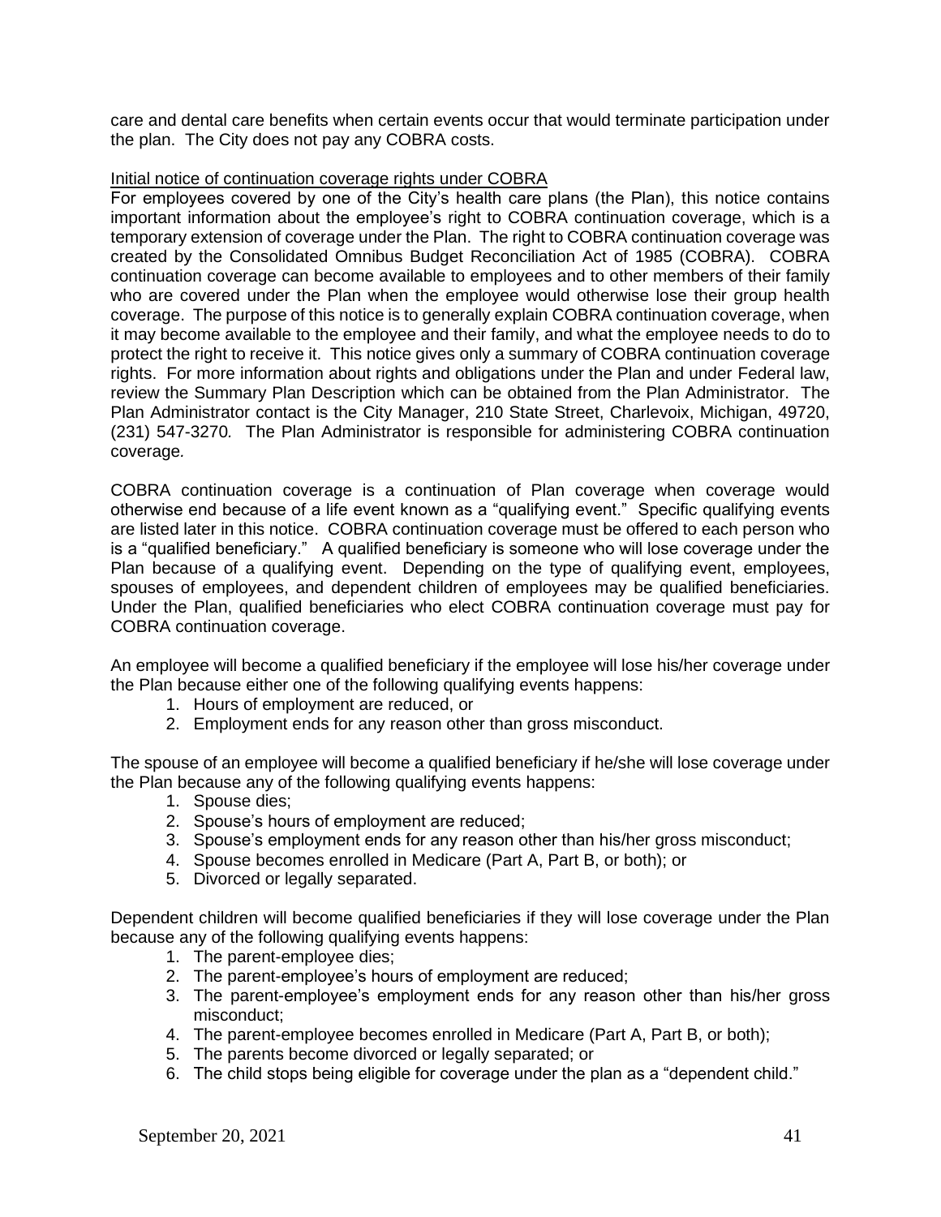care and dental care benefits when certain events occur that would terminate participation under the plan. The City does not pay any COBRA costs.

Initial notice of continuation coverage rights under COBRA

For employees covered by one of the City's health care plans (the Plan), this notice contains important information about the employee's right to COBRA continuation coverage, which is a temporary extension of coverage under the Plan. The right to COBRA continuation coverage was created by the Consolidated Omnibus Budget Reconciliation Act of 1985 (COBRA). COBRA continuation coverage can become available to employees and to other members of their family who are covered under the Plan when the employee would otherwise lose their group health coverage. The purpose of this notice is to generally explain COBRA continuation coverage, when it may become available to the employee and their family, and what the employee needs to do to protect the right to receive it. This notice gives only a summary of COBRA continuation coverage rights. For more information about rights and obligations under the Plan and under Federal law, review the Summary Plan Description which can be obtained from the Plan Administrator. The Plan Administrator contact is the City Manager, 210 State Street, Charlevoix, Michigan, 49720, (231) 547-3270. The Plan Administrator is responsible for administering COBRA continuation coverage.

COBRA continuation coverage is a continuation of Plan coverage when coverage would otherwise end because of a life event known as a "qualifying event." Specific qualifying events are listed later in this notice. COBRA continuation coverage must be offered to each person who is a "qualified beneficiary." A qualified beneficiary is someone who will lose coverage under the Plan because of a qualifying event. Depending on the type of qualifying event, employees, spouses of employees, and dependent children of employees may be qualified beneficiaries. Under the Plan, qualified beneficiaries who elect COBRA continuation coverage must pay for COBRA continuation coverage.

An employee will become a qualified beneficiary if the employee will lose his/her coverage under the Plan because either one of the following qualifying events happens:

1. Hours of employment are reduced, or
2. Employment ends for any reason other than gross misconduct.

The spouse of an employee will become a qualified beneficiary if he/she will lose coverage under the Plan because any of the following qualifying events happens:

1. Spouse dies;
2. Spouse's hours of employment are reduced;
3. Spouse's employment ends for any reason other than his/her gross misconduct;
4. Spouse becomes enrolled in Medicare (Part A, Part B, or both); or
5. Divorced or legally separated.

Dependent children will become qualified beneficiaries if they will lose coverage under the Plan because any of the following qualifying events happens:

1. The parent-employee dies;
2. The parent-employee's hours of employment are reduced;
3. The parent-employee's employment ends for any reason other than his/her gross misconduct;
4. The parent-employee becomes enrolled in Medicare (Part A, Part B, or both);
5. The parents become divorced or legally separated; or
6. The child stops being eligible for coverage under the plan as a "dependent child."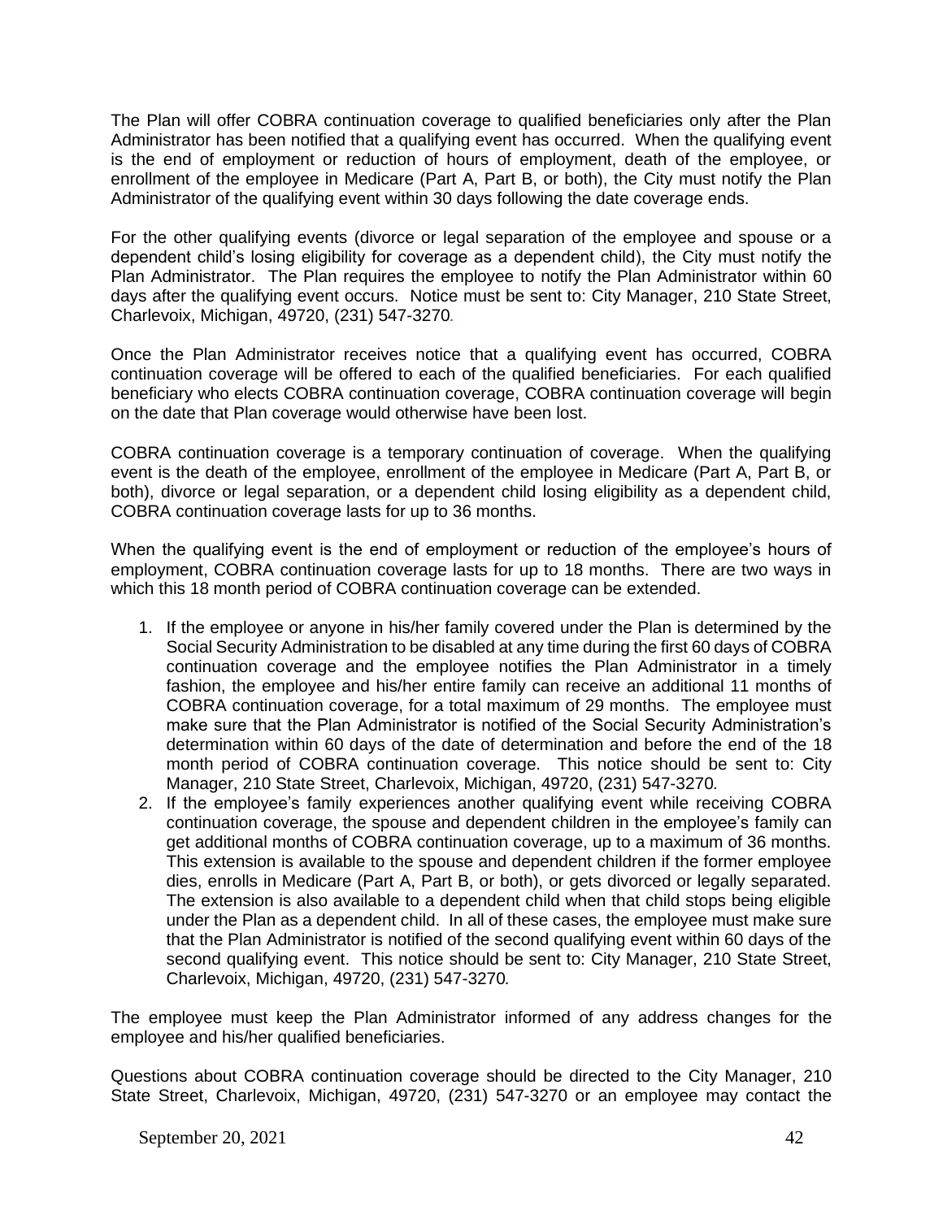The Plan will offer COBRA continuation coverage to qualified beneficiaries only after the Plan Administrator has been notified that a qualifying event has occurred. When the qualifying event is the end of employment or reduction of hours of employment, death of the employee, or enrollment of the employee in Medicare (Part A, Part B, or both), the City must notify the Plan Administrator of the qualifying event within 30 days following the date coverage ends.

For the other qualifying events (divorce or legal separation of the employee and spouse or a dependent child's losing eligibility for coverage as a dependent child), the City must notify the Plan Administrator. The Plan requires the employee to notify the Plan Administrator within 60 days after the qualifying event occurs. Notice must be sent to: City Manager, 210 State Street, Charlevoix, Michigan, 49720, (231) 547-3270.

Once the Plan Administrator receives notice that a qualifying event has occurred, COBRA continuation coverage will be offered to each of the qualified beneficiaries. For each qualified beneficiary who elects COBRA continuation coverage, COBRA continuation coverage will begin on the date that Plan coverage would otherwise have been lost.

COBRA continuation coverage is a temporary continuation of coverage. When the qualifying event is the death of the employee, enrollment of the employee in Medicare (Part A, Part B, or both), divorce or legal separation, or a dependent child losing eligibility as a dependent child, COBRA continuation coverage lasts for up to 36 months.

When the qualifying event is the end of employment or reduction of the employee's hours of employment, COBRA continuation coverage lasts for up to 18 months. There are two ways in which this 18 month period of COBRA continuation coverage can be extended.

1. If the employee or anyone in his/her family covered under the Plan is determined by the Social Security Administration to be disabled at any time during the first 60 days of COBRA continuation coverage and the employee notifies the Plan Administrator in a timely fashion, the employee and his/her entire family can receive an additional 11 months of COBRA continuation coverage, for a total maximum of 29 months. The employee must make sure that the Plan Administrator is notified of the Social Security Administration's determination within 60 days of the date of determination and before the end of the 18 month period of COBRA continuation coverage. This notice should be sent to: City Manager, 210 State Street, Charlevoix, Michigan, 49720, (231) 547-3270.
2. If the employee's family experiences another qualifying event while receiving COBRA continuation coverage, the spouse and dependent children in the employee's family can get additional months of COBRA continuation coverage, up to a maximum of 36 months. This extension is available to the spouse and dependent children if the former employee dies, enrolls in Medicare (Part A, Part B, or both), or gets divorced or legally separated. The extension is also available to a dependent child when that child stops being eligible under the Plan as a dependent child. In all of these cases, the employee must make sure that the Plan Administrator is notified of the second qualifying event within 60 days of the second qualifying event. This notice should be sent to: City Manager, 210 State Street, Charlevoix, Michigan, 49720, (231) 547-3270.

The employee must keep the Plan Administrator informed of any address changes for the employee and his/her qualified beneficiaries.

Questions about COBRA continuation coverage should be directed to the City Manager, 210 State Street, Charlevoix, Michigan, 49720, (231) 547-3270 or an employee may contact the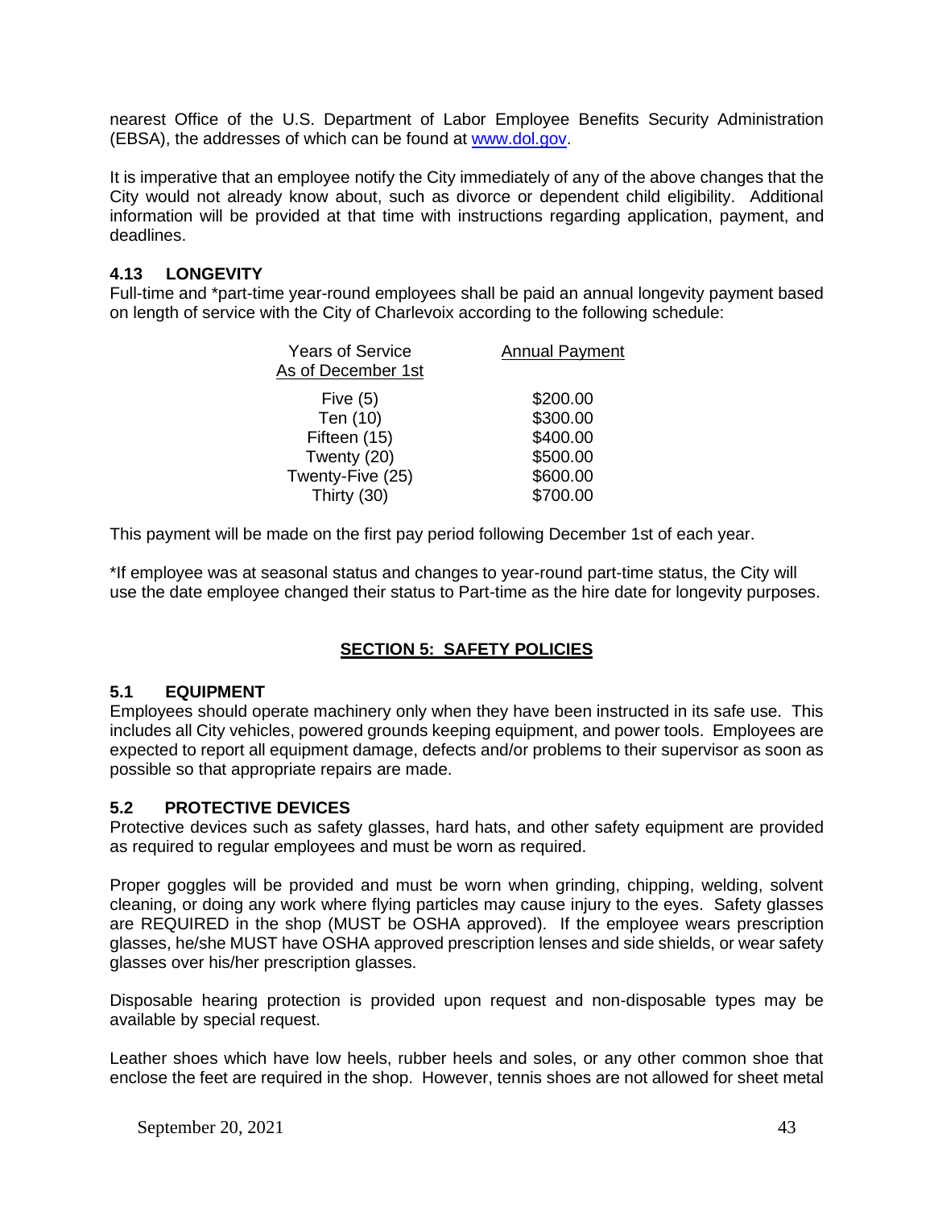nearest Office of the U.S. Department of Labor Employee Benefits Security Administration (EBSA), the addresses of which can be found at [www.dol.gov](http://www.dol.gov).

It is imperative that an employee notify the City immediately of any of the above changes that the City would not already know about, such as divorce or dependent child eligibility. Additional information will be provided at that time with instructions regarding application, payment, and deadlines.

### 4.13 LONGEVITY

Full-time and *part-time year-round employees shall be paid an annual longevity payment based on length of service with the City of Charlevoix according to the following schedule:

| Years of Service As of December 1st | Annual Payment |
|---|---|
| Five (5) | $200.00 |
| Ten (10) | $300.00 |
| Fifteen (15) | $400.00 |
| Twenty (20) | $500.00 |
| Twenty-Five (25) | $600.00 |
| Thirty (30) | $700.00 |

This payment will be made on the first pay period following December 1st of each year.

*If employee was at seasonal status and changes to year-round part-time status, the City will use the date employee changed their status to Part-time as the hire date for longevity purposes.

## SECTION 5: SAFETY POLICIES

### 5.1 EQUIPMENT

Employees should operate machinery only when they have been instructed in its safe use. This includes all City vehicles, powered grounds keeping equipment, and power tools. Employees are expected to report all equipment damage, defects and/or problems to their supervisor as soon as possible so that appropriate repairs are made.

### 5.2 PROTECTIVE DEVICES

Protective devices such as safety glasses, hard hats, and other safety equipment are provided as required to regular employees and must be worn as required.

Proper goggles will be provided and must be worn when grinding, chipping, welding, solvent cleaning, or doing any work where flying particles may cause injury to the eyes. Safety glasses are REQUIRED in the shop (MUST be OSHA approved). If the employee wears prescription glasses, he/she MUST have OSHA approved prescription lenses and side shields, or wear safety glasses over his/her prescription glasses.

Disposable hearing protection is provided upon request and non-disposable types may be available by special request.

Leather shoes which have low heels, rubber heels and soles, or any other common shoe that enclose the feet are required in the shop. However, tennis shoes are not allowed for sheet metal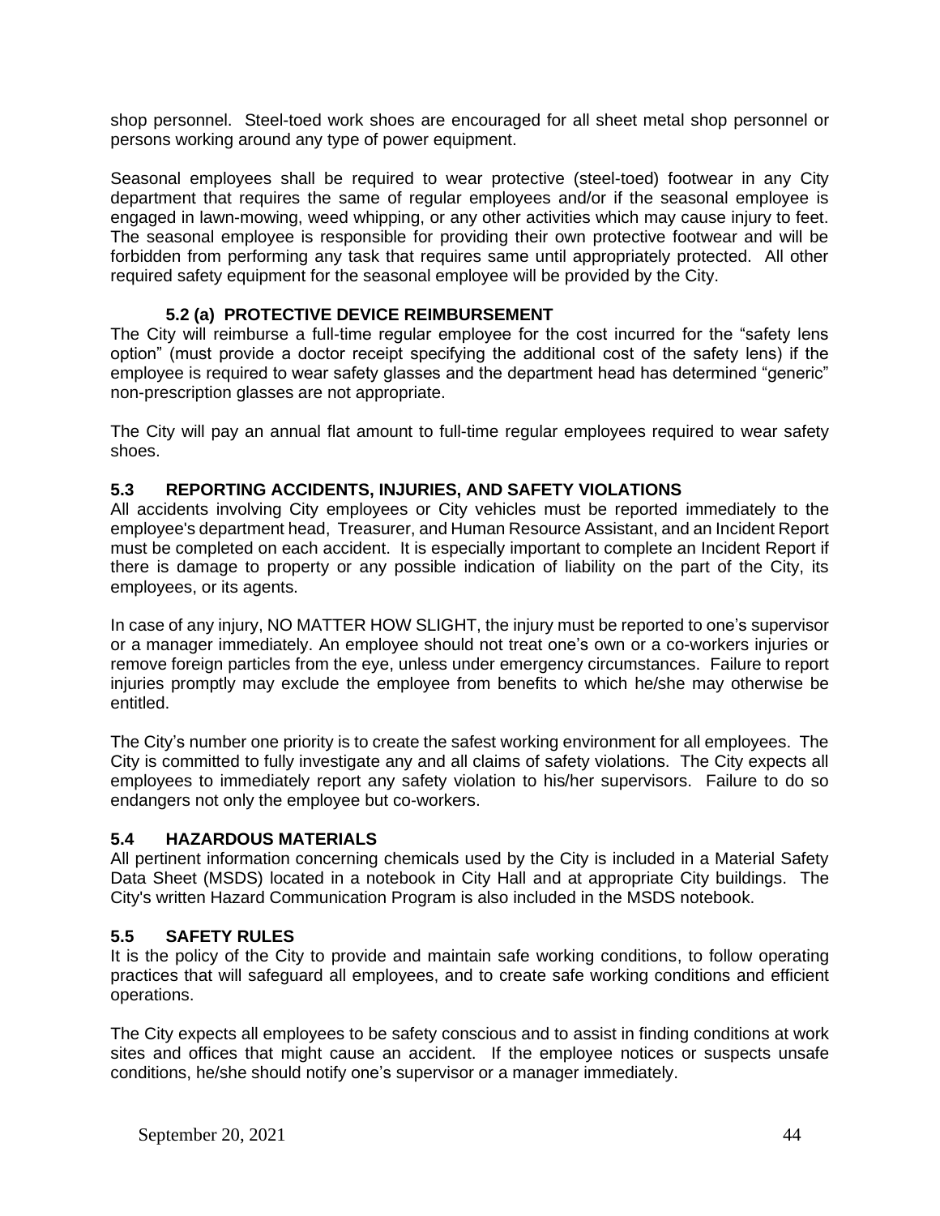shop personnel. Steel-toed work shoes are encouraged for all sheet metal shop personnel or persons working around any type of power equipment.

Seasonal employees shall be required to wear protective (steel-toed) footwear in any City department that requires the same of regular employees and/or if the seasonal employee is engaged in lawn-mowing, weed whipping, or any other activities which may cause injury to feet. The seasonal employee is responsible for providing their own protective footwear and will be forbidden from performing any task that requires same until appropriately protected. All other required safety equipment for the seasonal employee will be provided by the City.

#### 5.2 (a) PROTECTIVE DEVICE REIMBURSEMENT

The City will reimburse a full-time regular employee for the cost incurred for the "safety lens option" (must provide a doctor receipt specifying the additional cost of the safety lens) if the employee is required to wear safety glasses and the department head has determined "generic" non-prescription glasses are not appropriate.

The City will pay an annual flat amount to full-time regular employees required to wear safety shoes.

### 5.3 REPORTING ACCIDENTS, INJURIES, AND SAFETY VIOLATIONS

All accidents involving City employees or City vehicles must be reported immediately to the employee's department head, Treasurer, and Human Resource Assistant, and an Incident Report must be completed on each accident. It is especially important to complete an Incident Report if there is damage to property or any possible indication of liability on the part of the City, its employees, or its agents.

In case of any injury, NO MATTER HOW SLIGHT, the injury must be reported to one's supervisor or a manager immediately. An employee should not treat one's own or a co-workers injuries or remove foreign particles from the eye, unless under emergency circumstances. Failure to report injuries promptly may exclude the employee from benefits to which he/she may otherwise be entitled.

The City's number one priority is to create the safest working environment for all employees. The City is committed to fully investigate any and all claims of safety violations. The City expects all employees to immediately report any safety violation to his/her supervisors. Failure to do so endangers not only the employee but co-workers.

### 5.4 HAZARDOUS MATERIALS

All pertinent information concerning chemicals used by the City is included in a Material Safety Data Sheet (MSDS) located in a notebook in City Hall and at appropriate City buildings. The City's written Hazard Communication Program is also included in the MSDS notebook.

### 5.5 SAFETY RULES

It is the policy of the City to provide and maintain safe working conditions, to follow operating practices that will safeguard all employees, and to create safe working conditions and efficient operations.

The City expects all employees to be safety conscious and to assist in finding conditions at work sites and offices that might cause an accident. If the employee notices or suspects unsafe conditions, he/she should notify one's supervisor or a manager immediately.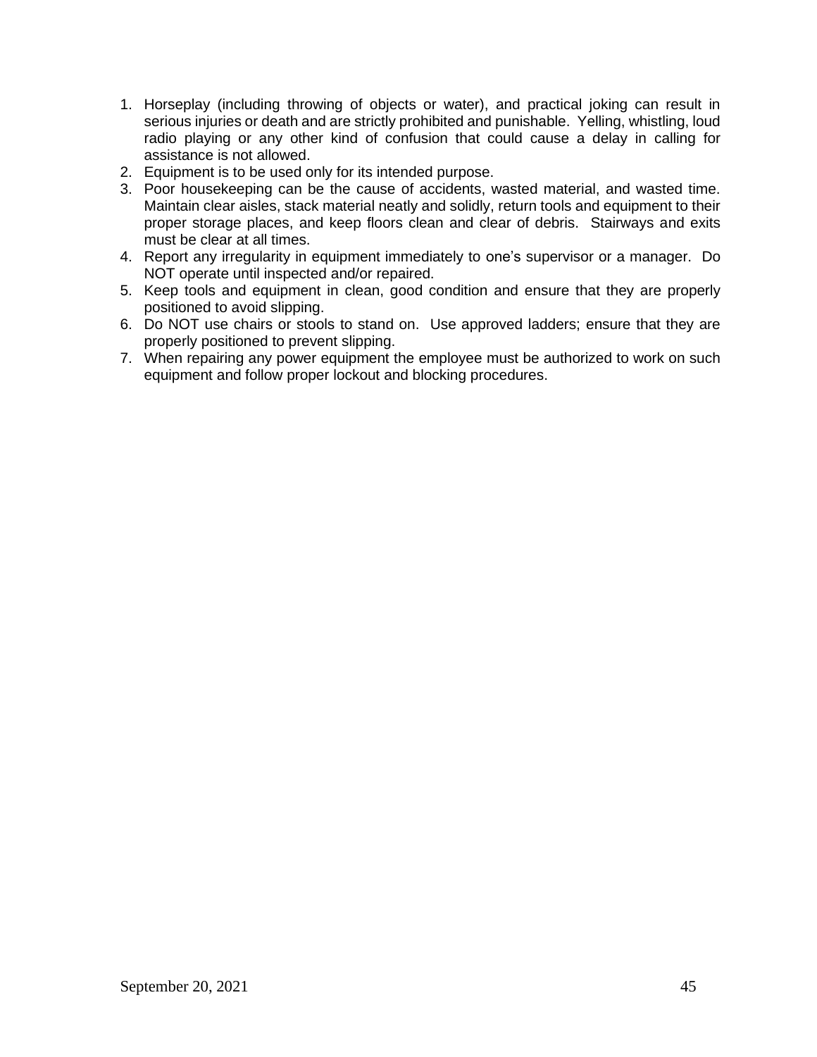1. Horseplay (including throwing of objects or water), and practical joking can result in serious injuries or death and are strictly prohibited and punishable. Yelling, whistling, loud radio playing or any other kind of confusion that could cause a delay in calling for assistance is not allowed.
2. Equipment is to be used only for its intended purpose.
3. Poor housekeeping can be the cause of accidents, wasted material, and wasted time. Maintain clear aisles, stack material neatly and solidly, return tools and equipment to their proper storage places, and keep floors clean and clear of debris. Stairways and exits must be clear at all times.
4. Report any irregularity in equipment immediately to one's supervisor or a manager. Do NOT operate until inspected and/or repaired.
5. Keep tools and equipment in clean, good condition and ensure that they are properly positioned to avoid slipping.
6. Do NOT use chairs or stools to stand on. Use approved ladders; ensure that they are properly positioned to prevent slipping.
7. When repairing any power equipment the employee must be authorized to work on such equipment and follow proper lockout and blocking procedures.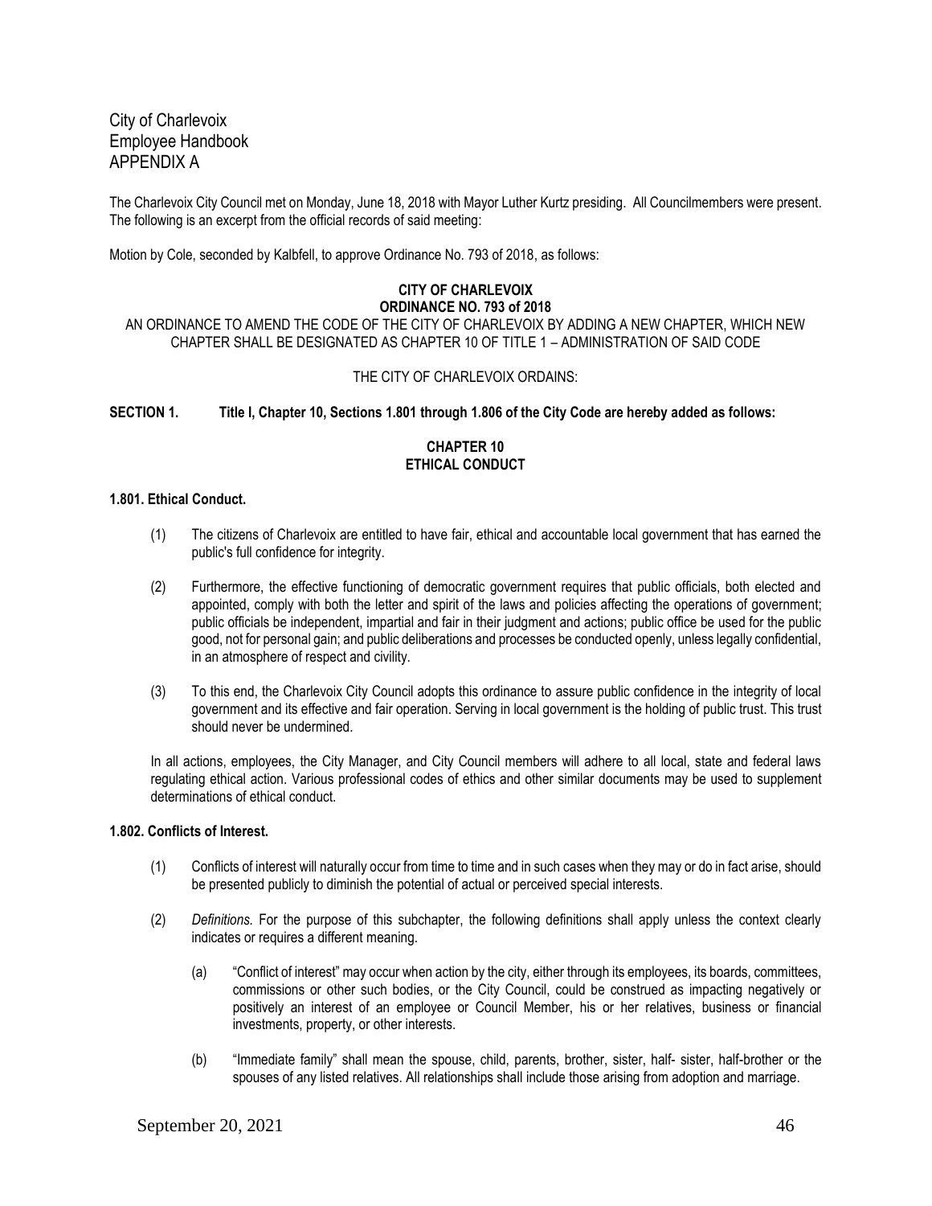City of Charlevoix
Employee Handbook
APPENDIX A

The Charlevoix City Council met on Monday, June 18, 2018 with Mayor Luther Kurtz presiding. All Councilmembers were present. The following is an excerpt from the official records of said meeting:

Motion by Cole, seconded by Kalbfell, to approve Ordinance No. 793 of 2018, as follows:

**CITY OF CHARLEVOIX**
**ORDINANCE NO. 793 of 2018**

AN ORDINANCE TO AMEND THE CODE OF THE CITY OF CHARLEVOIX BY ADDING A NEW CHAPTER, WHICH NEW CHAPTER SHALL BE DESIGNATED AS CHAPTER 10 OF TITLE 1 – ADMINISTRATION OF SAID CODE

THE CITY OF CHARLEVOIX ORDAINS:

**SECTION 1. Title I, Chapter 10, Sections 1.801 through 1.806 of the City Code are hereby added as follows:**

**CHAPTER 10**
**ETHICAL CONDUCT**

**1.801. Ethical Conduct.**

(1) The citizens of Charlevoix are entitled to have fair, ethical and accountable local government that has earned the public's full confidence for integrity.

(2) Furthermore, the effective functioning of democratic government requires that public officials, both elected and appointed, comply with both the letter and spirit of the laws and policies affecting the operations of government; public officials be independent, impartial and fair in their judgment and actions; public office be used for the public good, not for personal gain; and public deliberations and processes be conducted openly, unless legally confidential, in an atmosphere of respect and civility.

(3) To this end, the Charlevoix City Council adopts this ordinance to assure public confidence in the integrity of local government and its effective and fair operation. Serving in local government is the holding of public trust. This trust should never be undermined.

In all actions, employees, the City Manager, and City Council members will adhere to all local, state and federal laws regulating ethical action. Various professional codes of ethics and other similar documents may be used to supplement determinations of ethical conduct.

**1.802. Conflicts of Interest.**

(1) Conflicts of interest will naturally occur from time to time and in such cases when they may or do in fact arise, should be presented publicly to diminish the potential of actual or perceived special interests.

(2) *Definitions.* For the purpose of this subchapter, the following definitions shall apply unless the context clearly indicates or requires a different meaning.

   (a) "Conflict of interest" may occur when action by the city, either through its employees, its boards, committees, commissions or other such bodies, or the City Council, could be construed as impacting negatively or positively an interest of an employee or Council Member, his or her relatives, business or financial investments, property, or other interests.

   (b) "Immediate family" shall mean the spouse, child, parents, brother, sister, half- sister, half-brother or the spouses of any listed relatives. All relationships shall include those arising from adoption and marriage.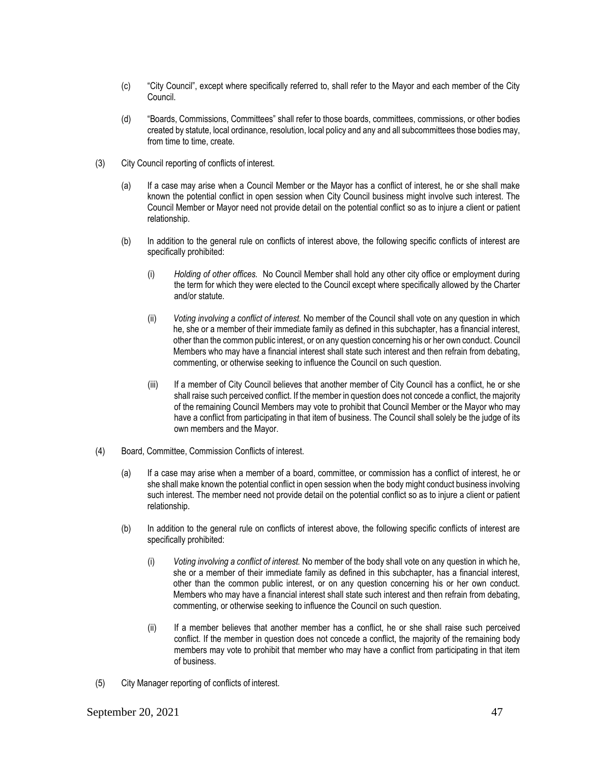(c) "City Council", except where specifically referred to, shall refer to the Mayor and each member of the City Council.

(d) "Boards, Commissions, Committees" shall refer to those boards, committees, commissions, or other bodies created by statute, local ordinance, resolution, local policy and any and all subcommittees those bodies may, from time to time, create.

(3) City Council reporting of conflicts of interest.

(a) If a case may arise when a Council Member or the Mayor has a conflict of interest, he or she shall make known the potential conflict in open session when City Council business might involve such interest. The Council Member or Mayor need not provide detail on the potential conflict so as to injure a client or patient relationship.

(b) In addition to the general rule on conflicts of interest above, the following specific conflicts of interest are specifically prohibited:

(i) *Holding of other offices.* No Council Member shall hold any other city office or employment during the term for which they were elected to the Council except where specifically allowed by the Charter and/or statute.

(ii) *Voting involving a conflict of interest.* No member of the Council shall vote on any question in which he, she or a member of their immediate family as defined in this subchapter, has a financial interest, other than the common public interest, or on any question concerning his or her own conduct. Council Members who may have a financial interest shall state such interest and then refrain from debating, commenting, or otherwise seeking to influence the Council on such question.

(iii) If a member of City Council believes that another member of City Council has a conflict, he or she shall raise such perceived conflict. If the member in question does not concede a conflict, the majority of the remaining Council Members may vote to prohibit that Council Member or the Mayor who may have a conflict from participating in that item of business. The Council shall solely be the judge of its own members and the Mayor.

(4) Board, Committee, Commission Conflicts of interest.

(a) If a case may arise when a member of a board, committee, or commission has a conflict of interest, he or she shall make known the potential conflict in open session when the body might conduct business involving such interest. The member need not provide detail on the potential conflict so as to injure a client or patient relationship.

(b) In addition to the general rule on conflicts of interest above, the following specific conflicts of interest are specifically prohibited:

(i) *Voting involving a conflict of interest.* No member of the body shall vote on any question in which he, she or a member of their immediate family as defined in this subchapter, has a financial interest, other than the common public interest, or on any question concerning his or her own conduct. Members who may have a financial interest shall state such interest and then refrain from debating, commenting, or otherwise seeking to influence the Council on such question.

(ii) If a member believes that another member has a conflict, he or she shall raise such perceived conflict. If the member in question does not concede a conflict, the majority of the remaining body members may vote to prohibit that member who may have a conflict from participating in that item of business.

(5) City Manager reporting of conflicts of interest.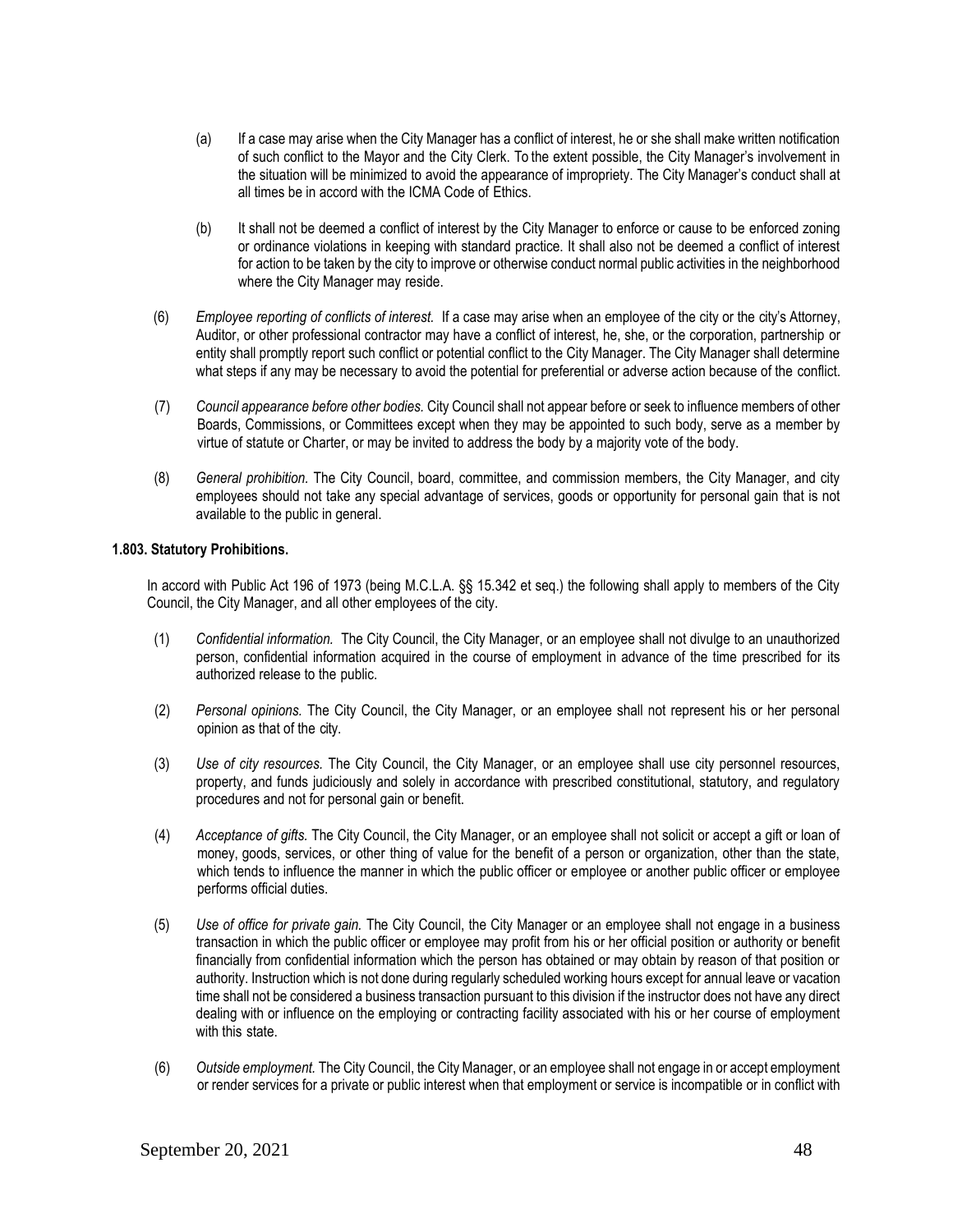(a) If a case may arise when the City Manager has a conflict of interest, he or she shall make written notification of such conflict to the Mayor and the City Clerk. To the extent possible, the City Manager's involvement in the situation will be minimized to avoid the appearance of impropriety. The City Manager's conduct shall at all times be in accord with the ICMA Code of Ethics.

(b) It shall not be deemed a conflict of interest by the City Manager to enforce or cause to be enforced zoning or ordinance violations in keeping with standard practice. It shall also not be deemed a conflict of interest for action to be taken by the city to improve or otherwise conduct normal public activities in the neighborhood where the City Manager may reside.

(6) *Employee reporting of conflicts of interest.* If a case may arise when an employee of the city or the city's Attorney, Auditor, or other professional contractor may have a conflict of interest, he, she, or the corporation, partnership or entity shall promptly report such conflict or potential conflict to the City Manager. The City Manager shall determine what steps if any may be necessary to avoid the potential for preferential or adverse action because of the conflict.

(7) *Council appearance before other bodies.* City Council shall not appear before or seek to influence members of other Boards, Commissions, or Committees except when they may be appointed to such body, serve as a member by virtue of statute or Charter, or may be invited to address the body by a majority vote of the body.

(8) *General prohibition.* The City Council, board, committee, and commission members, the City Manager, and city employees should not take any special advantage of services, goods or opportunity for personal gain that is not available to the public in general.

**1.803. Statutory Prohibitions.**

In accord with Public Act 196 of 1973 (being M.C.L.A. §§ 15.342 et seq.) the following shall apply to members of the City Council, the City Manager, and all other employees of the city.

(1) *Confidential information.* The City Council, the City Manager, or an employee shall not divulge to an unauthorized person, confidential information acquired in the course of employment in advance of the time prescribed for its authorized release to the public.

(2) *Personal opinions.* The City Council, the City Manager, or an employee shall not represent his or her personal opinion as that of the city.

(3) *Use of city resources.* The City Council, the City Manager, or an employee shall use city personnel resources, property, and funds judiciously and solely in accordance with prescribed constitutional, statutory, and regulatory procedures and not for personal gain or benefit.

(4) *Acceptance of gifts.* The City Council, the City Manager, or an employee shall not solicit or accept a gift or loan of money, goods, services, or other thing of value for the benefit of a person or organization, other than the state, which tends to influence the manner in which the public officer or employee or another public officer or employee performs official duties.

(5) *Use of office for private gain.* The City Council, the City Manager or an employee shall not engage in a business transaction in which the public officer or employee may profit from his or her official position or authority or benefit financially from confidential information which the person has obtained or may obtain by reason of that position or authority. Instruction which is not done during regularly scheduled working hours except for annual leave or vacation time shall not be considered a business transaction pursuant to this division if the instructor does not have any direct dealing with or influence on the employing or contracting facility associated with his or her course of employment with this state.

(6) *Outside employment.* The City Council, the City Manager, or an employee shall not engage in or accept employment or render services for a private or public interest when that employment or service is incompatible or in conflict with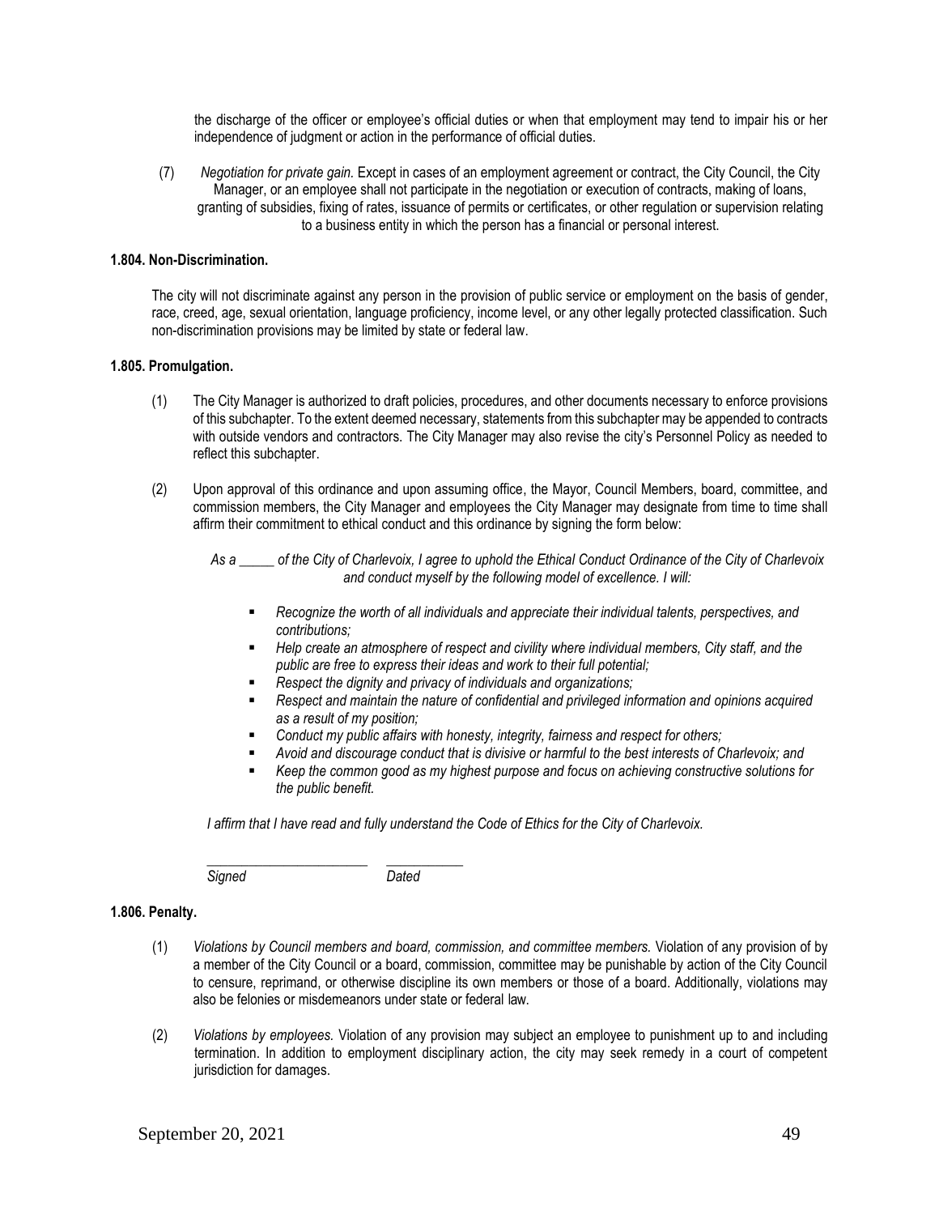the discharge of the officer or employee's official duties or when that employment may tend to impair his or her independence of judgment or action in the performance of official duties.

(7) *Negotiation for private gain.* Except in cases of an employment agreement or contract, the City Council, the City Manager, or an employee shall not participate in the negotiation or execution of contracts, making of loans, granting of subsidies, fixing of rates, issuance of permits or certificates, or other regulation or supervision relating to a business entity in which the person has a financial or personal interest.

**1.804. Non-Discrimination.**

The city will not discriminate against any person in the provision of public service or employment on the basis of gender, race, creed, age, sexual orientation, language proficiency, income level, or any other legally protected classification. Such non-discrimination provisions may be limited by state or federal law.

**1.805. Promulgation.**

(1) The City Manager is authorized to draft policies, procedures, and other documents necessary to enforce provisions of this subchapter. To the extent deemed necessary, statements from this subchapter may be appended to contracts with outside vendors and contractors. The City Manager may also revise the city's Personnel Policy as needed to reflect this subchapter.

(2) Upon approval of this ordinance and upon assuming office, the Mayor, Council Members, board, committee, and commission members, the City Manager and employees the City Manager may designate from time to time shall affirm their commitment to ethical conduct and this ordinance by signing the form below:

*As a _____ of the City of Charlevoix, I agree to uphold the Ethical Conduct Ordinance of the City of Charlevoix and conduct myself by the following model of excellence. I will:*

- *Recognize the worth of all individuals and appreciate their individual talents, perspectives, and contributions;*
- *Help create an atmosphere of respect and civility where individual members, City staff, and the public are free to express their ideas and work to their full potential;*
- *Respect the dignity and privacy of individuals and organizations;*
- *Respect and maintain the nature of confidential and privileged information and opinions acquired as a result of my position;*
- *Conduct my public affairs with honesty, integrity, fairness and respect for others;*
- *Avoid and discourage conduct that is divisive or harmful to the best interests of Charlevoix; and*
- *Keep the common good as my highest purpose and focus on achieving constructive solutions for the public benefit.*

*I affirm that I have read and fully understand the Code of Ethics for the City of Charlevoix.*

______________________ ___________
*Signed* *Dated*

**1.806. Penalty.**

(1) *Violations by Council members and board, commission, and committee members.* Violation of any provision of by a member of the City Council or a board, commission, committee may be punishable by action of the City Council to censure, reprimand, or otherwise discipline its own members or those of a board. Additionally, violations may also be felonies or misdemeanors under state or federal law.

(2) *Violations by employees.* Violation of any provision may subject an employee to punishment up to and including termination. In addition to employment disciplinary action, the city may seek remedy in a court of competent jurisdiction for damages.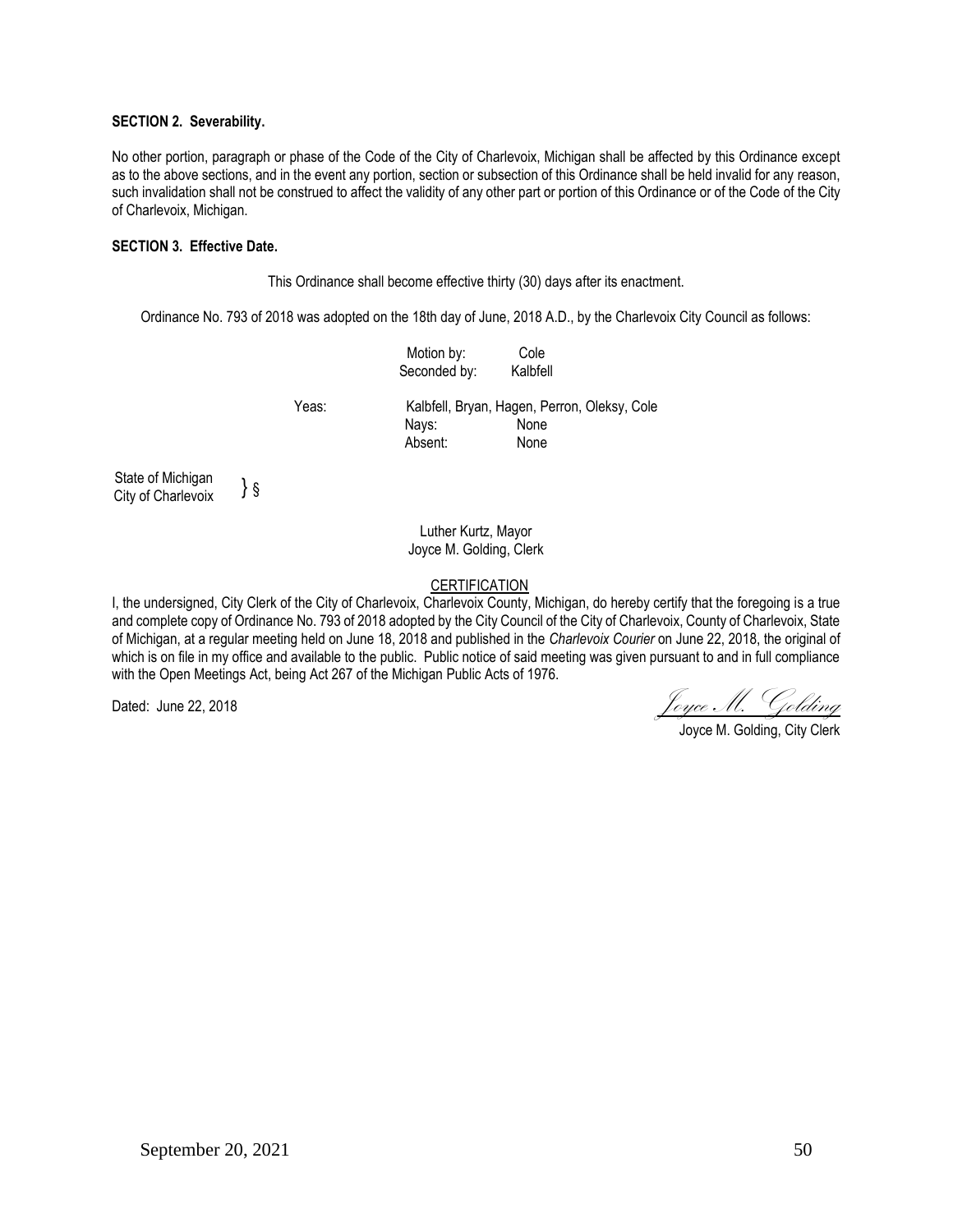**SECTION 2. Severability.**

No other portion, paragraph or phase of the Code of the City of Charlevoix, Michigan shall be affected by this Ordinance except as to the above sections, and in the event any portion, section or subsection of this Ordinance shall be held invalid for any reason, such invalidation shall not be construed to affect the validity of any other part or portion of this Ordinance or of the Code of the City of Charlevoix, Michigan.

**SECTION 3. Effective Date.**

This Ordinance shall become effective thirty (30) days after its enactment.

Ordinance No. 793 of 2018 was adopted on the 18th day of June, 2018 A.D., by the Charlevoix City Council as follows:

Motion by: Cole
Seconded by: Kalbfell

Yeas: Kalbfell, Bryan, Hagen, Perron, Oleksy, Cole
Nays: None
Absent: None

State of Michigan
City of Charlevoix } §

Luther Kurtz, Mayor
Joyce M. Golding, Clerk

<u>CERTIFICATION</u>

I, the undersigned, City Clerk of the City of Charlevoix, Charlevoix County, Michigan, do hereby certify that the foregoing is a true and complete copy of Ordinance No. 793 of 2018 adopted by the City Council of the City of Charlevoix, County of Charlevoix, State of Michigan, at a regular meeting held on June 18, 2018 and published in the *Charlevoix Courier* on June 22, 2018, the original of which is on file in my office and available to the public. Public notice of said meeting was given pursuant to and in full compliance with the Open Meetings Act, being Act 267 of the Michigan Public Acts of 1976.

Dated: June 22, 2018

*Joyce M. Golding*
Joyce M. Golding, City Clerk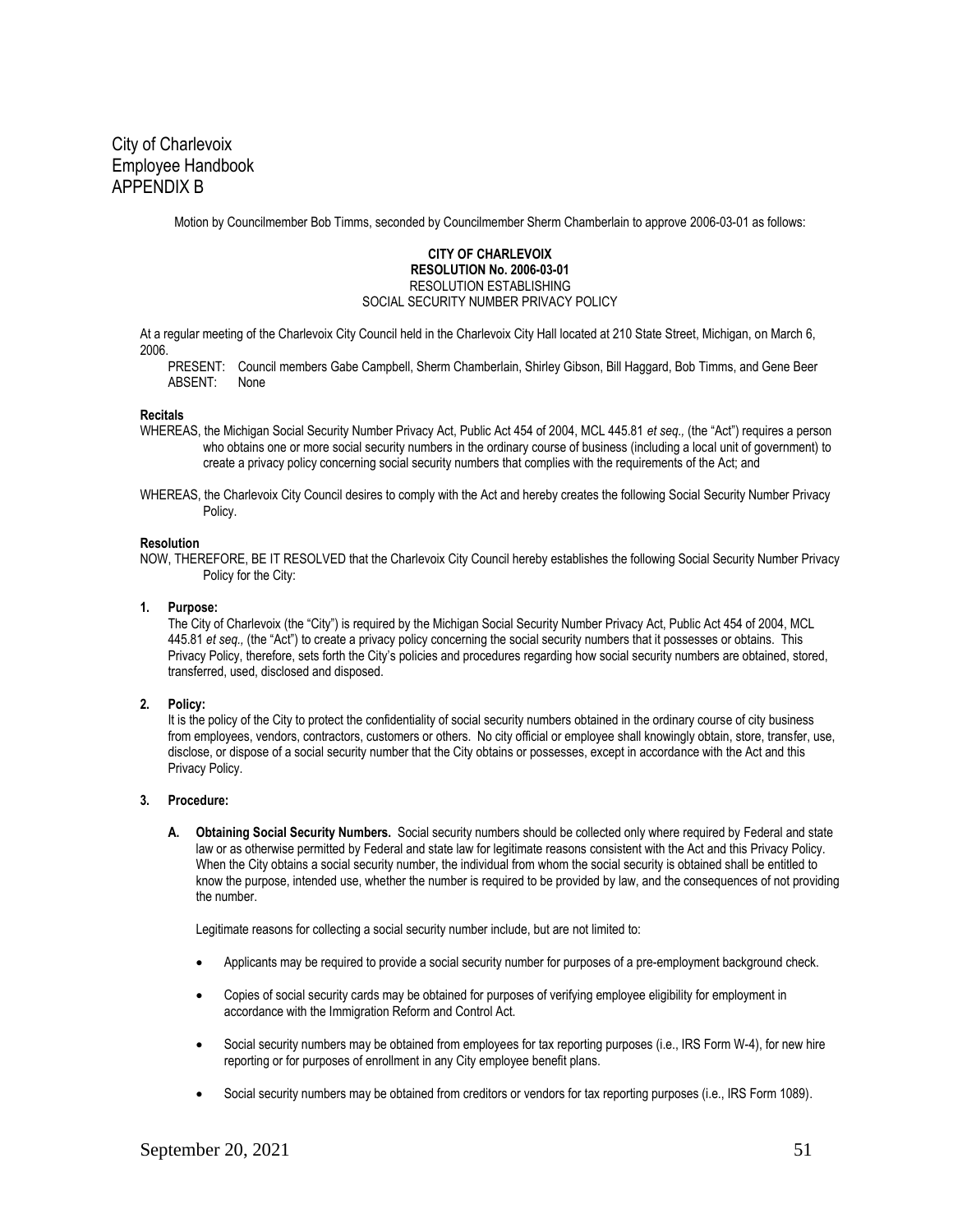City of Charlevoix
Employee Handbook
APPENDIX B

Motion by Councilmember Bob Timms, seconded by Councilmember Sherm Chamberlain to approve 2006-03-01 as follows:

**CITY OF CHARLEVOIX**
**RESOLUTION No. 2006-03-01**
RESOLUTION ESTABLISHING
SOCIAL SECURITY NUMBER PRIVACY POLICY

At a regular meeting of the Charlevoix City Council held in the Charlevoix City Hall located at 210 State Street, Michigan, on March 6, 2006.

PRESENT: Council members Gabe Campbell, Sherm Chamberlain, Shirley Gibson, Bill Haggard, Bob Timms, and Gene Beer
ABSENT: None

**Recitals**

WHEREAS, the Michigan Social Security Number Privacy Act, Public Act 454 of 2004, MCL 445.81 *et seq.,* (the "Act") requires a person who obtains one or more social security numbers in the ordinary course of business (including a local unit of government) to create a privacy policy concerning social security numbers that complies with the requirements of the Act; and

WHEREAS, the Charlevoix City Council desires to comply with the Act and hereby creates the following Social Security Number Privacy Policy.

**Resolution**

NOW, THEREFORE, BE IT RESOLVED that the Charlevoix City Council hereby establishes the following Social Security Number Privacy Policy for the City:

**1. Purpose:**

The City of Charlevoix (the "City") is required by the Michigan Social Security Number Privacy Act, Public Act 454 of 2004, MCL 445.81 *et seq.,* (the "Act") to create a privacy policy concerning the social security numbers that it possesses or obtains. This Privacy Policy, therefore, sets forth the City's policies and procedures regarding how social security numbers are obtained, stored, transferred, used, disclosed and disposed.

**2. Policy:**

It is the policy of the City to protect the confidentiality of social security numbers obtained in the ordinary course of city business from employees, vendors, contractors, customers or others. No city official or employee shall knowingly obtain, store, transfer, use, disclose, or dispose of a social security number that the City obtains or possesses, except in accordance with the Act and this Privacy Policy.

**3. Procedure:**

**A. Obtaining Social Security Numbers.** Social security numbers should be collected only where required by Federal and state law or as otherwise permitted by Federal and state law for legitimate reasons consistent with the Act and this Privacy Policy. When the City obtains a social security number, the individual from whom the social security is obtained shall be entitled to know the purpose, intended use, whether the number is required to be provided by law, and the consequences of not providing the number.

Legitimate reasons for collecting a social security number include, but are not limited to:

- Applicants may be required to provide a social security number for purposes of a pre-employment background check.
- Copies of social security cards may be obtained for purposes of verifying employee eligibility for employment in accordance with the Immigration Reform and Control Act.
- Social security numbers may be obtained from employees for tax reporting purposes (i.e., IRS Form W-4), for new hire reporting or for purposes of enrollment in any City employee benefit plans.
- Social security numbers may be obtained from creditors or vendors for tax reporting purposes (i.e., IRS Form 1089).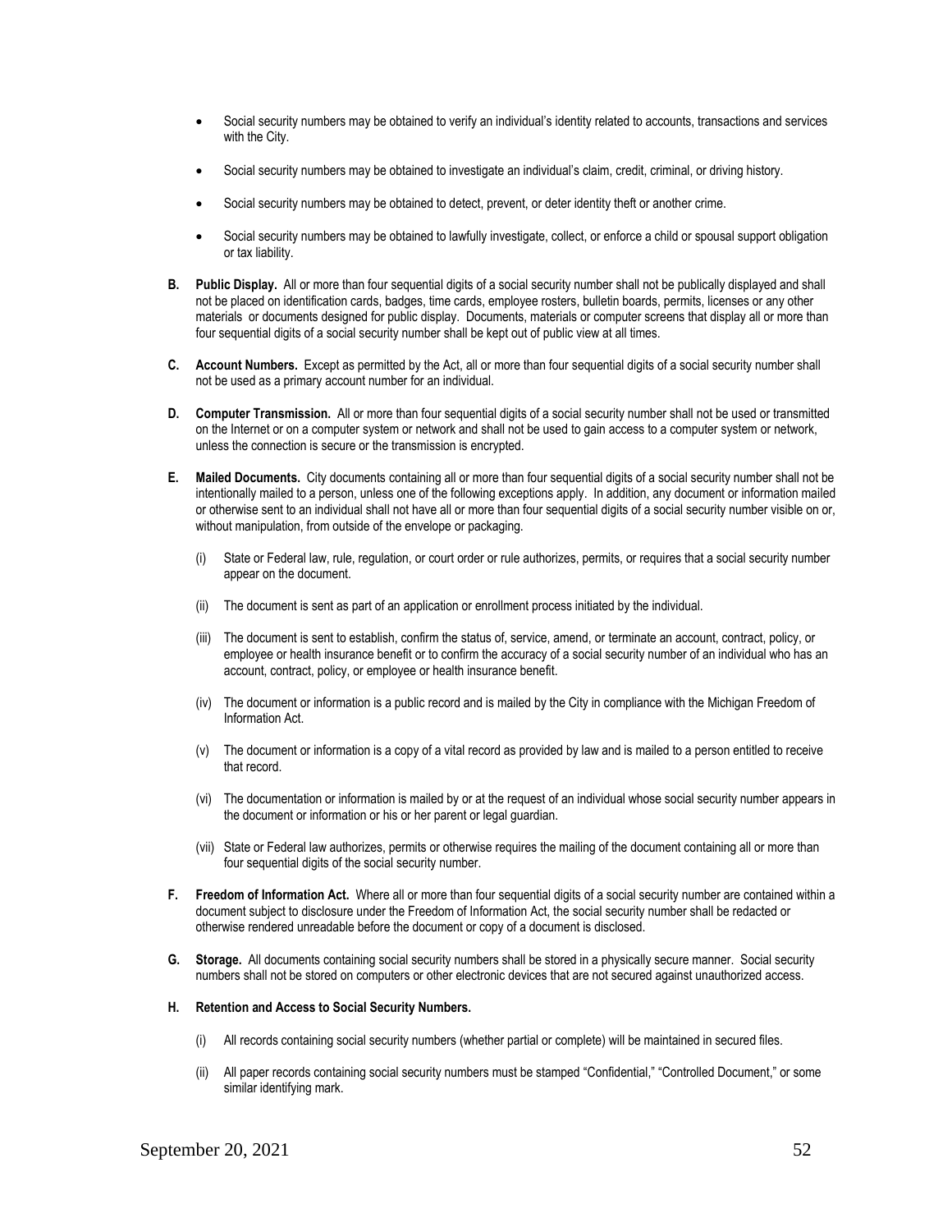- Social security numbers may be obtained to verify an individual's identity related to accounts, transactions and services with the City.
- Social security numbers may be obtained to investigate an individual's claim, credit, criminal, or driving history.
- Social security numbers may be obtained to detect, prevent, or deter identity theft or another crime.
- Social security numbers may be obtained to lawfully investigate, collect, or enforce a child or spousal support obligation or tax liability.

**B. Public Display.** All or more than four sequential digits of a social security number shall not be publically displayed and shall not be placed on identification cards, badges, time cards, employee rosters, bulletin boards, permits, licenses or any other materials or documents designed for public display. Documents, materials or computer screens that display all or more than four sequential digits of a social security number shall be kept out of public view at all times.

**C. Account Numbers.** Except as permitted by the Act, all or more than four sequential digits of a social security number shall not be used as a primary account number for an individual.

**D. Computer Transmission.** All or more than four sequential digits of a social security number shall not be used or transmitted on the Internet or on a computer system or network and shall not be used to gain access to a computer system or network, unless the connection is secure or the transmission is encrypted.

**E. Mailed Documents.** City documents containing all or more than four sequential digits of a social security number shall not be intentionally mailed to a person, unless one of the following exceptions apply. In addition, any document or information mailed or otherwise sent to an individual shall not have all or more than four sequential digits of a social security number visible on or, without manipulation, from outside of the envelope or packaging.

(i) State or Federal law, rule, regulation, or court order or rule authorizes, permits, or requires that a social security number appear on the document.

(ii) The document is sent as part of an application or enrollment process initiated by the individual.

(iii) The document is sent to establish, confirm the status of, service, amend, or terminate an account, contract, policy, or employee or health insurance benefit or to confirm the accuracy of a social security number of an individual who has an account, contract, policy, or employee or health insurance benefit.

(iv) The document or information is a public record and is mailed by the City in compliance with the Michigan Freedom of Information Act.

(v) The document or information is a copy of a vital record as provided by law and is mailed to a person entitled to receive that record.

(vi) The documentation or information is mailed by or at the request of an individual whose social security number appears in the document or information or his or her parent or legal guardian.

(vii) State or Federal law authorizes, permits or otherwise requires the mailing of the document containing all or more than four sequential digits of the social security number.

**F. Freedom of Information Act.** Where all or more than four sequential digits of a social security number are contained within a document subject to disclosure under the Freedom of Information Act, the social security number shall be redacted or otherwise rendered unreadable before the document or copy of a document is disclosed.

**G. Storage.** All documents containing social security numbers shall be stored in a physically secure manner. Social security numbers shall not be stored on computers or other electronic devices that are not secured against unauthorized access.

**H. Retention and Access to Social Security Numbers.**

(i) All records containing social security numbers (whether partial or complete) will be maintained in secured files.

(ii) All paper records containing social security numbers must be stamped "Confidential," "Controlled Document," or some similar identifying mark.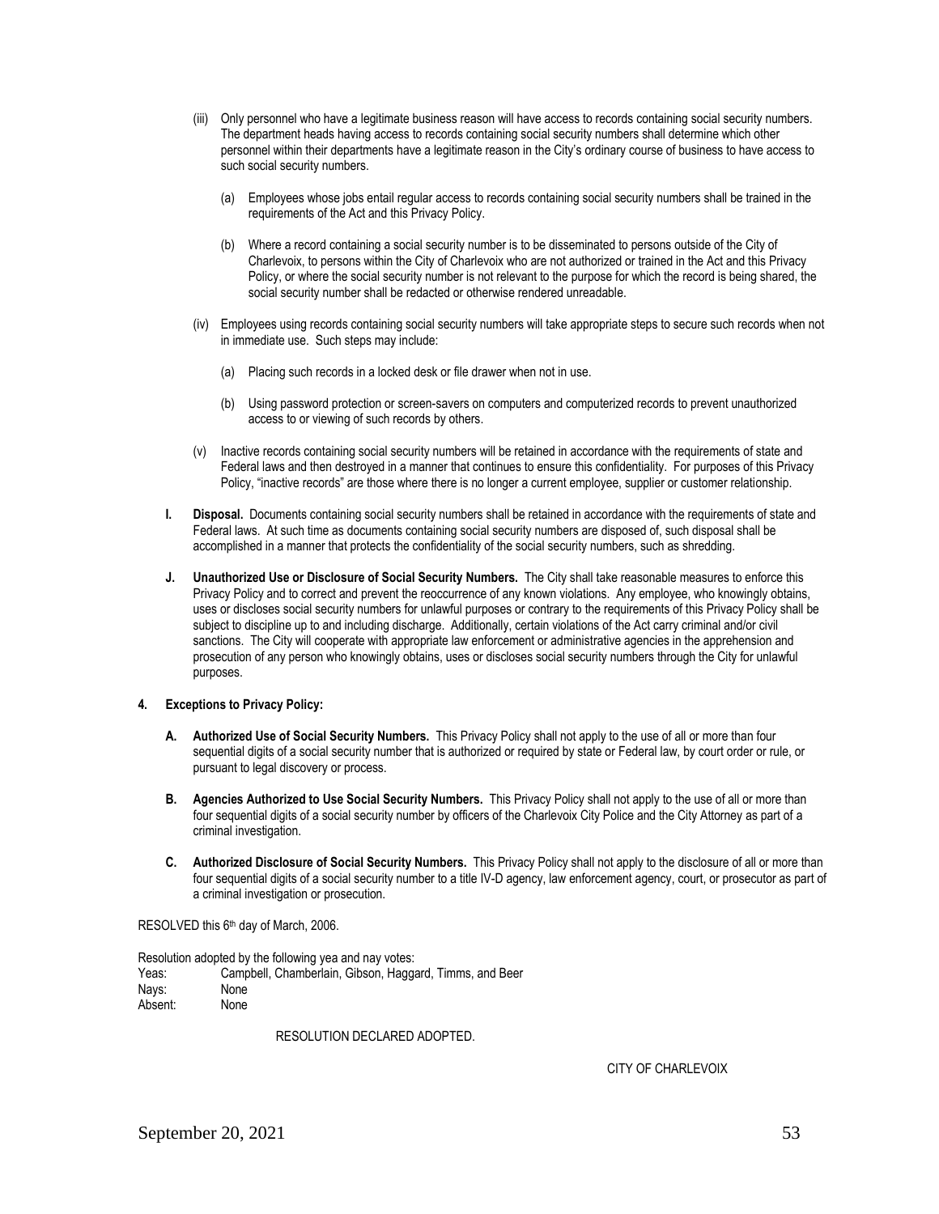(iii) Only personnel who have a legitimate business reason will have access to records containing social security numbers. The department heads having access to records containing social security numbers shall determine which other personnel within their departments have a legitimate reason in the City's ordinary course of business to have access to such social security numbers.

(a) Employees whose jobs entail regular access to records containing social security numbers shall be trained in the requirements of the Act and this Privacy Policy.

(b) Where a record containing a social security number is to be disseminated to persons outside of the City of Charlevoix, to persons within the City of Charlevoix who are not authorized or trained in the Act and this Privacy Policy, or where the social security number is not relevant to the purpose for which the record is being shared, the social security number shall be redacted or otherwise rendered unreadable.

(iv) Employees using records containing social security numbers will take appropriate steps to secure such records when not in immediate use. Such steps may include:

(a) Placing such records in a locked desk or file drawer when not in use.

(b) Using password protection or screen-savers on computers and computerized records to prevent unauthorized access to or viewing of such records by others.

(v) Inactive records containing social security numbers will be retained in accordance with the requirements of state and Federal laws and then destroyed in a manner that continues to ensure this confidentiality. For purposes of this Privacy Policy, "inactive records" are those where there is no longer a current employee, supplier or customer relationship.

**I. Disposal.** Documents containing social security numbers shall be retained in accordance with the requirements of state and Federal laws. At such time as documents containing social security numbers are disposed of, such disposal shall be accomplished in a manner that protects the confidentiality of the social security numbers, such as shredding.

**J. Unauthorized Use or Disclosure of Social Security Numbers.** The City shall take reasonable measures to enforce this Privacy Policy and to correct and prevent the reoccurrence of any known violations. Any employee, who knowingly obtains, uses or discloses social security numbers for unlawful purposes or contrary to the requirements of this Privacy Policy shall be subject to discipline up to and including discharge. Additionally, certain violations of the Act carry criminal and/or civil sanctions. The City will cooperate with appropriate law enforcement or administrative agencies in the apprehension and prosecution of any person who knowingly obtains, uses or discloses social security numbers through the City for unlawful purposes.

**4. Exceptions to Privacy Policy:**

**A. Authorized Use of Social Security Numbers.** This Privacy Policy shall not apply to the use of all or more than four sequential digits of a social security number that is authorized or required by state or Federal law, by court order or rule, or pursuant to legal discovery or process.

**B. Agencies Authorized to Use Social Security Numbers.** This Privacy Policy shall not apply to the use of all or more than four sequential digits of a social security number by officers of the Charlevoix City Police and the City Attorney as part of a criminal investigation.

**C. Authorized Disclosure of Social Security Numbers.** This Privacy Policy shall not apply to the disclosure of all or more than four sequential digits of a social security number to a title IV-D agency, law enforcement agency, court, or prosecutor as part of a criminal investigation or prosecution.

RESOLVED this 6th day of March, 2006.

Resolution adopted by the following yea and nay votes:
Yeas: Campbell, Chamberlain, Gibson, Haggard, Timms, and Beer
Nays: None
Absent: None

RESOLUTION DECLARED ADOPTED.

CITY OF CHARLEVOIX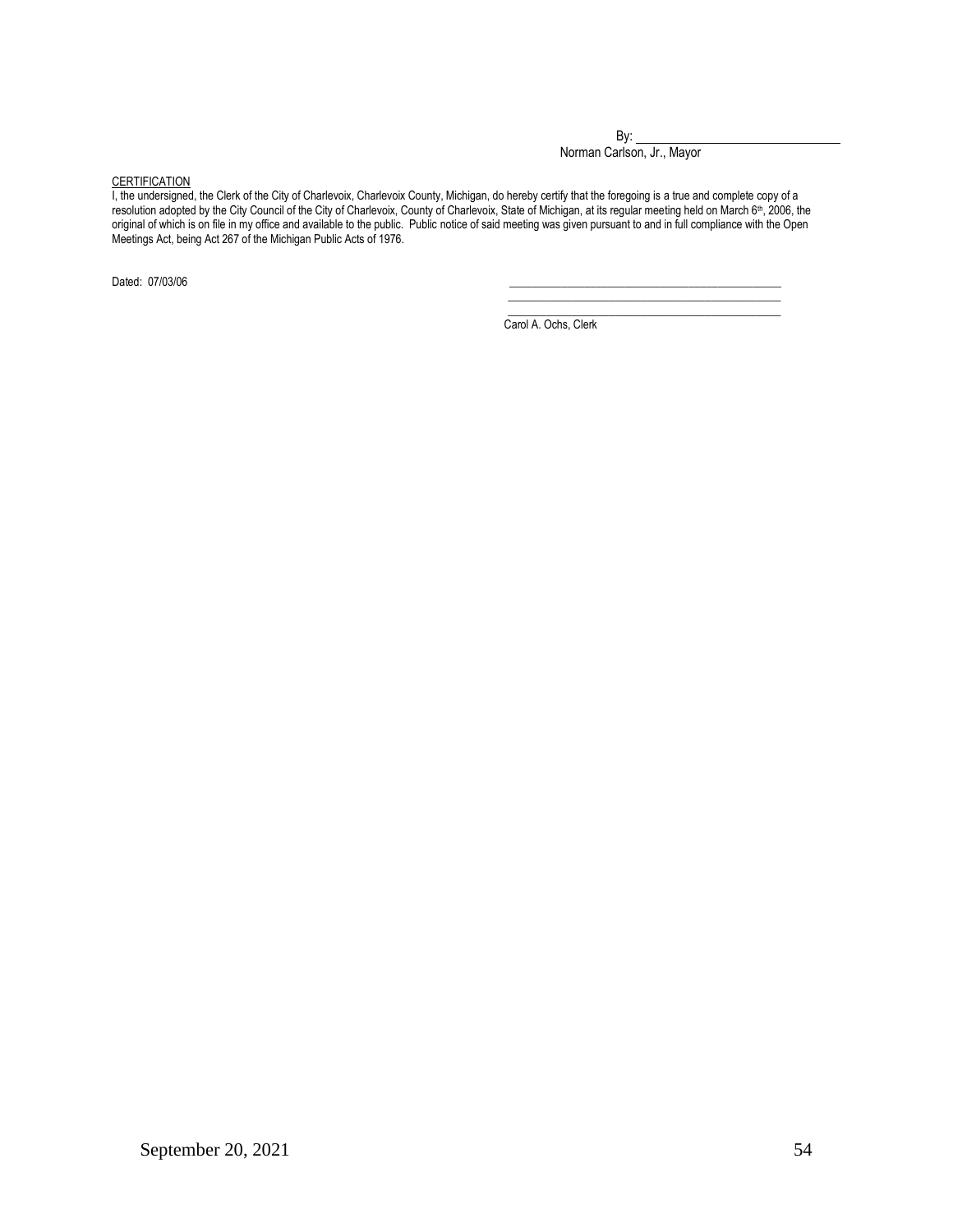By: ______________________________

Norman Carlson, Jr., Mayor

CERTIFICATION

I, the undersigned, the Clerk of the City of Charlevoix, Charlevoix County, Michigan, do hereby certify that the foregoing is a true and complete copy of a resolution adopted by the City Council of the City of Charlevoix, County of Charlevoix, State of Michigan, at its regular meeting held on March 6th, 2006, the original of which is on file in my office and available to the public. Public notice of said meeting was given pursuant to and in full compliance with the Open Meetings Act, being Act 267 of the Michigan Public Acts of 1976.

Dated: 07/03/06

______________________________

Carol A. Ochs, Clerk